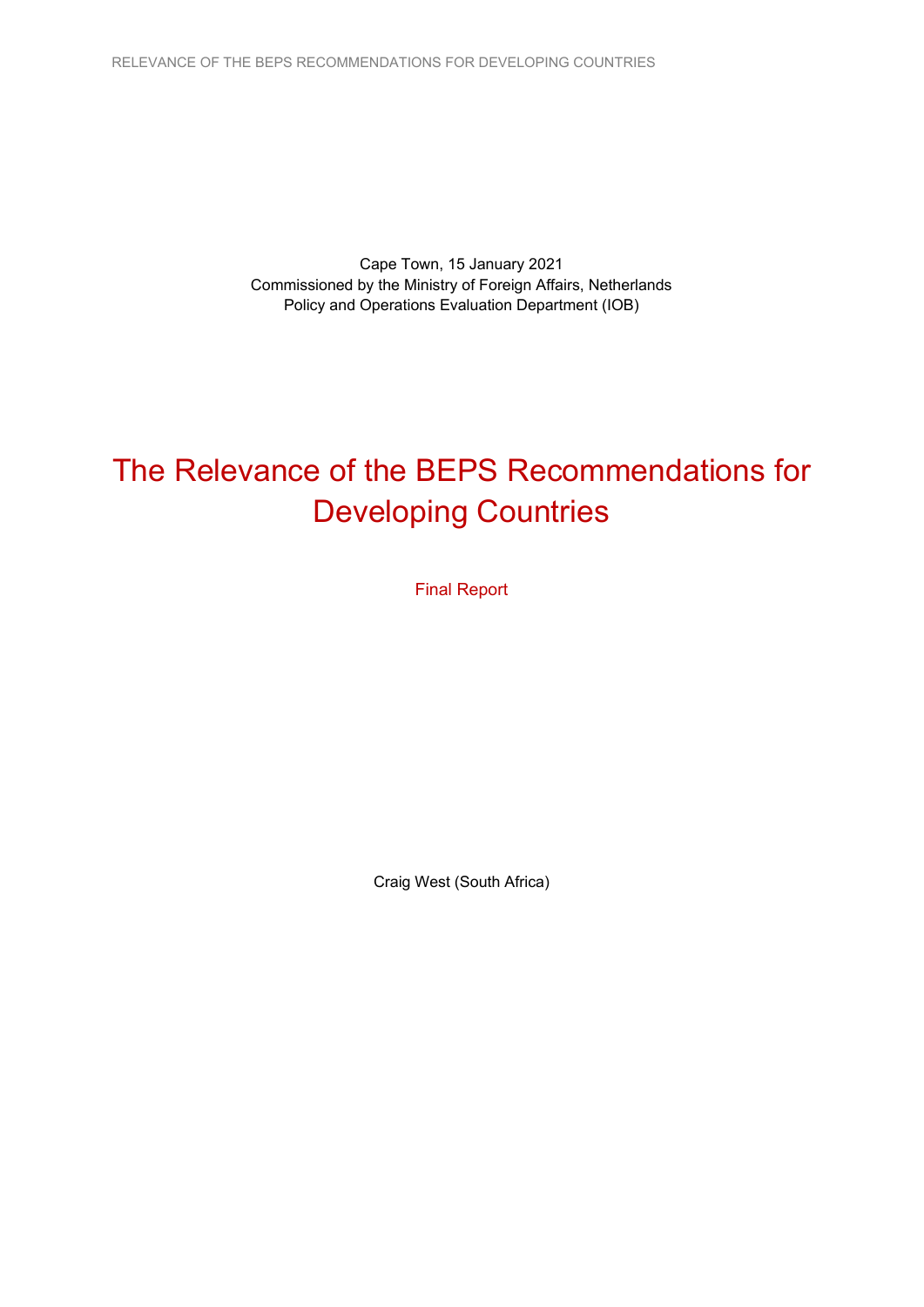Cape Town, 15 January 2021
Commissioned by the Ministry of Foreign Affairs, Netherlands
Policy and Operations Evaluation Department (IOB)

# The Relevance of the BEPS Recommendations for Developing Countries

Final Report

Craig West (South Africa)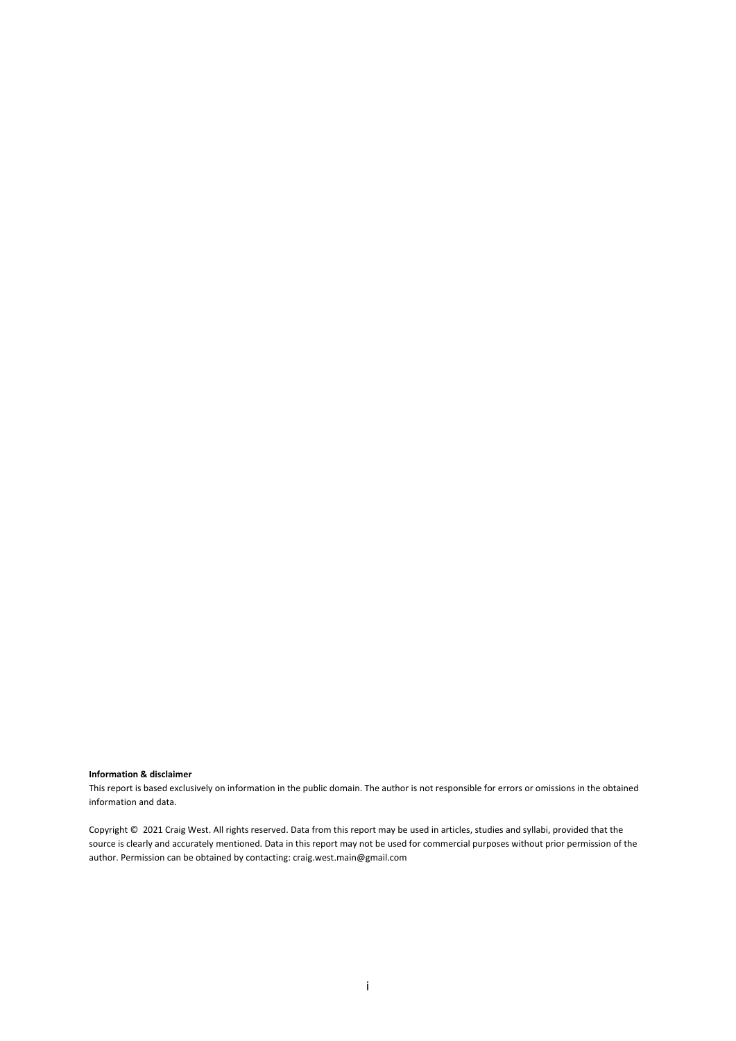**Information & disclaimer**

This report is based exclusively on information in the public domain. The author is not responsible for errors or omissions in the obtained information and data.

Copyright © 2021 Craig West. All rights reserved. Data from this report may be used in articles, studies and syllabi, provided that the source is clearly and accurately mentioned. Data in this report may not be used for commercial purposes without prior permission of the author. Permission can be obtained by contacting: craig.west.main@gmail.com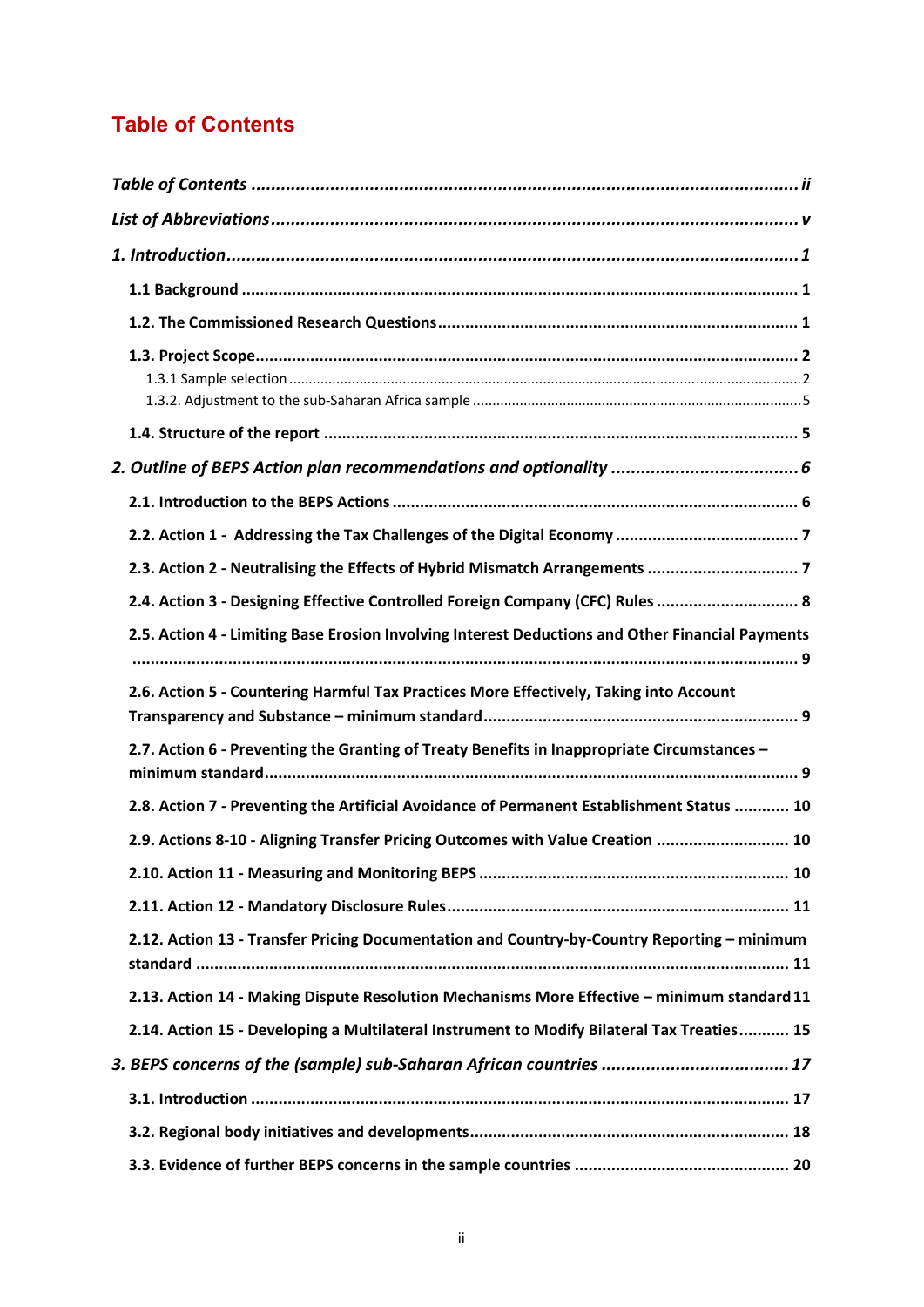# Table of Contents

*Table of Contents* ..................................................................................................... *ii*

*List of Abbreviations* ................................................................................................. *v*

*1. Introduction* ............................................................................................................ *1*

**1.1 Background** ........................................................................................................ **1**

**1.2. The Commissioned Research Questions** ............................................................ **1**

**1.3. Project Scope** ..................................................................................................... **2**

1.3.1 Sample selection ..................................................................................................... 2

1.3.2. Adjustment to the sub-Saharan Africa sample ....................................................... 5

**1.4. Structure of the report** ....................................................................................... **5**

*2. Outline of BEPS Action plan recommendations and optionality* ........................... *6*

**2.1. Introduction to the BEPS Actions** ...................................................................... **6**

**2.2. Action 1 - Addressing the Tax Challenges of the Digital Economy** ....................... **7**

**2.3. Action 2 - Neutralising the Effects of Hybrid Mismatch Arrangements** ................ **7**

**2.4. Action 3 - Designing Effective Controlled Foreign Company (CFC) Rules** ............. **8**

**2.5. Action 4 - Limiting Base Erosion Involving Interest Deductions and Other Financial Payments** ........................................................................................................................ **9**

**2.6. Action 5 - Countering Harmful Tax Practices More Effectively, Taking into Account Transparency and Substance – minimum standard** ........................................................ **9**

**2.7. Action 6 - Preventing the Granting of Treaty Benefits in Inappropriate Circumstances – minimum standard** ......................................................................................................... **9**

**2.8. Action 7 - Preventing the Artificial Avoidance of Permanent Establishment Status** ........... **10**

**2.9. Actions 8-10 - Aligning Transfer Pricing Outcomes with Value Creation** ............. **10**

**2.10. Action 11 - Measuring and Monitoring BEPS** .................................................... **10**

**2.11. Action 12 - Mandatory Disclosure Rules** ........................................................... **11**

**2.12. Action 13 - Transfer Pricing Documentation and Country-by-Country Reporting – minimum standard** ......................................................................................................... **11**

**2.13. Action 14 - Making Dispute Resolution Mechanisms More Effective – minimum standard** **11**

**2.14. Action 15 - Developing a Multilateral Instrument to Modify Bilateral Tax Treaties** ........... **15**

*3. BEPS concerns of the (sample) sub-Saharan African countries* ............................ *17*

**3.1. Introduction** ....................................................................................................... **17**

**3.2. Regional body initiatives and developments** ...................................................... **18**

**3.3. Evidence of further BEPS concerns in the sample countries** ............................... **20**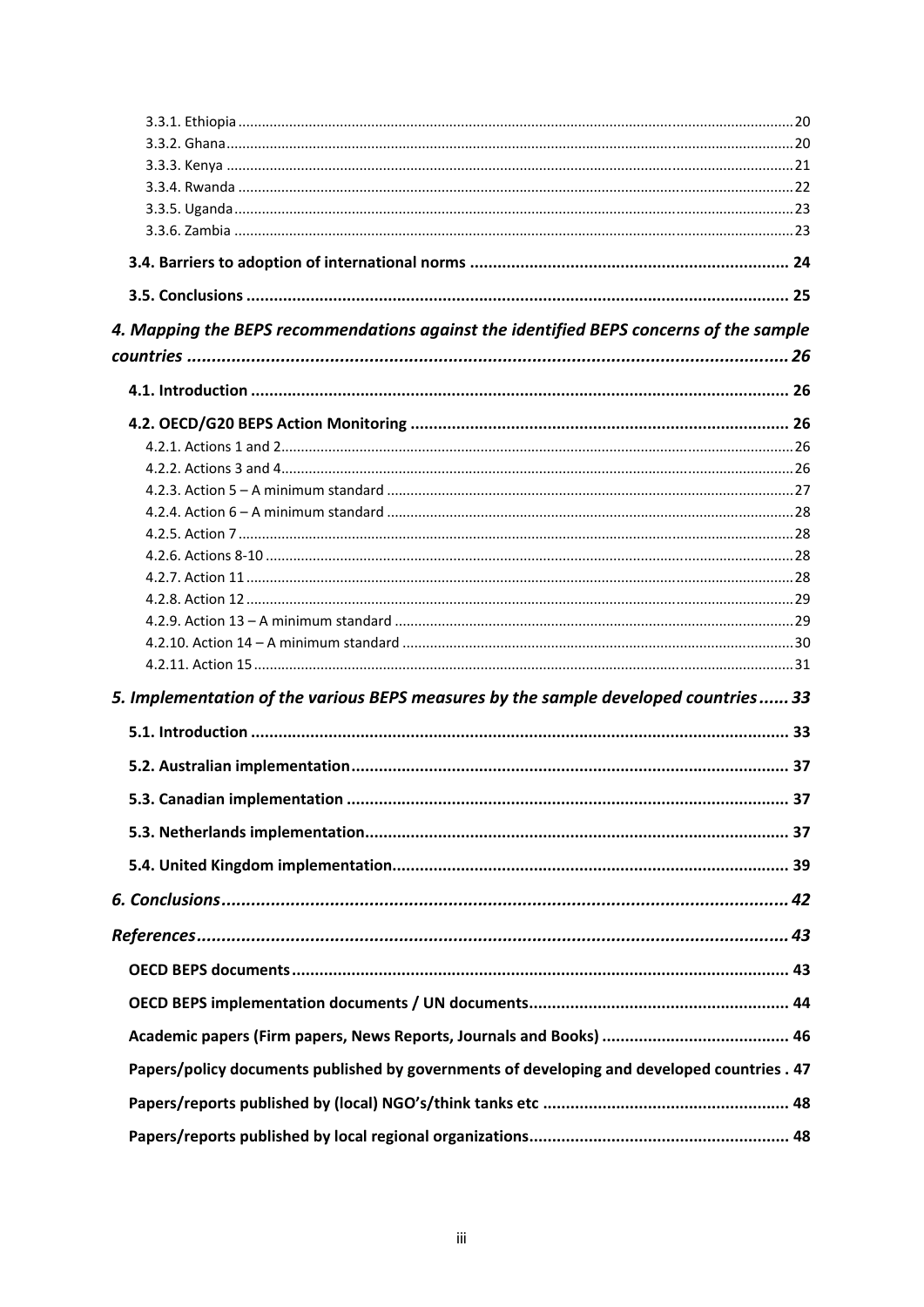3.3.1. Ethiopia .......... 20
3.3.2. Ghana .......... 20
3.3.3. Kenya .......... 21
3.3.4. Rwanda .......... 22
3.3.5. Uganda .......... 23
3.3.6. Zambia .......... 23

**3.4. Barriers to adoption of international norms .......... 24**

**3.5. Conclusions .......... 25**

***4. Mapping the BEPS recommendations against the identified BEPS concerns of the sample countries .......... 26***

**4.1. Introduction .......... 26**

**4.2. OECD/G20 BEPS Action Monitoring .......... 26**

4.2.1. Actions 1 and 2 .......... 26
4.2.2. Actions 3 and 4 .......... 26
4.2.3. Action 5 – A minimum standard .......... 27
4.2.4. Action 6 – A minimum standard .......... 28
4.2.5. Action 7 .......... 28
4.2.6. Actions 8-10 .......... 28
4.2.7. Action 11 .......... 28
4.2.8. Action 12 .......... 29
4.2.9. Action 13 – A minimum standard .......... 29
4.2.10. Action 14 – A minimum standard .......... 30
4.2.11. Action 15 .......... 31

***5. Implementation of the various BEPS measures by the sample developed countries .......... 33***

**5.1. Introduction .......... 33**

**5.2. Australian implementation .......... 37**

**5.3. Canadian implementation .......... 37**

**5.3. Netherlands implementation .......... 37**

**5.4. United Kingdom implementation .......... 39**

***6. Conclusions .......... 42***

***References .......... 43***

**OECD BEPS documents .......... 43**

**OECD BEPS implementation documents / UN documents .......... 44**

**Academic papers (Firm papers, News Reports, Journals and Books) .......... 46**

**Papers/policy documents published by governments of developing and developed countries . 47**

**Papers/reports published by (local) NGO's/think tanks etc .......... 48**

**Papers/reports published by local regional organizations .......... 48**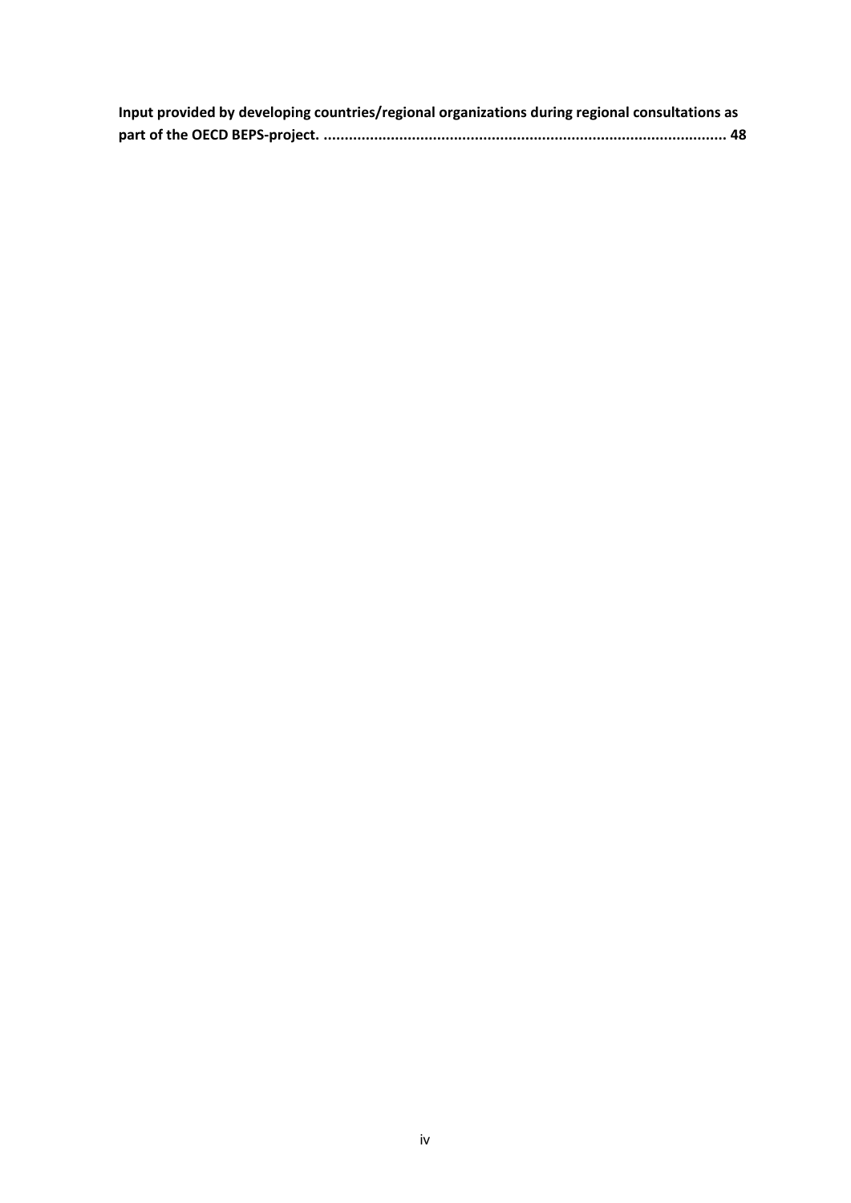**Input provided by developing countries/regional organizations during regional consultations as part of the OECD BEPS-project. ............................................................................................ 48**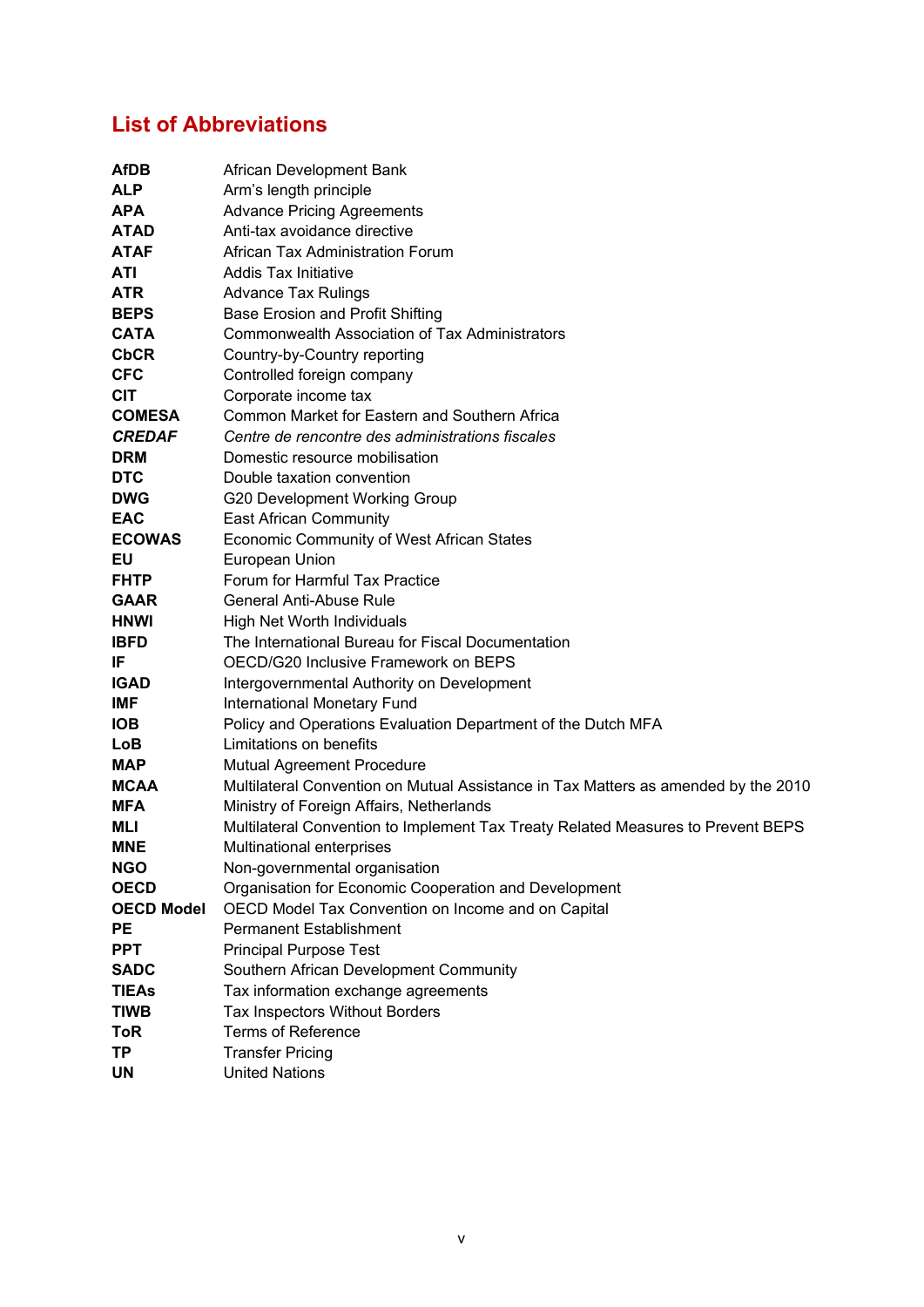## List of Abbreviations

| | |
|---|---|
| **AfDB** | African Development Bank |
| **ALP** | Arm's length principle |
| **APA** | Advance Pricing Agreements |
| **ATAD** | Anti-tax avoidance directive |
| **ATAF** | African Tax Administration Forum |
| **ATI** | Addis Tax Initiative |
| **ATR** | Advance Tax Rulings |
| **BEPS** | Base Erosion and Profit Shifting |
| **CATA** | Commonwealth Association of Tax Administrators |
| **CbCR** | Country-by-Country reporting |
| **CFC** | Controlled foreign company |
| **CIT** | Corporate income tax |
| **COMESA** | Common Market for Eastern and Southern Africa |
| ***CREDAF*** | *Centre de rencontre des administrations fiscales* |
| **DRM** | Domestic resource mobilisation |
| **DTC** | Double taxation convention |
| **DWG** | G20 Development Working Group |
| **EAC** | East African Community |
| **ECOWAS** | Economic Community of West African States |
| **EU** | European Union |
| **FHTP** | Forum for Harmful Tax Practice |
| **GAAR** | General Anti-Abuse Rule |
| **HNWI** | High Net Worth Individuals |
| **IBFD** | The International Bureau for Fiscal Documentation |
| **IF** | OECD/G20 Inclusive Framework on BEPS |
| **IGAD** | Intergovernmental Authority on Development |
| **IMF** | International Monetary Fund |
| **IOB** | Policy and Operations Evaluation Department of the Dutch MFA |
| **LoB** | Limitations on benefits |
| **MAP** | Mutual Agreement Procedure |
| **MCAA** | Multilateral Convention on Mutual Assistance in Tax Matters as amended by the 2010 |
| **MFA** | Ministry of Foreign Affairs, Netherlands |
| **MLI** | Multilateral Convention to Implement Tax Treaty Related Measures to Prevent BEPS |
| **MNE** | Multinational enterprises |
| **NGO** | Non-governmental organisation |
| **OECD** | Organisation for Economic Cooperation and Development |
| **OECD Model** | OECD Model Tax Convention on Income and on Capital |
| **PE** | Permanent Establishment |
| **PPT** | Principal Purpose Test |
| **SADC** | Southern African Development Community |
| **TIEAs** | Tax information exchange agreements |
| **TIWB** | Tax Inspectors Without Borders |
| **ToR** | Terms of Reference |
| **TP** | Transfer Pricing |
| **UN** | United Nations |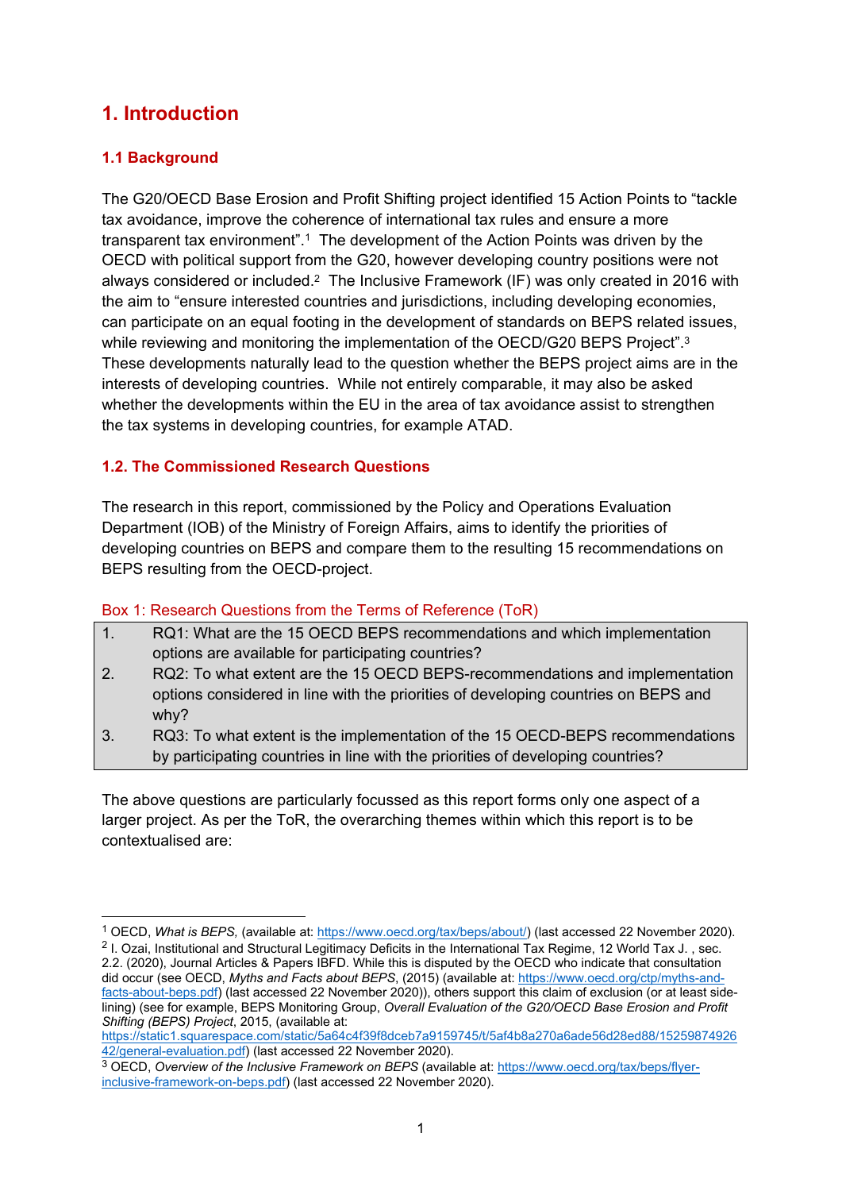# 1. Introduction

## 1.1 Background

The G20/OECD Base Erosion and Profit Shifting project identified 15 Action Points to "tackle tax avoidance, improve the coherence of international tax rules and ensure a more transparent tax environment".[1] The development of the Action Points was driven by the OECD with political support from the G20, however developing country positions were not always considered or included.[2] The Inclusive Framework (IF) was only created in 2016 with the aim to "ensure interested countries and jurisdictions, including developing economies, can participate on an equal footing in the development of standards on BEPS related issues, while reviewing and monitoring the implementation of the OECD/G20 BEPS Project".[3] These developments naturally lead to the question whether the BEPS project aims are in the interests of developing countries. While not entirely comparable, it may also be asked whether the developments within the EU in the area of tax avoidance assist to strengthen the tax systems in developing countries, for example ATAD.

## 1.2. The Commissioned Research Questions

The research in this report, commissioned by the Policy and Operations Evaluation Department (IOB) of the Ministry of Foreign Affairs, aims to identify the priorities of developing countries on BEPS and compare them to the resulting 15 recommendations on BEPS resulting from the OECD-project.

Box 1: Research Questions from the Terms of Reference (ToR)

| | |
|---|---|
| 1. | RQ1: What are the 15 OECD BEPS recommendations and which implementation options are available for participating countries? |
| 2. | RQ2: To what extent are the 15 OECD BEPS-recommendations and implementation options considered in line with the priorities of developing countries on BEPS and why? |
| 3. | RQ3: To what extent is the implementation of the 15 OECD-BEPS recommendations by participating countries in line with the priorities of developing countries? |

The above questions are particularly focussed as this report forms only one aspect of a larger project. As per the ToR, the overarching themes within which this report is to be contextualised are:

---

[1] OECD, *What is BEPS,* (available at: https://www.oecd.org/tax/beps/about/) (last accessed 22 November 2020).

[2] I. Ozai, Institutional and Structural Legitimacy Deficits in the International Tax Regime, 12 World Tax J. , sec. 2.2. (2020), Journal Articles & Papers IBFD. While this is disputed by the OECD who indicate that consultation did occur (see OECD, *Myths and Facts about BEPS*, (2015) (available at: https://www.oecd.org/ctp/myths-and-facts-about-beps.pdf) (last accessed 22 November 2020)), others support this claim of exclusion (or at least side-lining) (see for example, BEPS Monitoring Group, *Overall Evaluation of the G20/OECD Base Erosion and Profit Shifting (BEPS) Project*, 2015, (available at: https://static1.squarespace.com/static/5a64c4f39f8dceb7a9159745/t/5af4b8a270a6ade56d28ed88/1525987492642/general-evaluation.pdf) (last accessed 22 November 2020).

[3] OECD, *Overview of the Inclusive Framework on BEPS* (available at: https://www.oecd.org/tax/beps/flyer-inclusive-framework-on-beps.pdf) (last accessed 22 November 2020).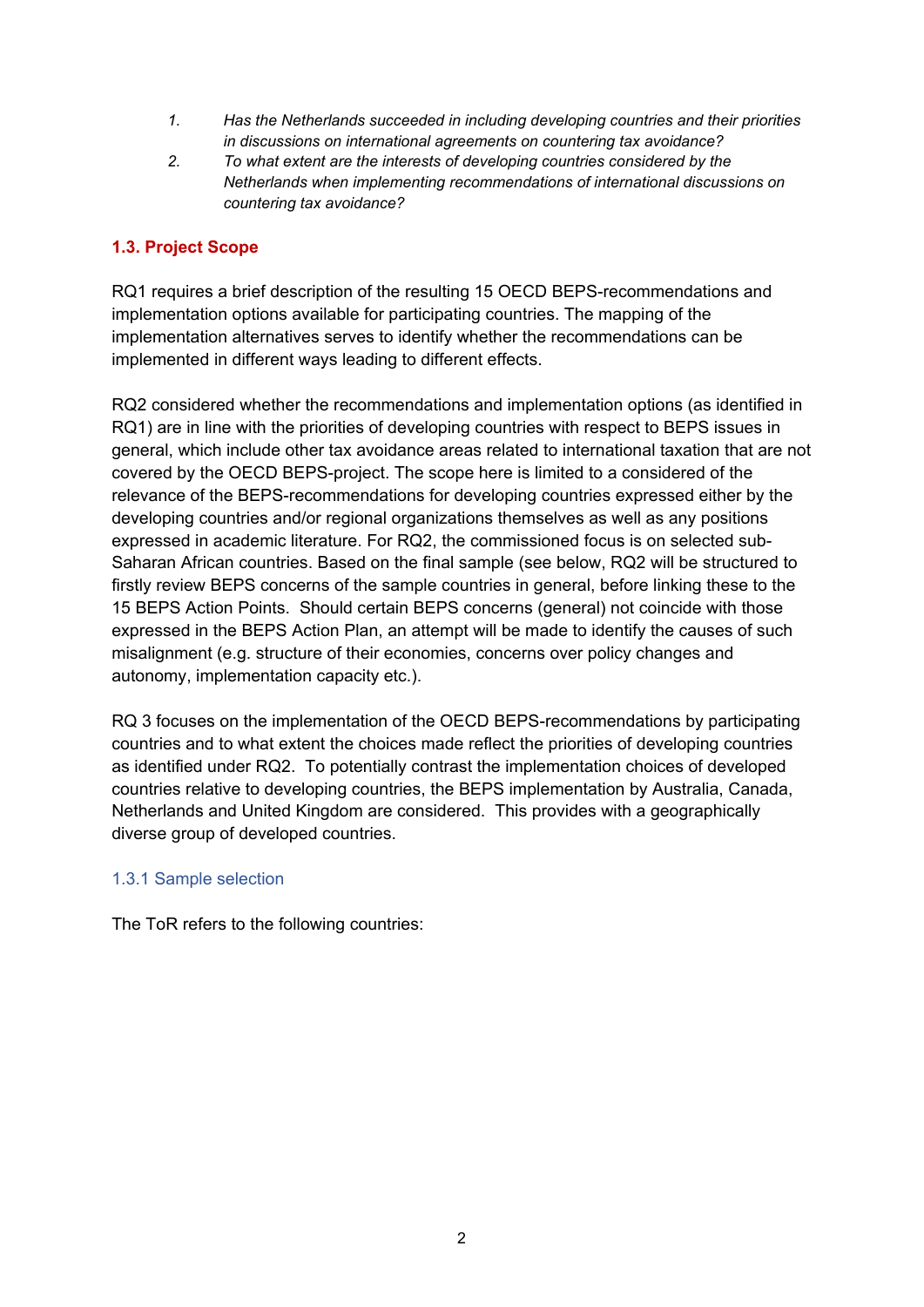1. *Has the Netherlands succeeded in including developing countries and their priorities in discussions on international agreements on countering tax avoidance?*
2. *To what extent are the interests of developing countries considered by the Netherlands when implementing recommendations of international discussions on countering tax avoidance?*

## 1.3. Project Scope

RQ1 requires a brief description of the resulting 15 OECD BEPS-recommendations and implementation options available for participating countries. The mapping of the implementation alternatives serves to identify whether the recommendations can be implemented in different ways leading to different effects.

RQ2 considered whether the recommendations and implementation options (as identified in RQ1) are in line with the priorities of developing countries with respect to BEPS issues in general, which include other tax avoidance areas related to international taxation that are not covered by the OECD BEPS-project. The scope here is limited to a considered of the relevance of the BEPS-recommendations for developing countries expressed either by the developing countries and/or regional organizations themselves as well as any positions expressed in academic literature. For RQ2, the commissioned focus is on selected sub-Saharan African countries. Based on the final sample (see below, RQ2 will be structured to firstly review BEPS concerns of the sample countries in general, before linking these to the 15 BEPS Action Points. Should certain BEPS concerns (general) not coincide with those expressed in the BEPS Action Plan, an attempt will be made to identify the causes of such misalignment (e.g. structure of their economies, concerns over policy changes and autonomy, implementation capacity etc.).

RQ 3 focuses on the implementation of the OECD BEPS-recommendations by participating countries and to what extent the choices made reflect the priorities of developing countries as identified under RQ2. To potentially contrast the implementation choices of developed countries relative to developing countries, the BEPS implementation by Australia, Canada, Netherlands and United Kingdom are considered. This provides with a geographically diverse group of developed countries.

### 1.3.1 Sample selection

The ToR refers to the following countries: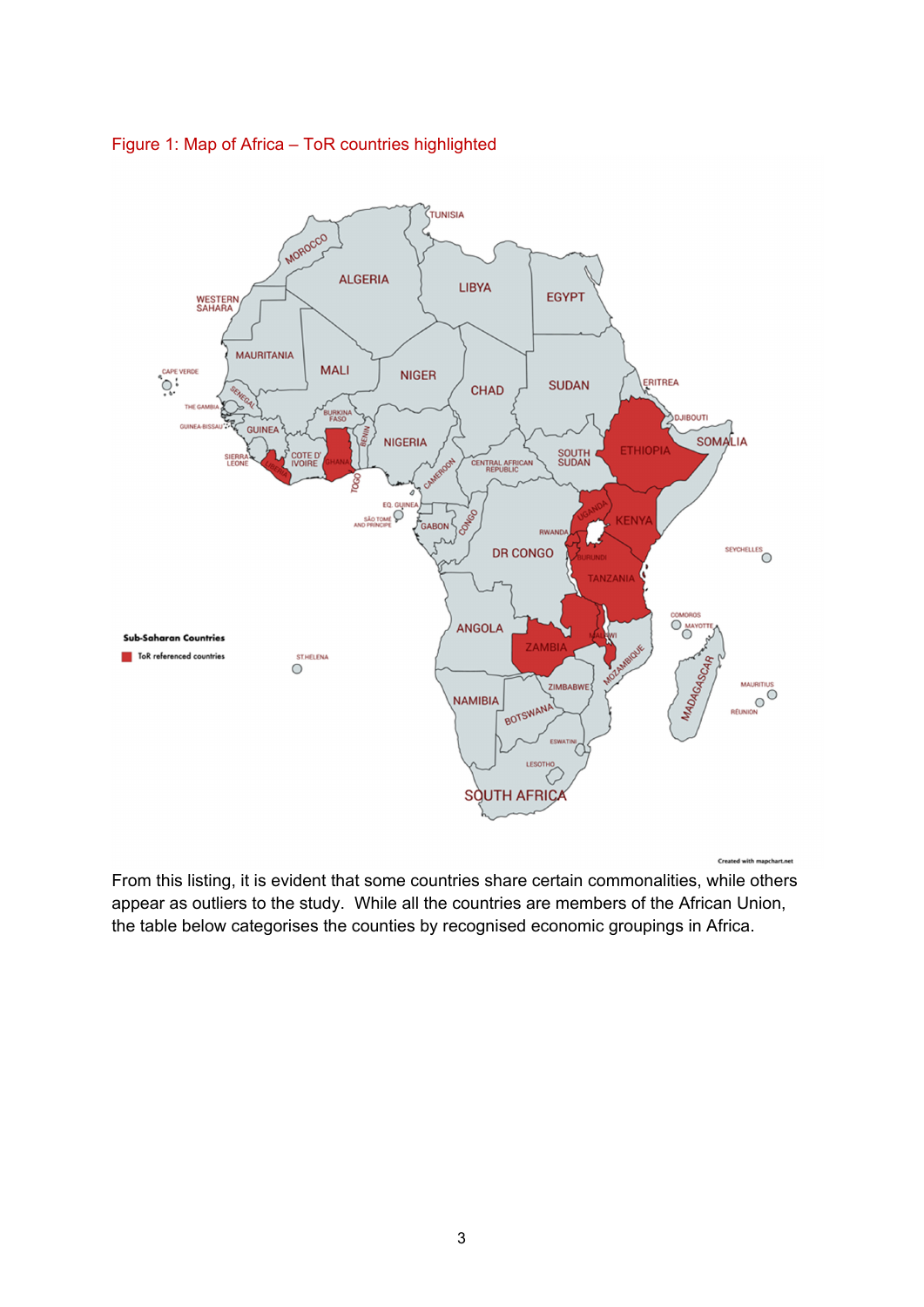Figure 1: Map of Africa – ToR countries highlighted

Sub-Saharan Countries

ToR referenced countries

Created with mapchart.net

From this listing, it is evident that some countries share certain commonalities, while others appear as outliers to the study. While all the countries are members of the African Union, the table below categorises the counties by recognised economic groupings in Africa.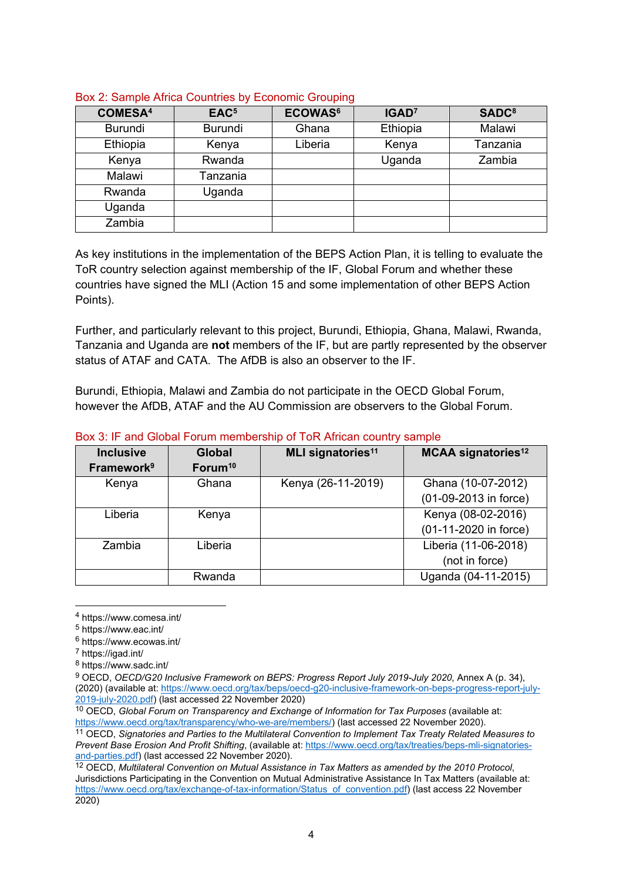Box 2: Sample Africa Countries by Economic Grouping

| COMESA[4] | EAC[5] | ECOWAS[6] | IGAD[7] | SADC[8] |
|---|---|---|---|---|
| Burundi | Burundi | Ghana | Ethiopia | Malawi |
| Ethiopia | Kenya | Liberia | Kenya | Tanzania |
| Kenya | Rwanda | | Uganda | Zambia |
| Malawi | Tanzania | | | |
| Rwanda | Uganda | | | |
| Uganda | | | | |
| Zambia | | | | |

As key institutions in the implementation of the BEPS Action Plan, it is telling to evaluate the ToR country selection against membership of the IF, Global Forum and whether these countries have signed the MLI (Action 15 and some implementation of other BEPS Action Points).

Further, and particularly relevant to this project, Burundi, Ethiopia, Ghana, Malawi, Rwanda, Tanzania and Uganda are **not** members of the IF, but are partly represented by the observer status of ATAF and CATA. The AfDB is also an observer to the IF.

Burundi, Ethiopia, Malawi and Zambia do not participate in the OECD Global Forum, however the AfDB, ATAF and the AU Commission are observers to the Global Forum.

Box 3: IF and Global Forum membership of ToR African country sample

| Inclusive Framework[9] | Global Forum[10] | MLI signatories[11] | MCAA signatories[12] |
|---|---|---|---|
| Kenya | Ghana | Kenya (26-11-2019) | Ghana (10-07-2012) (01-09-2013 in force) |
| Liberia | Kenya | | Kenya (08-02-2016) (01-11-2020 in force) |
| Zambia | Liberia | | Liberia (11-06-2018) (not in force) |
| | Rwanda | | Uganda (04-11-2015) |

[4] https://www.comesa.int/

[5] https://www.eac.int/

[6] https://www.ecowas.int/

[7] https://igad.int/

[8] https://www.sadc.int/

[9] OECD, *OECD/G20 Inclusive Framework on BEPS: Progress Report July 2019-July 2020*, Annex A (p. 34), (2020) (available at: https://www.oecd.org/tax/beps/oecd-g20-inclusive-framework-on-beps-progress-report-july-2019-july-2020.pdf) (last accessed 22 November 2020)

[10] OECD, *Global Forum on Transparency and Exchange of Information for Tax Purposes* (available at: https://www.oecd.org/tax/transparency/who-we-are/members/) (last accessed 22 November 2020).

[11] OECD, *Signatories and Parties to the Multilateral Convention to Implement Tax Treaty Related Measures to Prevent Base Erosion And Profit Shifting*, (available at: https://www.oecd.org/tax/treaties/beps-mli-signatories-and-parties.pdf) (last accessed 22 November 2020).

[12] OECD, *Multilateral Convention on Mutual Assistance in Tax Matters as amended by the 2010 Protocol*, Jurisdictions Participating in the Convention on Mutual Administrative Assistance In Tax Matters (available at: https://www.oecd.org/tax/exchange-of-tax-information/Status_of_convention.pdf) (last access 22 November 2020)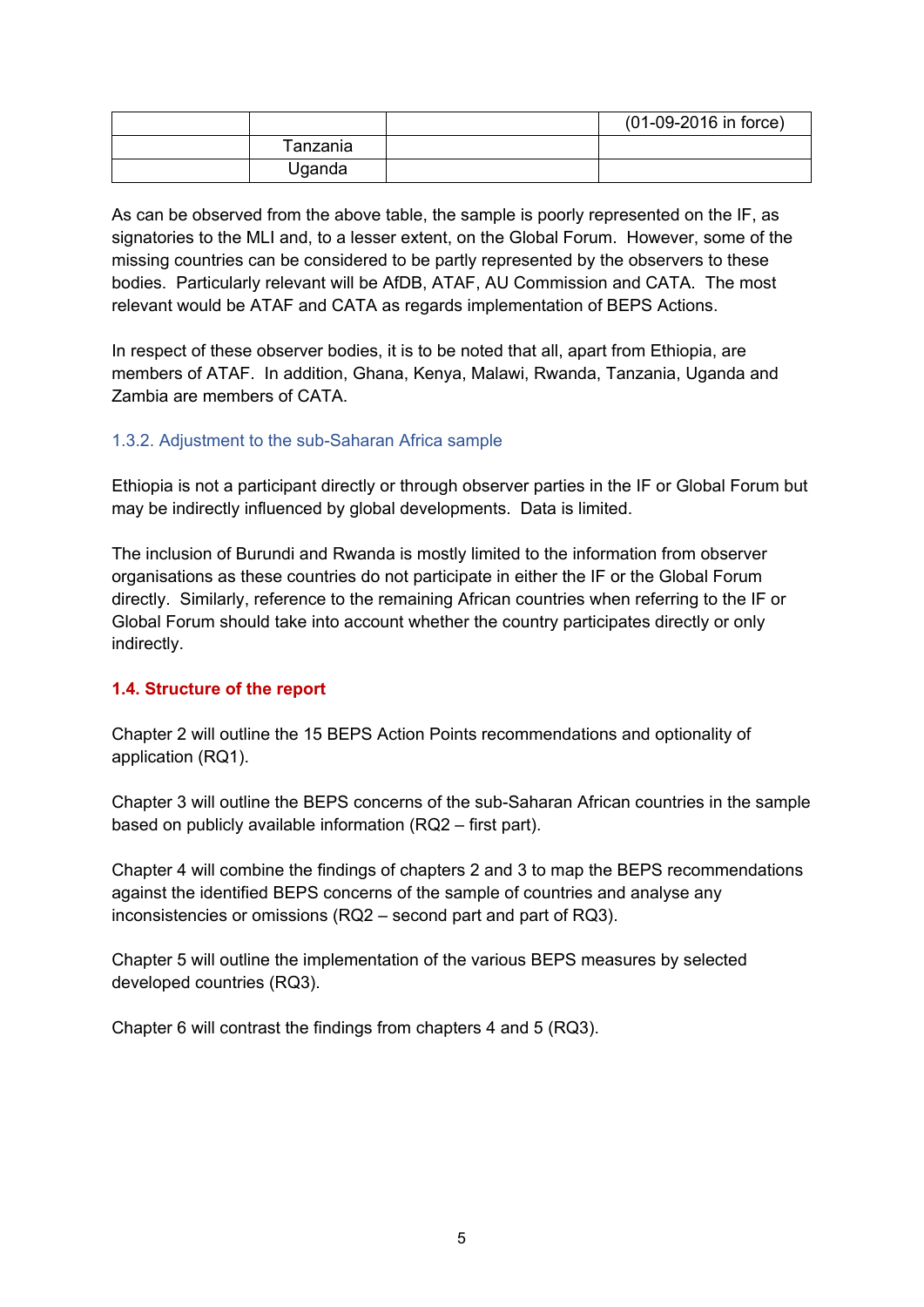| | | | |
|---|---|---|---|
| | | | (01-09-2016 in force) |
| | Tanzania | | |
| | Uganda | | |

As can be observed from the above table, the sample is poorly represented on the IF, as signatories to the MLI and, to a lesser extent, on the Global Forum. However, some of the missing countries can be considered to be partly represented by the observers to these bodies. Particularly relevant will be AfDB, ATAF, AU Commission and CATA. The most relevant would be ATAF and CATA as regards implementation of BEPS Actions.

In respect of these observer bodies, it is to be noted that all, apart from Ethiopia, are members of ATAF. In addition, Ghana, Kenya, Malawi, Rwanda, Tanzania, Uganda and Zambia are members of CATA.

### 1.3.2. Adjustment to the sub-Saharan Africa sample

Ethiopia is not a participant directly or through observer parties in the IF or Global Forum but may be indirectly influenced by global developments. Data is limited.

The inclusion of Burundi and Rwanda is mostly limited to the information from observer organisations as these countries do not participate in either the IF or the Global Forum directly. Similarly, reference to the remaining African countries when referring to the IF or Global Forum should take into account whether the country participates directly or only indirectly.

## 1.4. Structure of the report

Chapter 2 will outline the 15 BEPS Action Points recommendations and optionality of application (RQ1).

Chapter 3 will outline the BEPS concerns of the sub-Saharan African countries in the sample based on publicly available information (RQ2 – first part).

Chapter 4 will combine the findings of chapters 2 and 3 to map the BEPS recommendations against the identified BEPS concerns of the sample of countries and analyse any inconsistencies or omissions (RQ2 – second part and part of RQ3).

Chapter 5 will outline the implementation of the various BEPS measures by selected developed countries (RQ3).

Chapter 6 will contrast the findings from chapters 4 and 5 (RQ3).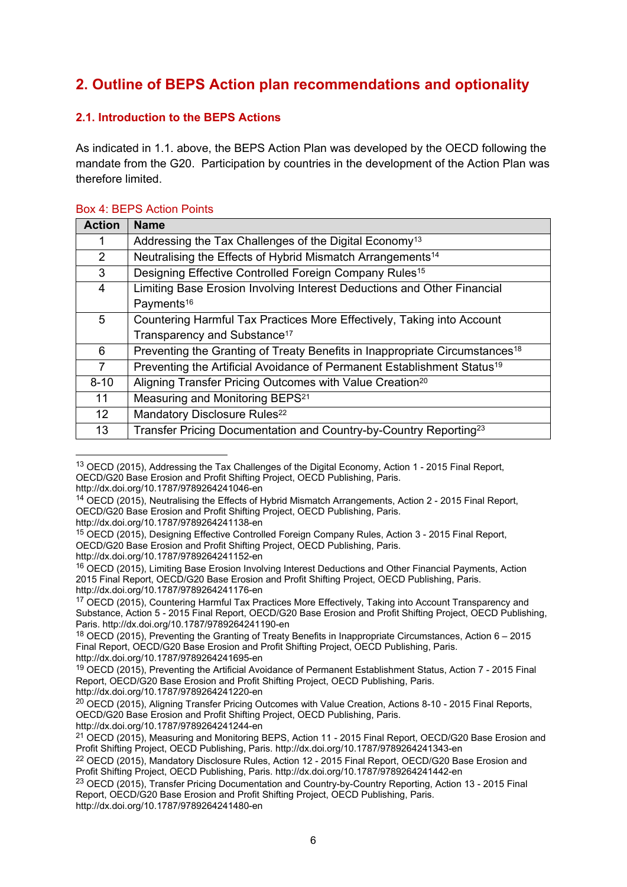## 2. Outline of BEPS Action plan recommendations and optionality

### 2.1. Introduction to the BEPS Actions

As indicated in 1.1. above, the BEPS Action Plan was developed by the OECD following the mandate from the G20. Participation by countries in the development of the Action Plan was therefore limited.

Box 4: BEPS Action Points

| Action | Name |
|---|---|
| 1 | Addressing the Tax Challenges of the Digital Economy[13] |
| 2 | Neutralising the Effects of Hybrid Mismatch Arrangements[14] |
| 3 | Designing Effective Controlled Foreign Company Rules[15] |
| 4 | Limiting Base Erosion Involving Interest Deductions and Other Financial Payments[16] |
| 5 | Countering Harmful Tax Practices More Effectively, Taking into Account Transparency and Substance[17] |
| 6 | Preventing the Granting of Treaty Benefits in Inappropriate Circumstances[18] |
| 7 | Preventing the Artificial Avoidance of Permanent Establishment Status[19] |
| 8-10 | Aligning Transfer Pricing Outcomes with Value Creation[20] |
| 11 | Measuring and Monitoring BEPS[21] |
| 12 | Mandatory Disclosure Rules[22] |
| 13 | Transfer Pricing Documentation and Country-by-Country Reporting[23] |

[13] OECD (2015), Addressing the Tax Challenges of the Digital Economy, Action 1 - 2015 Final Report, OECD/G20 Base Erosion and Profit Shifting Project, OECD Publishing, Paris. http://dx.doi.org/10.1787/9789264241046-en

[14] OECD (2015), Neutralising the Effects of Hybrid Mismatch Arrangements, Action 2 - 2015 Final Report, OECD/G20 Base Erosion and Profit Shifting Project, OECD Publishing, Paris. http://dx.doi.org/10.1787/9789264241138-en

[15] OECD (2015), Designing Effective Controlled Foreign Company Rules, Action 3 - 2015 Final Report, OECD/G20 Base Erosion and Profit Shifting Project, OECD Publishing, Paris. http://dx.doi.org/10.1787/9789264241152-en

[16] OECD (2015), Limiting Base Erosion Involving Interest Deductions and Other Financial Payments, Action 2015 Final Report, OECD/G20 Base Erosion and Profit Shifting Project, OECD Publishing, Paris. http://dx.doi.org/10.1787/9789264241176-en

[17] OECD (2015), Countering Harmful Tax Practices More Effectively, Taking into Account Transparency and Substance, Action 5 - 2015 Final Report, OECD/G20 Base Erosion and Profit Shifting Project, OECD Publishing, Paris. http://dx.doi.org/10.1787/9789264241190-en

[18] OECD (2015), Preventing the Granting of Treaty Benefits in Inappropriate Circumstances, Action 6 – 2015 Final Report, OECD/G20 Base Erosion and Profit Shifting Project, OECD Publishing, Paris. http://dx.doi.org/10.1787/9789264241695-en

[19] OECD (2015), Preventing the Artificial Avoidance of Permanent Establishment Status, Action 7 - 2015 Final Report, OECD/G20 Base Erosion and Profit Shifting Project, OECD Publishing, Paris. http://dx.doi.org/10.1787/9789264241220-en

[20] OECD (2015), Aligning Transfer Pricing Outcomes with Value Creation, Actions 8-10 - 2015 Final Reports, OECD/G20 Base Erosion and Profit Shifting Project, OECD Publishing, Paris. http://dx.doi.org/10.1787/9789264241244-en

[21] OECD (2015), Measuring and Monitoring BEPS, Action 11 - 2015 Final Report, OECD/G20 Base Erosion and Profit Shifting Project, OECD Publishing, Paris. http://dx.doi.org/10.1787/9789264241343-en

[22] OECD (2015), Mandatory Disclosure Rules, Action 12 - 2015 Final Report, OECD/G20 Base Erosion and Profit Shifting Project, OECD Publishing, Paris. http://dx.doi.org/10.1787/9789264241442-en

[23] OECD (2015), Transfer Pricing Documentation and Country-by-Country Reporting, Action 13 - 2015 Final Report, OECD/G20 Base Erosion and Profit Shifting Project, OECD Publishing, Paris. http://dx.doi.org/10.1787/9789264241480-en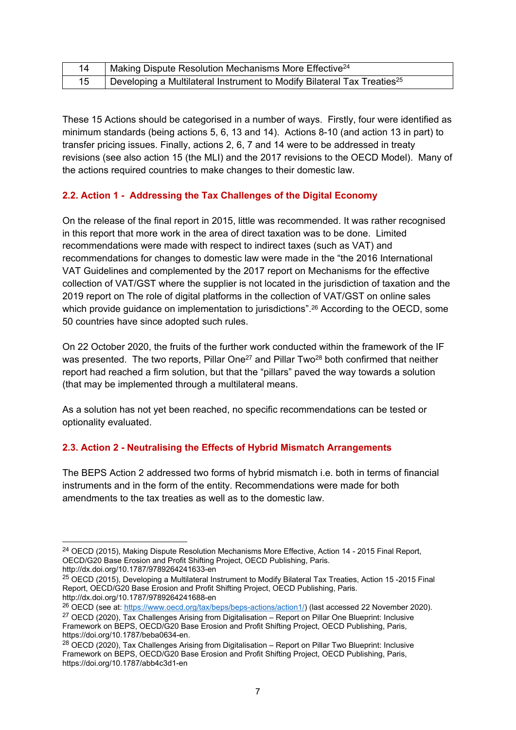| | |
|---|---|
| 14 | Making Dispute Resolution Mechanisms More Effective[24] |
| 15 | Developing a Multilateral Instrument to Modify Bilateral Tax Treaties[25] |

These 15 Actions should be categorised in a number of ways. Firstly, four were identified as minimum standards (being actions 5, 6, 13 and 14). Actions 8-10 (and action 13 in part) to transfer pricing issues. Finally, actions 2, 6, 7 and 14 were to be addressed in treaty revisions (see also action 15 (the MLI) and the 2017 revisions to the OECD Model). Many of the actions required countries to make changes to their domestic law.

### 2.2. Action 1 - Addressing the Tax Challenges of the Digital Economy

On the release of the final report in 2015, little was recommended. It was rather recognised in this report that more work in the area of direct taxation was to be done. Limited recommendations were made with respect to indirect taxes (such as VAT) and recommendations for changes to domestic law were made in the "the 2016 International VAT Guidelines and complemented by the 2017 report on Mechanisms for the effective collection of VAT/GST where the supplier is not located in the jurisdiction of taxation and the 2019 report on The role of digital platforms in the collection of VAT/GST on online sales which provide guidance on implementation to jurisdictions".[26] According to the OECD, some 50 countries have since adopted such rules.

On 22 October 2020, the fruits of the further work conducted within the framework of the IF was presented. The two reports, Pillar One[27] and Pillar Two[28] both confirmed that neither report had reached a firm solution, but that the "pillars" paved the way towards a solution (that may be implemented through a multilateral means.

As a solution has not yet been reached, no specific recommendations can be tested or optionality evaluated.

### 2.3. Action 2 - Neutralising the Effects of Hybrid Mismatch Arrangements

The BEPS Action 2 addressed two forms of hybrid mismatch i.e. both in terms of financial instruments and in the form of the entity. Recommendations were made for both amendments to the tax treaties as well as to the domestic law.

---

[24] OECD (2015), Making Dispute Resolution Mechanisms More Effective, Action 14 - 2015 Final Report, OECD/G20 Base Erosion and Profit Shifting Project, OECD Publishing, Paris. http://dx.doi.org/10.1787/9789264241633-en

[25] OECD (2015), Developing a Multilateral Instrument to Modify Bilateral Tax Treaties, Action 15 -2015 Final Report, OECD/G20 Base Erosion and Profit Shifting Project, OECD Publishing, Paris. http://dx.doi.org/10.1787/9789264241688-en

[26] OECD (see at: https://www.oecd.org/tax/beps/beps-actions/action1/) (last accessed 22 November 2020).

[27] OECD (2020), Tax Challenges Arising from Digitalisation – Report on Pillar One Blueprint: Inclusive Framework on BEPS, OECD/G20 Base Erosion and Profit Shifting Project, OECD Publishing, Paris, https://doi.org/10.1787/beba0634-en.

[28] OECD (2020), Tax Challenges Arising from Digitalisation – Report on Pillar Two Blueprint: Inclusive Framework on BEPS, OECD/G20 Base Erosion and Profit Shifting Project, OECD Publishing, Paris, https://doi.org/10.1787/abb4c3d1-en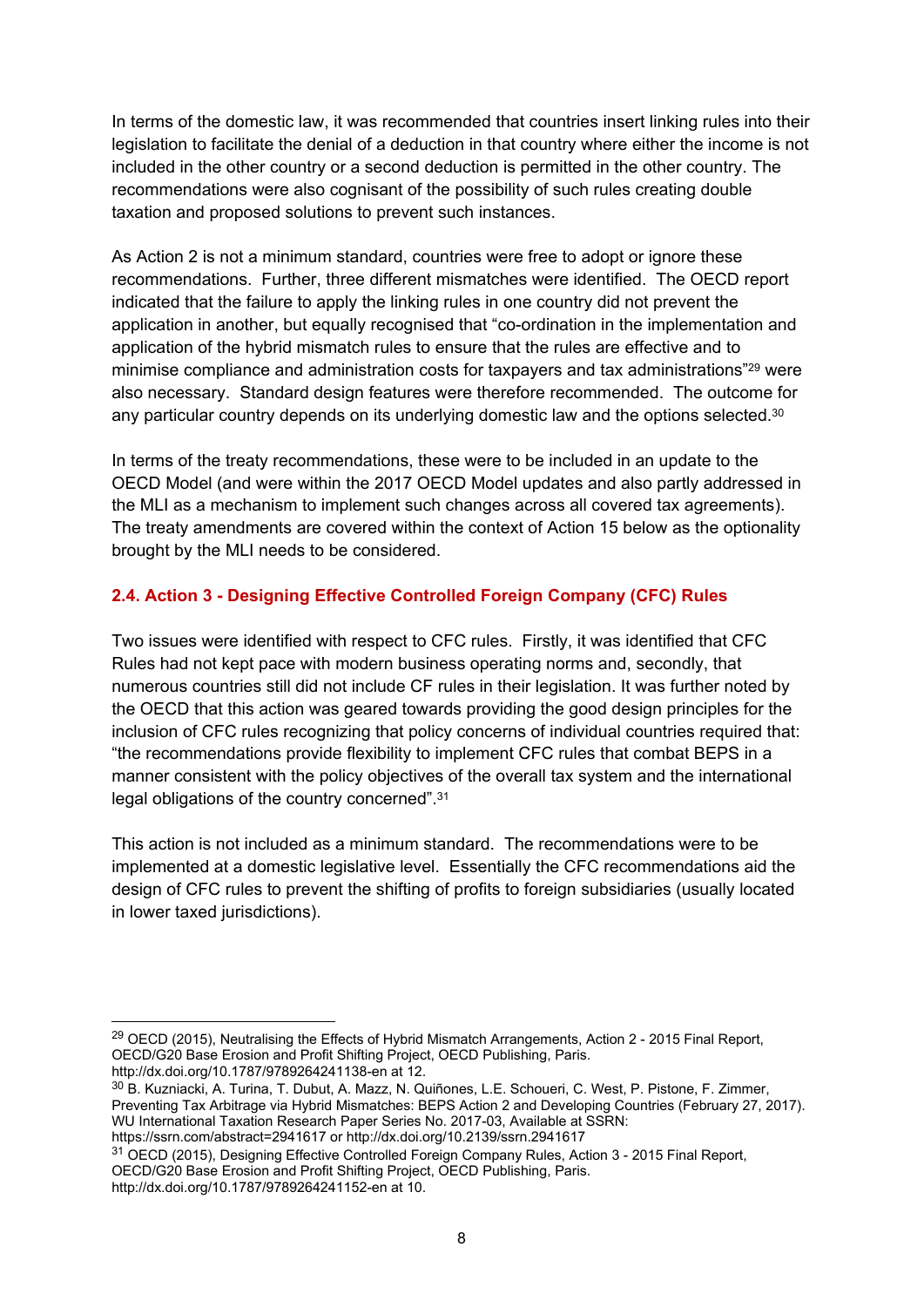In terms of the domestic law, it was recommended that countries insert linking rules into their legislation to facilitate the denial of a deduction in that country where either the income is not included in the other country or a second deduction is permitted in the other country. The recommendations were also cognisant of the possibility of such rules creating double taxation and proposed solutions to prevent such instances.

As Action 2 is not a minimum standard, countries were free to adopt or ignore these recommendations. Further, three different mismatches were identified. The OECD report indicated that the failure to apply the linking rules in one country did not prevent the application in another, but equally recognised that "co-ordination in the implementation and application of the hybrid mismatch rules to ensure that the rules are effective and to minimise compliance and administration costs for taxpayers and tax administrations"[29] were also necessary. Standard design features were therefore recommended. The outcome for any particular country depends on its underlying domestic law and the options selected.[30]

In terms of the treaty recommendations, these were to be included in an update to the OECD Model (and were within the 2017 OECD Model updates and also partly addressed in the MLI as a mechanism to implement such changes across all covered tax agreements). The treaty amendments are covered within the context of Action 15 below as the optionality brought by the MLI needs to be considered.

## 2.4. Action 3 - Designing Effective Controlled Foreign Company (CFC) Rules

Two issues were identified with respect to CFC rules. Firstly, it was identified that CFC Rules had not kept pace with modern business operating norms and, secondly, that numerous countries still did not include CF rules in their legislation. It was further noted by the OECD that this action was geared towards providing the good design principles for the inclusion of CFC rules recognizing that policy concerns of individual countries required that: "the recommendations provide flexibility to implement CFC rules that combat BEPS in a manner consistent with the policy objectives of the overall tax system and the international legal obligations of the country concerned".[31]

This action is not included as a minimum standard. The recommendations were to be implemented at a domestic legislative level. Essentially the CFC recommendations aid the design of CFC rules to prevent the shifting of profits to foreign subsidiaries (usually located in lower taxed jurisdictions).

---

[29] OECD (2015), Neutralising the Effects of Hybrid Mismatch Arrangements, Action 2 - 2015 Final Report, OECD/G20 Base Erosion and Profit Shifting Project, OECD Publishing, Paris. http://dx.doi.org/10.1787/9789264241138-en at 12.

[30] B. Kuzniacki, A. Turina, T. Dubut, A. Mazz, N. Quiñones, L.E. Schoueri, C. West, P. Pistone, F. Zimmer, Preventing Tax Arbitrage via Hybrid Mismatches: BEPS Action 2 and Developing Countries (February 27, 2017). WU International Taxation Research Paper Series No. 2017-03, Available at SSRN: https://ssrn.com/abstract=2941617 or http://dx.doi.org/10.2139/ssrn.2941617

[31] OECD (2015), Designing Effective Controlled Foreign Company Rules, Action 3 - 2015 Final Report, OECD/G20 Base Erosion and Profit Shifting Project, OECD Publishing, Paris. http://dx.doi.org/10.1787/9789264241152-en at 10.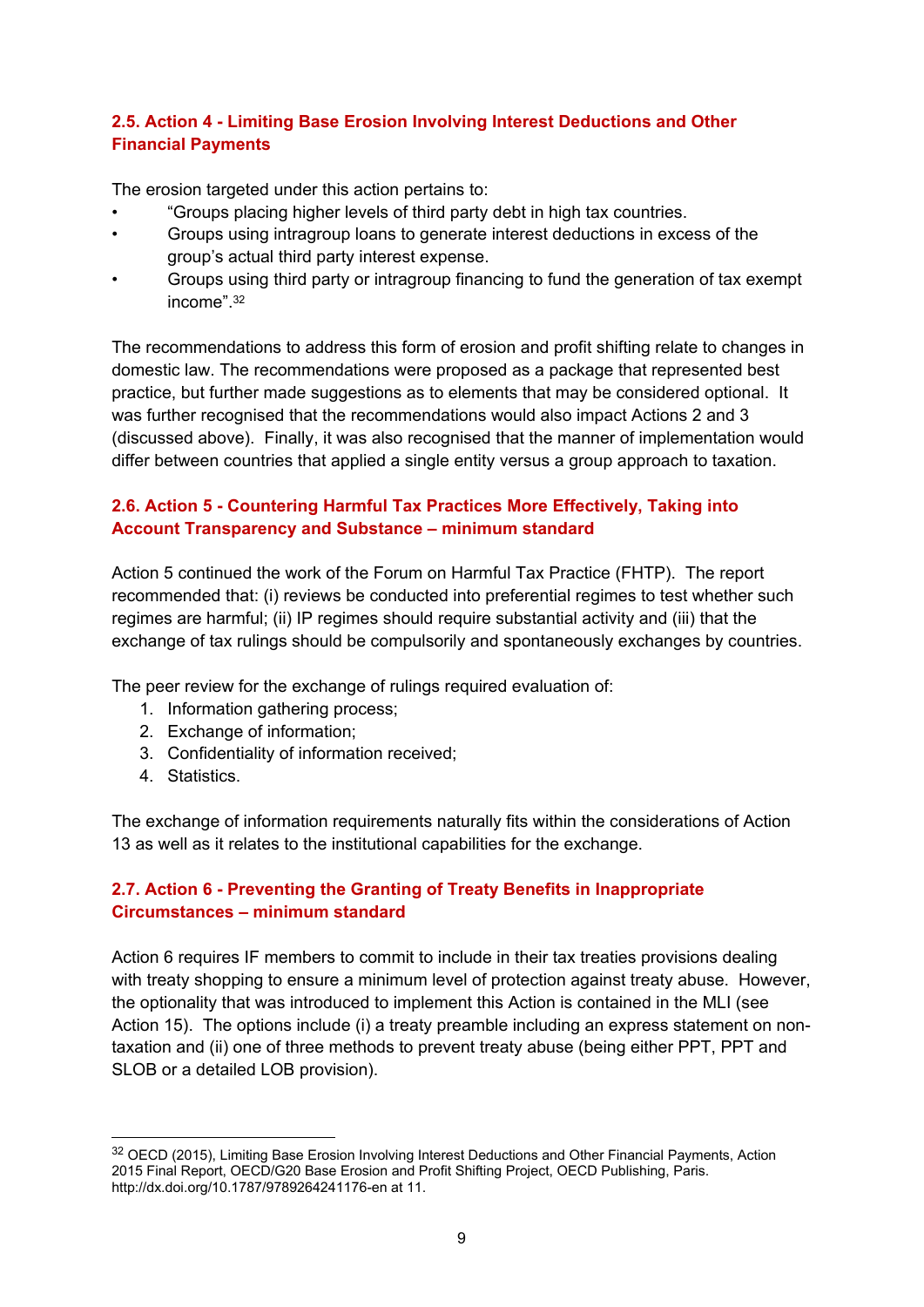### 2.5. Action 4 - Limiting Base Erosion Involving Interest Deductions and Other Financial Payments

The erosion targeted under this action pertains to:

- "Groups placing higher levels of third party debt in high tax countries.
- Groups using intragroup loans to generate interest deductions in excess of the group's actual third party interest expense.
- Groups using third party or intragroup financing to fund the generation of tax exempt income".[32]

The recommendations to address this form of erosion and profit shifting relate to changes in domestic law. The recommendations were proposed as a package that represented best practice, but further made suggestions as to elements that may be considered optional. It was further recognised that the recommendations would also impact Actions 2 and 3 (discussed above). Finally, it was also recognised that the manner of implementation would differ between countries that applied a single entity versus a group approach to taxation.

### 2.6. Action 5 - Countering Harmful Tax Practices More Effectively, Taking into Account Transparency and Substance – minimum standard

Action 5 continued the work of the Forum on Harmful Tax Practice (FHTP). The report recommended that: (i) reviews be conducted into preferential regimes to test whether such regimes are harmful; (ii) IP regimes should require substantial activity and (iii) that the exchange of tax rulings should be compulsorily and spontaneously exchanges by countries.

The peer review for the exchange of rulings required evaluation of:

1. Information gathering process;
2. Exchange of information;
3. Confidentiality of information received;
4. Statistics.

The exchange of information requirements naturally fits within the considerations of Action 13 as well as it relates to the institutional capabilities for the exchange.

### 2.7. Action 6 - Preventing the Granting of Treaty Benefits in Inappropriate Circumstances – minimum standard

Action 6 requires IF members to commit to include in their tax treaties provisions dealing with treaty shopping to ensure a minimum level of protection against treaty abuse. However, the optionality that was introduced to implement this Action is contained in the MLI (see Action 15). The options include (i) a treaty preamble including an express statement on non-taxation and (ii) one of three methods to prevent treaty abuse (being either PPT, PPT and SLOB or a detailed LOB provision).

---

[32] OECD (2015), Limiting Base Erosion Involving Interest Deductions and Other Financial Payments, Action 2015 Final Report, OECD/G20 Base Erosion and Profit Shifting Project, OECD Publishing, Paris. http://dx.doi.org/10.1787/9789264241176-en at 11.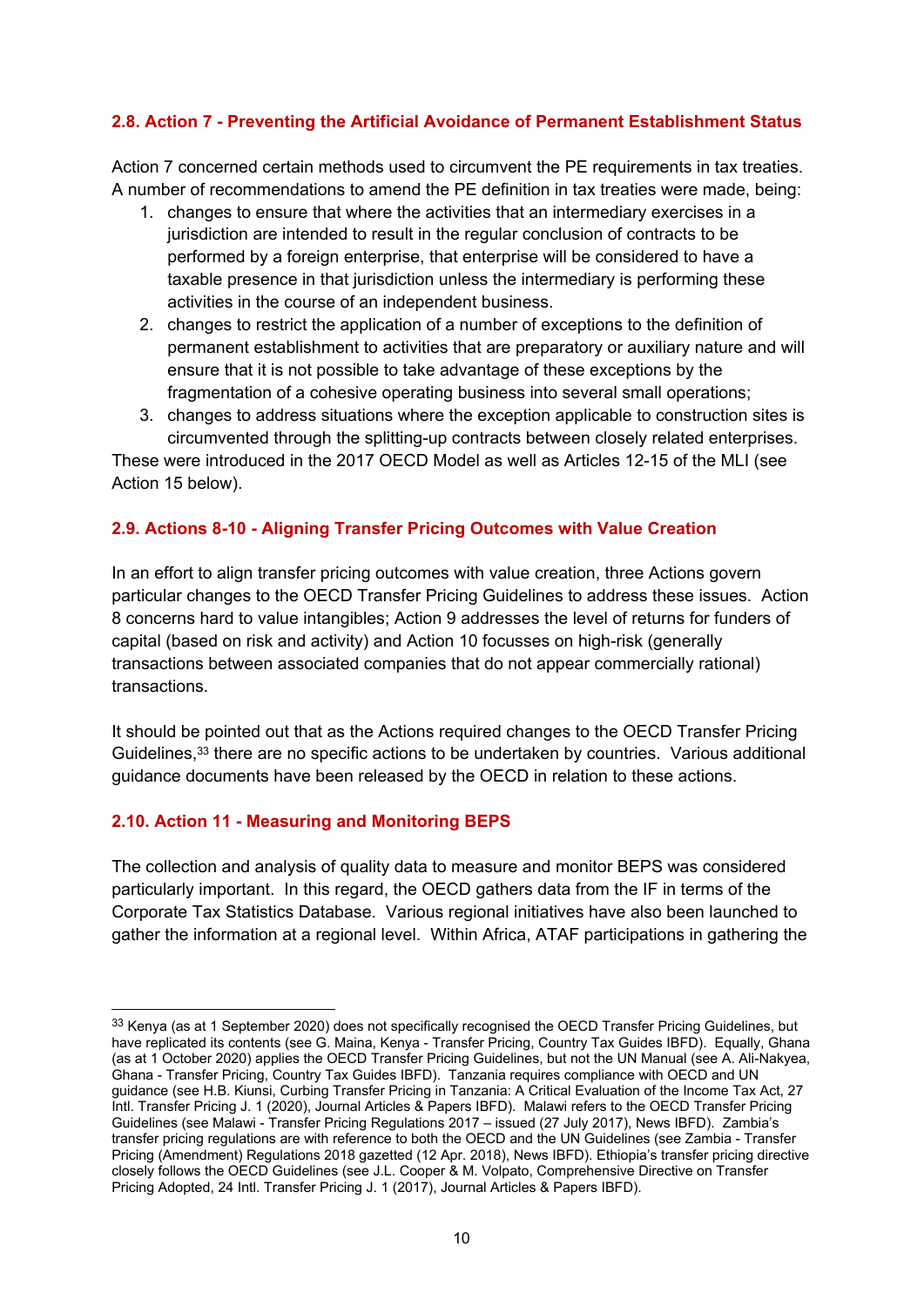### 2.8. Action 7 - Preventing the Artificial Avoidance of Permanent Establishment Status

Action 7 concerned certain methods used to circumvent the PE requirements in tax treaties. A number of recommendations to amend the PE definition in tax treaties were made, being:

1. changes to ensure that where the activities that an intermediary exercises in a jurisdiction are intended to result in the regular conclusion of contracts to be performed by a foreign enterprise, that enterprise will be considered to have a taxable presence in that jurisdiction unless the intermediary is performing these activities in the course of an independent business.
2. changes to restrict the application of a number of exceptions to the definition of permanent establishment to activities that are preparatory or auxiliary nature and will ensure that it is not possible to take advantage of these exceptions by the fragmentation of a cohesive operating business into several small operations;
3. changes to address situations where the exception applicable to construction sites is circumvented through the splitting-up contracts between closely related enterprises.

These were introduced in the 2017 OECD Model as well as Articles 12-15 of the MLI (see Action 15 below).

### 2.9. Actions 8-10 - Aligning Transfer Pricing Outcomes with Value Creation

In an effort to align transfer pricing outcomes with value creation, three Actions govern particular changes to the OECD Transfer Pricing Guidelines to address these issues. Action 8 concerns hard to value intangibles; Action 9 addresses the level of returns for funders of capital (based on risk and activity) and Action 10 focusses on high-risk (generally transactions between associated companies that do not appear commercially rational) transactions.

It should be pointed out that as the Actions required changes to the OECD Transfer Pricing Guidelines,[33] there are no specific actions to be undertaken by countries. Various additional guidance documents have been released by the OECD in relation to these actions.

### 2.10. Action 11 - Measuring and Monitoring BEPS

The collection and analysis of quality data to measure and monitor BEPS was considered particularly important. In this regard, the OECD gathers data from the IF in terms of the Corporate Tax Statistics Database. Various regional initiatives have also been launched to gather the information at a regional level. Within Africa, ATAF participations in gathering the

[33] Kenya (as at 1 September 2020) does not specifically recognised the OECD Transfer Pricing Guidelines, but have replicated its contents (see G. Maina, Kenya - Transfer Pricing, Country Tax Guides IBFD). Equally, Ghana (as at 1 October 2020) applies the OECD Transfer Pricing Guidelines, but not the UN Manual (see A. Ali-Nakyea, Ghana - Transfer Pricing, Country Tax Guides IBFD). Tanzania requires compliance with OECD and UN guidance (see H.B. Kiunsi, Curbing Transfer Pricing in Tanzania: A Critical Evaluation of the Income Tax Act, 27 Intl. Transfer Pricing J. 1 (2020), Journal Articles & Papers IBFD). Malawi refers to the OECD Transfer Pricing Guidelines (see Malawi - Transfer Pricing Regulations 2017 – issued (27 July 2017), News IBFD). Zambia's transfer pricing regulations are with reference to both the OECD and the UN Guidelines (see Zambia - Transfer Pricing (Amendment) Regulations 2018 gazetted (12 Apr. 2018), News IBFD). Ethiopia's transfer pricing directive closely follows the OECD Guidelines (see J.L. Cooper & M. Volpato, Comprehensive Directive on Transfer Pricing Adopted, 24 Intl. Transfer Pricing J. 1 (2017), Journal Articles & Papers IBFD).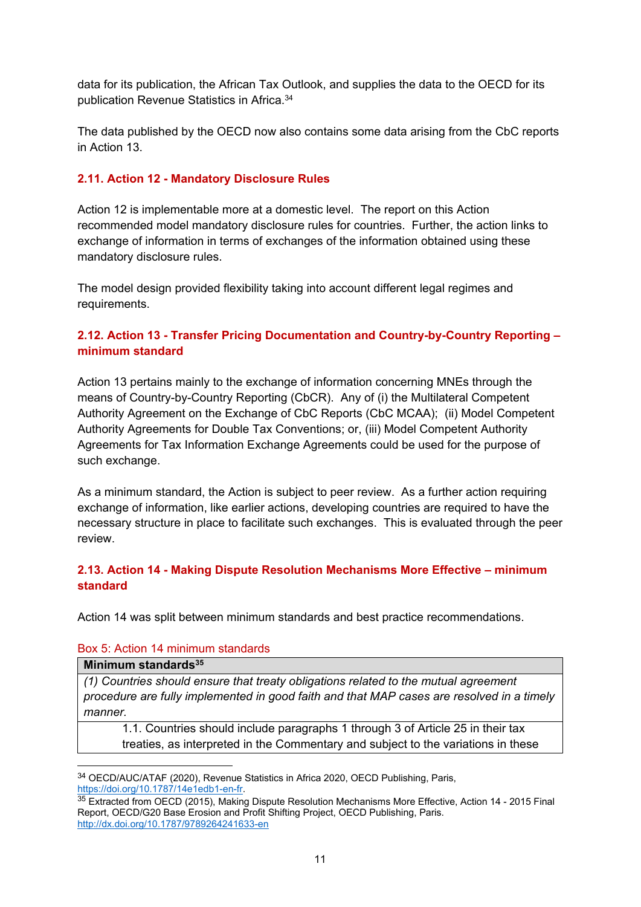data for its publication, the African Tax Outlook, and supplies the data to the OECD for its publication Revenue Statistics in Africa.[34]

The data published by the OECD now also contains some data arising from the CbC reports in Action 13.

### 2.11. Action 12 - Mandatory Disclosure Rules

Action 12 is implementable more at a domestic level. The report on this Action recommended model mandatory disclosure rules for countries. Further, the action links to exchange of information in terms of exchanges of the information obtained using these mandatory disclosure rules.

The model design provided flexibility taking into account different legal regimes and requirements.

### 2.12. Action 13 - Transfer Pricing Documentation and Country-by-Country Reporting – minimum standard

Action 13 pertains mainly to the exchange of information concerning MNEs through the means of Country-by-Country Reporting (CbCR). Any of (i) the Multilateral Competent Authority Agreement on the Exchange of CbC Reports (CbC MCAA); (ii) Model Competent Authority Agreements for Double Tax Conventions; or, (iii) Model Competent Authority Agreements for Tax Information Exchange Agreements could be used for the purpose of such exchange.

As a minimum standard, the Action is subject to peer review. As a further action requiring exchange of information, like earlier actions, developing countries are required to have the necessary structure in place to facilitate such exchanges. This is evaluated through the peer review.

### 2.13. Action 14 - Making Dispute Resolution Mechanisms More Effective – minimum standard

Action 14 was split between minimum standards and best practice recommendations.

Box 5: Action 14 minimum standards

| **Minimum standards**[35] |
| --- |
| *(1) Countries should ensure that treaty obligations related to the mutual agreement procedure are fully implemented in good faith and that MAP cases are resolved in a timely manner.* |
| 1.1. Countries should include paragraphs 1 through 3 of Article 25 in their tax treaties, as interpreted in the Commentary and subject to the variations in these |

[34] OECD/AUC/ATAF (2020), Revenue Statistics in Africa 2020, OECD Publishing, Paris, https://doi.org/10.1787/14e1edb1-en-fr.

[35] Extracted from OECD (2015), Making Dispute Resolution Mechanisms More Effective, Action 14 - 2015 Final Report, OECD/G20 Base Erosion and Profit Shifting Project, OECD Publishing, Paris. http://dx.doi.org/10.1787/9789264241633-en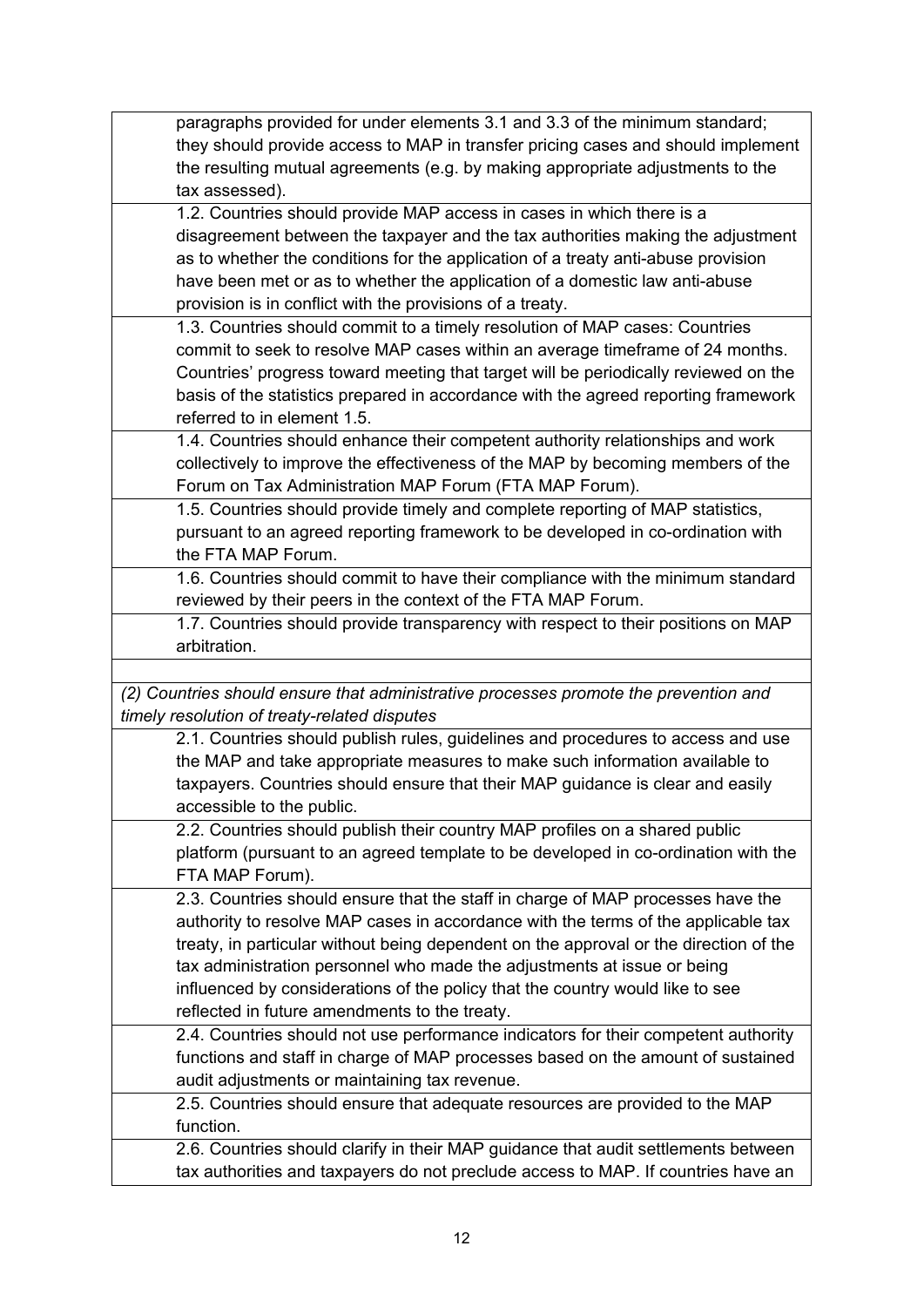| | |
|---|---|
| | paragraphs provided for under elements 3.1 and 3.3 of the minimum standard; they should provide access to MAP in transfer pricing cases and should implement the resulting mutual agreements (e.g. by making appropriate adjustments to the tax assessed). |
| | 1.2. Countries should provide MAP access in cases in which there is a disagreement between the taxpayer and the tax authorities making the adjustment as to whether the conditions for the application of a treaty anti-abuse provision have been met or as to whether the application of a domestic law anti-abuse provision is in conflict with the provisions of a treaty. |
| | 1.3. Countries should commit to a timely resolution of MAP cases: Countries commit to seek to resolve MAP cases within an average timeframe of 24 months. Countries' progress toward meeting that target will be periodically reviewed on the basis of the statistics prepared in accordance with the agreed reporting framework referred to in element 1.5. |
| | 1.4. Countries should enhance their competent authority relationships and work collectively to improve the effectiveness of the MAP by becoming members of the Forum on Tax Administration MAP Forum (FTA MAP Forum). |
| | 1.5. Countries should provide timely and complete reporting of MAP statistics, pursuant to an agreed reporting framework to be developed in co-ordination with the FTA MAP Forum. |
| | 1.6. Countries should commit to have their compliance with the minimum standard reviewed by their peers in the context of the FTA MAP Forum. |
| | 1.7. Countries should provide transparency with respect to their positions on MAP arbitration. |
| | |
| *(2) Countries should ensure that administrative processes promote the prevention and timely resolution of treaty-related disputes* | |
| | 2.1. Countries should publish rules, guidelines and procedures to access and use the MAP and take appropriate measures to make such information available to taxpayers. Countries should ensure that their MAP guidance is clear and easily accessible to the public. |
| | 2.2. Countries should publish their country MAP profiles on a shared public platform (pursuant to an agreed template to be developed in co-ordination with the FTA MAP Forum). |
| | 2.3. Countries should ensure that the staff in charge of MAP processes have the authority to resolve MAP cases in accordance with the terms of the applicable tax treaty, in particular without being dependent on the approval or the direction of the tax administration personnel who made the adjustments at issue or being influenced by considerations of the policy that the country would like to see reflected in future amendments to the treaty. |
| | 2.4. Countries should not use performance indicators for their competent authority functions and staff in charge of MAP processes based on the amount of sustained audit adjustments or maintaining tax revenue. |
| | 2.5. Countries should ensure that adequate resources are provided to the MAP function. |
| | 2.6. Countries should clarify in their MAP guidance that audit settlements between tax authorities and taxpayers do not preclude access to MAP. If countries have an |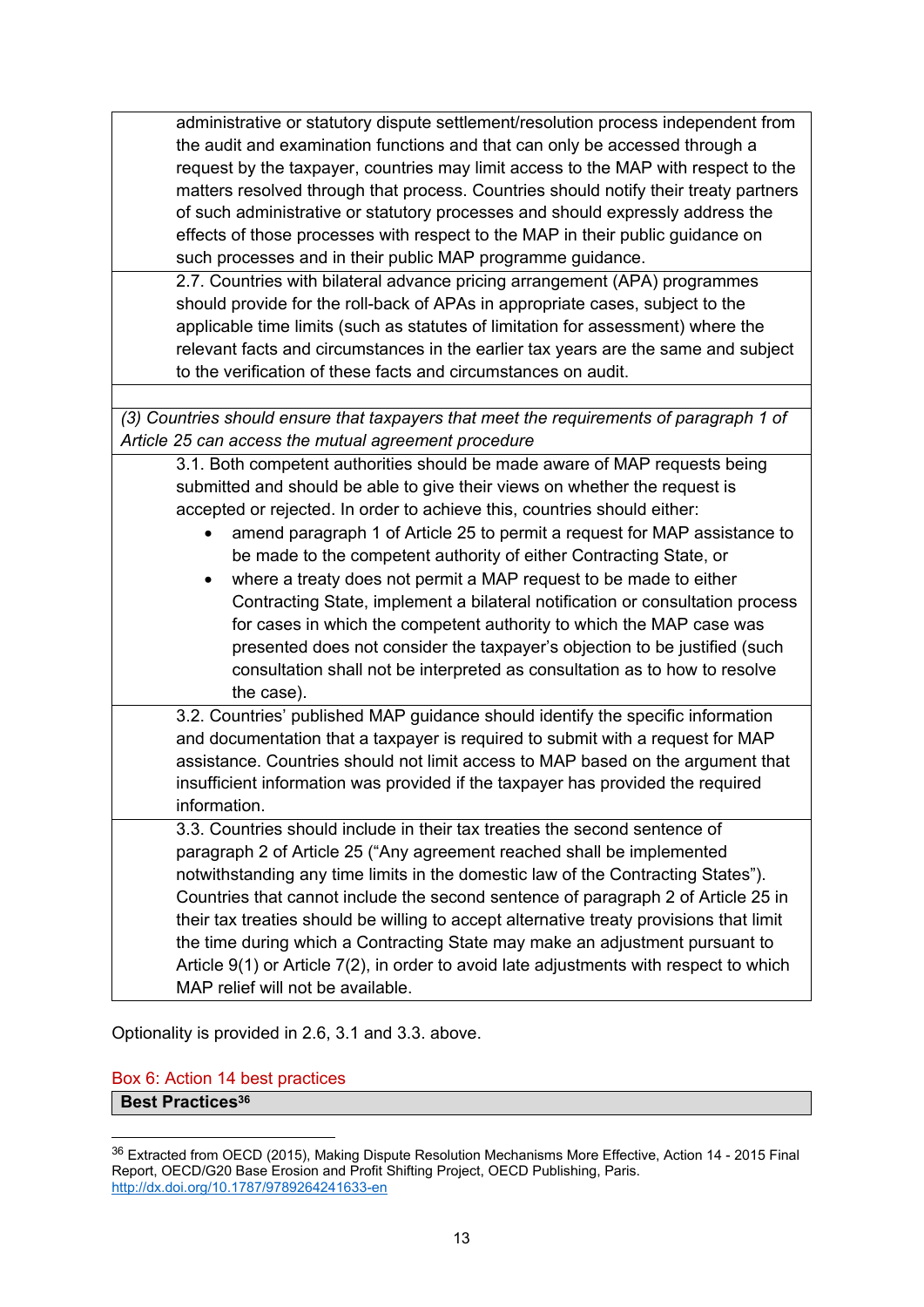| | |
|---|---|
| | administrative or statutory dispute settlement/resolution process independent from the audit and examination functions and that can only be accessed through a request by the taxpayer, countries may limit access to the MAP with respect to the matters resolved through that process. Countries should notify their treaty partners of such administrative or statutory processes and should expressly address the effects of those processes with respect to the MAP in their public guidance on such processes and in their public MAP programme guidance. |
| | 2.7. Countries with bilateral advance pricing arrangement (APA) programmes should provide for the roll-back of APAs in appropriate cases, subject to the applicable time limits (such as statutes of limitation for assessment) where the relevant facts and circumstances in the earlier tax years are the same and subject to the verification of these facts and circumstances on audit. |
| | |
| *(3) Countries should ensure that taxpayers that meet the requirements of paragraph 1 of Article 25 can access the mutual agreement procedure* | |
| | 3.1. Both competent authorities should be made aware of MAP requests being submitted and should be able to give their views on whether the request is accepted or rejected. In order to achieve this, countries should either:<br>• amend paragraph 1 of Article 25 to permit a request for MAP assistance to be made to the competent authority of either Contracting State, or<br>• where a treaty does not permit a MAP request to be made to either Contracting State, implement a bilateral notification or consultation process for cases in which the competent authority to which the MAP case was presented does not consider the taxpayer's objection to be justified (such consultation shall not be interpreted as consultation as to how to resolve the case). |
| | 3.2. Countries' published MAP guidance should identify the specific information and documentation that a taxpayer is required to submit with a request for MAP assistance. Countries should not limit access to MAP based on the argument that insufficient information was provided if the taxpayer has provided the required information. |
| | 3.3. Countries should include in their tax treaties the second sentence of paragraph 2 of Article 25 ("Any agreement reached shall be implemented notwithstanding any time limits in the domestic law of the Contracting States"). Countries that cannot include the second sentence of paragraph 2 of Article 25 in their tax treaties should be willing to accept alternative treaty provisions that limit the time during which a Contracting State may make an adjustment pursuant to Article 9(1) or Article 7(2), in order to avoid late adjustments with respect to which MAP relief will not be available. |

Optionality is provided in 2.6, 3.1 and 3.3. above.

Box 6: Action 14 best practices

| **Best Practices**[36] |
|---|

[36] Extracted from OECD (2015), Making Dispute Resolution Mechanisms More Effective, Action 14 - 2015 Final Report, OECD/G20 Base Erosion and Profit Shifting Project, OECD Publishing, Paris. http://dx.doi.org/10.1787/9789264241633-en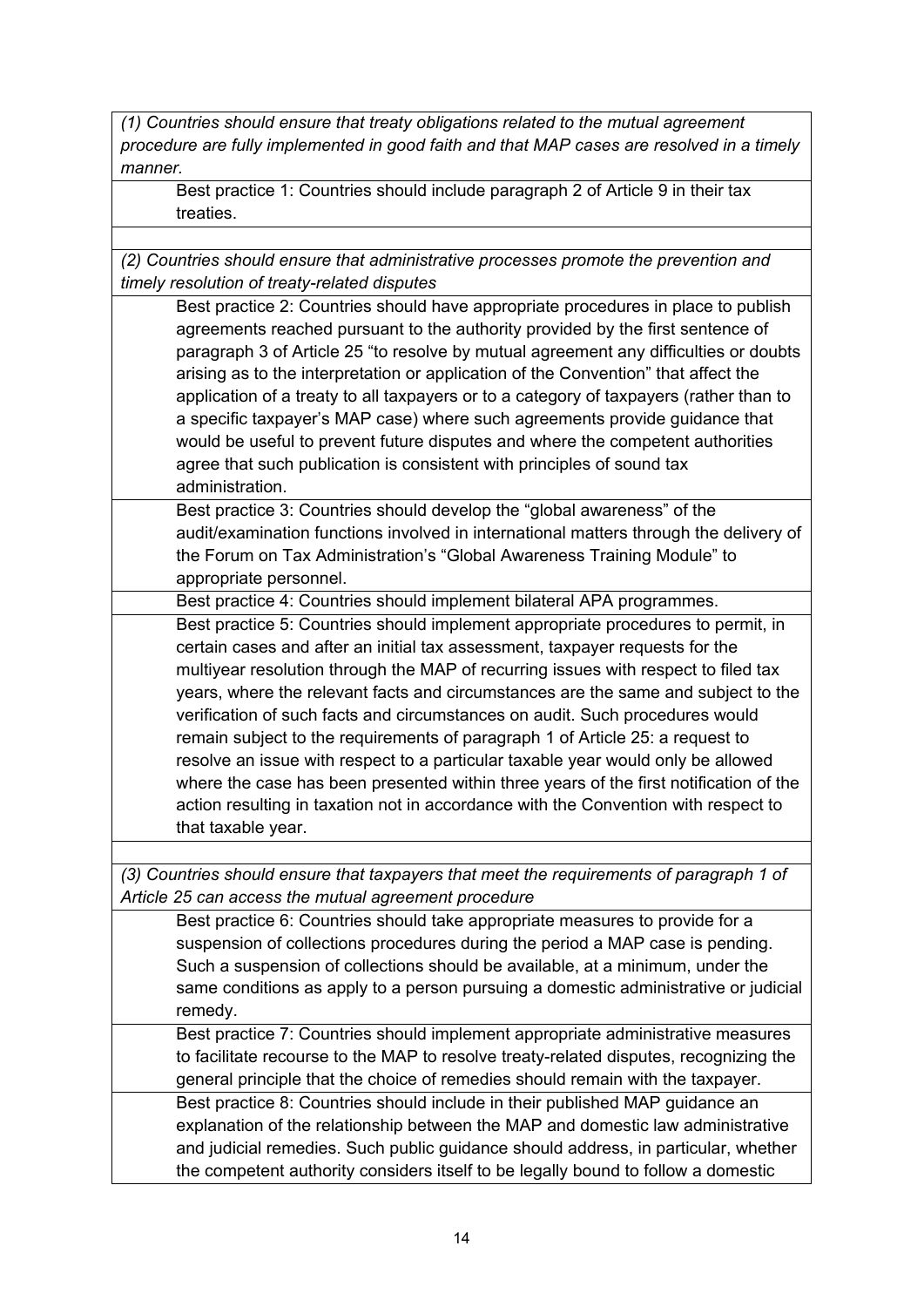| | |
|---|---|
| *(1) Countries should ensure that treaty obligations related to the mutual agreement procedure are fully implemented in good faith and that MAP cases are resolved in a timely manner.* | |
| | Best practice 1: Countries should include paragraph 2 of Article 9 in their tax treaties. |
| | |
| *(2) Countries should ensure that administrative processes promote the prevention and timely resolution of treaty-related disputes* | |
| | Best practice 2: Countries should have appropriate procedures in place to publish agreements reached pursuant to the authority provided by the first sentence of paragraph 3 of Article 25 "to resolve by mutual agreement any difficulties or doubts arising as to the interpretation or application of the Convention" that affect the application of a treaty to all taxpayers or to a category of taxpayers (rather than to a specific taxpayer's MAP case) where such agreements provide guidance that would be useful to prevent future disputes and where the competent authorities agree that such publication is consistent with principles of sound tax administration. |
| | Best practice 3: Countries should develop the "global awareness" of the audit/examination functions involved in international matters through the delivery of the Forum on Tax Administration's "Global Awareness Training Module" to appropriate personnel. |
| | Best practice 4: Countries should implement bilateral APA programmes. |
| | Best practice 5: Countries should implement appropriate procedures to permit, in certain cases and after an initial tax assessment, taxpayer requests for the multiyear resolution through the MAP of recurring issues with respect to filed tax years, where the relevant facts and circumstances are the same and subject to the verification of such facts and circumstances on audit. Such procedures would remain subject to the requirements of paragraph 1 of Article 25: a request to resolve an issue with respect to a particular taxable year would only be allowed where the case has been presented within three years of the first notification of the action resulting in taxation not in accordance with the Convention with respect to that taxable year. |
| | |
| *(3) Countries should ensure that taxpayers that meet the requirements of paragraph 1 of Article 25 can access the mutual agreement procedure* | |
| | Best practice 6: Countries should take appropriate measures to provide for a suspension of collections procedures during the period a MAP case is pending. Such a suspension of collections should be available, at a minimum, under the same conditions as apply to a person pursuing a domestic administrative or judicial remedy. |
| | Best practice 7: Countries should implement appropriate administrative measures to facilitate recourse to the MAP to resolve treaty-related disputes, recognizing the general principle that the choice of remedies should remain with the taxpayer. |
| | Best practice 8: Countries should include in their published MAP guidance an explanation of the relationship between the MAP and domestic law administrative and judicial remedies. Such public guidance should address, in particular, whether the competent authority considers itself to be legally bound to follow a domestic |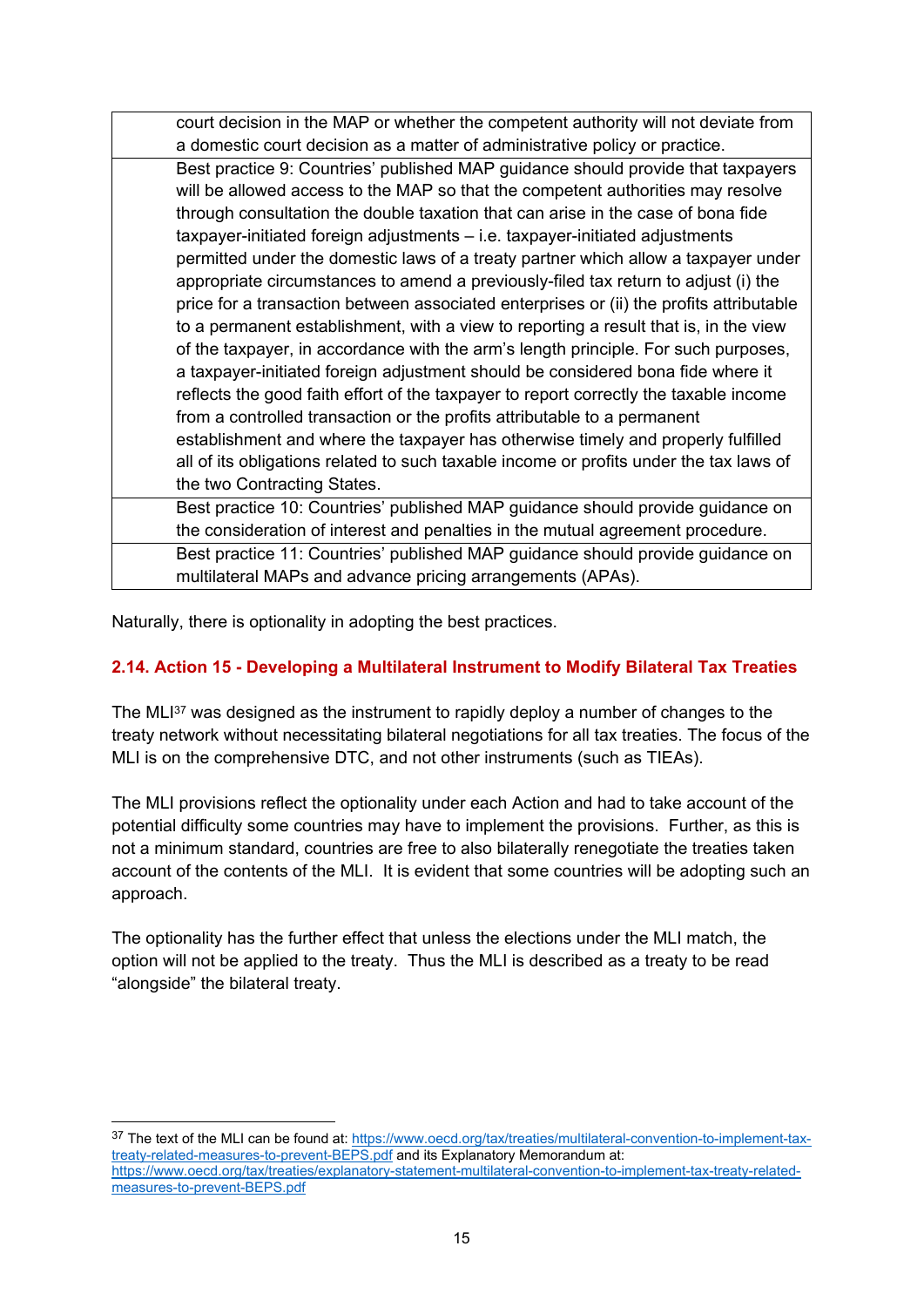| | |
|---|---|
| | court decision in the MAP or whether the competent authority will not deviate from a domestic court decision as a matter of administrative policy or practice. |
| | Best practice 9: Countries' published MAP guidance should provide that taxpayers will be allowed access to the MAP so that the competent authorities may resolve through consultation the double taxation that can arise in the case of bona fide taxpayer-initiated foreign adjustments – i.e. taxpayer-initiated adjustments permitted under the domestic laws of a treaty partner which allow a taxpayer under appropriate circumstances to amend a previously-filed tax return to adjust (i) the price for a transaction between associated enterprises or (ii) the profits attributable to a permanent establishment, with a view to reporting a result that is, in the view of the taxpayer, in accordance with the arm's length principle. For such purposes, a taxpayer-initiated foreign adjustment should be considered bona fide where it reflects the good faith effort of the taxpayer to report correctly the taxable income from a controlled transaction or the profits attributable to a permanent establishment and where the taxpayer has otherwise timely and properly fulfilled all of its obligations related to such taxable income or profits under the tax laws of the two Contracting States. |
| | Best practice 10: Countries' published MAP guidance should provide guidance on the consideration of interest and penalties in the mutual agreement procedure. |
| | Best practice 11: Countries' published MAP guidance should provide guidance on multilateral MAPs and advance pricing arrangements (APAs). |

Naturally, there is optionality in adopting the best practices.

### 2.14. Action 15 - Developing a Multilateral Instrument to Modify Bilateral Tax Treaties

The MLI[37] was designed as the instrument to rapidly deploy a number of changes to the treaty network without necessitating bilateral negotiations for all tax treaties. The focus of the MLI is on the comprehensive DTC, and not other instruments (such as TIEAs).

The MLI provisions reflect the optionality under each Action and had to take account of the potential difficulty some countries may have to implement the provisions. Further, as this is not a minimum standard, countries are free to also bilaterally renegotiate the treaties taken account of the contents of the MLI. It is evident that some countries will be adopting such an approach.

The optionality has the further effect that unless the elections under the MLI match, the option will not be applied to the treaty. Thus the MLI is described as a treaty to be read "alongside" the bilateral treaty.

---

[37] The text of the MLI can be found at: https://www.oecd.org/tax/treaties/multilateral-convention-to-implement-tax-treaty-related-measures-to-prevent-BEPS.pdf and its Explanatory Memorandum at: https://www.oecd.org/tax/treaties/explanatory-statement-multilateral-convention-to-implement-tax-treaty-related-measures-to-prevent-BEPS.pdf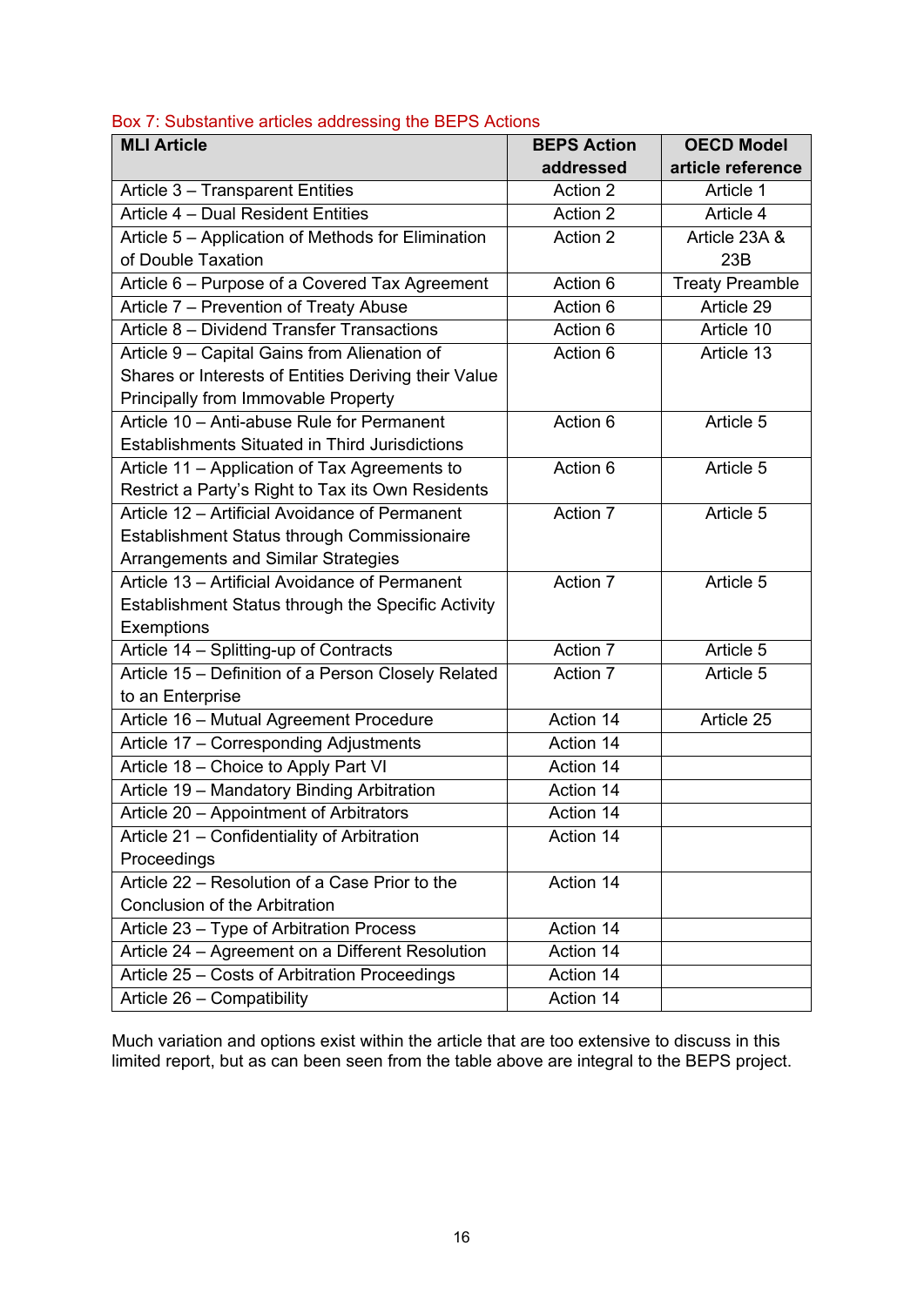Box 7: Substantive articles addressing the BEPS Actions

| MLI Article | BEPS Action addressed | OECD Model article reference |
|---|---|---|
| Article 3 – Transparent Entities | Action 2 | Article 1 |
| Article 4 – Dual Resident Entities | Action 2 | Article 4 |
| Article 5 – Application of Methods for Elimination of Double Taxation | Action 2 | Article 23A & 23B |
| Article 6 – Purpose of a Covered Tax Agreement | Action 6 | Treaty Preamble |
| Article 7 – Prevention of Treaty Abuse | Action 6 | Article 29 |
| Article 8 – Dividend Transfer Transactions | Action 6 | Article 10 |
| Article 9 – Capital Gains from Alienation of Shares or Interests of Entities Deriving their Value Principally from Immovable Property | Action 6 | Article 13 |
| Article 10 – Anti-abuse Rule for Permanent Establishments Situated in Third Jurisdictions | Action 6 | Article 5 |
| Article 11 – Application of Tax Agreements to Restrict a Party's Right to Tax its Own Residents | Action 6 | Article 5 |
| Article 12 – Artificial Avoidance of Permanent Establishment Status through Commissionaire Arrangements and Similar Strategies | Action 7 | Article 5 |
| Article 13 – Artificial Avoidance of Permanent Establishment Status through the Specific Activity Exemptions | Action 7 | Article 5 |
| Article 14 – Splitting-up of Contracts | Action 7 | Article 5 |
| Article 15 – Definition of a Person Closely Related to an Enterprise | Action 7 | Article 5 |
| Article 16 – Mutual Agreement Procedure | Action 14 | Article 25 |
| Article 17 – Corresponding Adjustments | Action 14 | |
| Article 18 – Choice to Apply Part VI | Action 14 | |
| Article 19 – Mandatory Binding Arbitration | Action 14 | |
| Article 20 – Appointment of Arbitrators | Action 14 | |
| Article 21 – Confidentiality of Arbitration Proceedings | Action 14 | |
| Article 22 – Resolution of a Case Prior to the Conclusion of the Arbitration | Action 14 | |
| Article 23 – Type of Arbitration Process | Action 14 | |
| Article 24 – Agreement on a Different Resolution | Action 14 | |
| Article 25 – Costs of Arbitration Proceedings | Action 14 | |
| Article 26 – Compatibility | Action 14 | |

Much variation and options exist within the article that are too extensive to discuss in this limited report, but as can been seen from the table above are integral to the BEPS project.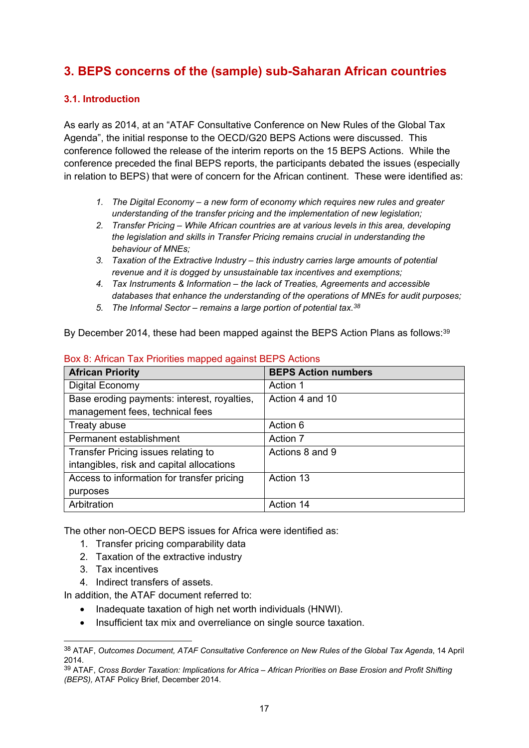## 3. BEPS concerns of the (sample) sub-Saharan African countries

### 3.1. Introduction

As early as 2014, at an "ATAF Consultative Conference on New Rules of the Global Tax Agenda", the initial response to the OECD/G20 BEPS Actions were discussed. This conference followed the release of the interim reports on the 15 BEPS Actions. While the conference preceded the final BEPS reports, the participants debated the issues (especially in relation to BEPS) that were of concern for the African continent. These were identified as:

1. *The Digital Economy – a new form of economy which requires new rules and greater understanding of the transfer pricing and the implementation of new legislation;*
2. *Transfer Pricing – While African countries are at various levels in this area, developing the legislation and skills in Transfer Pricing remains crucial in understanding the behaviour of MNEs;*
3. *Taxation of the Extractive Industry – this industry carries large amounts of potential revenue and it is dogged by unsustainable tax incentives and exemptions;*
4. *Tax Instruments & Information – the lack of Treaties, Agreements and accessible databases that enhance the understanding of the operations of MNEs for audit purposes;*
5. *The Informal Sector – remains a large portion of potential tax.*[38]

By December 2014, these had been mapped against the BEPS Action Plans as follows:[39]

Box 8: African Tax Priorities mapped against BEPS Actions

| African Priority | BEPS Action numbers |
|---|---|
| Digital Economy | Action 1 |
| Base eroding payments: interest, royalties, management fees, technical fees | Action 4 and 10 |
| Treaty abuse | Action 6 |
| Permanent establishment | Action 7 |
| Transfer Pricing issues relating to intangibles, risk and capital allocations | Actions 8 and 9 |
| Access to information for transfer pricing purposes | Action 13 |
| Arbitration | Action 14 |

The other non-OECD BEPS issues for Africa were identified as:

1. Transfer pricing comparability data
2. Taxation of the extractive industry
3. Tax incentives
4. Indirect transfers of assets.

In addition, the ATAF document referred to:

- Inadequate taxation of high net worth individuals (HNWI).
- Insufficient tax mix and overreliance on single source taxation.

---

[38] ATAF, *Outcomes Document, ATAF Consultative Conference on New Rules of the Global Tax Agenda*, 14 April 2014.

[39] ATAF, *Cross Border Taxation: Implications for Africa – African Priorities on Base Erosion and Profit Shifting (BEPS),* ATAF Policy Brief, December 2014.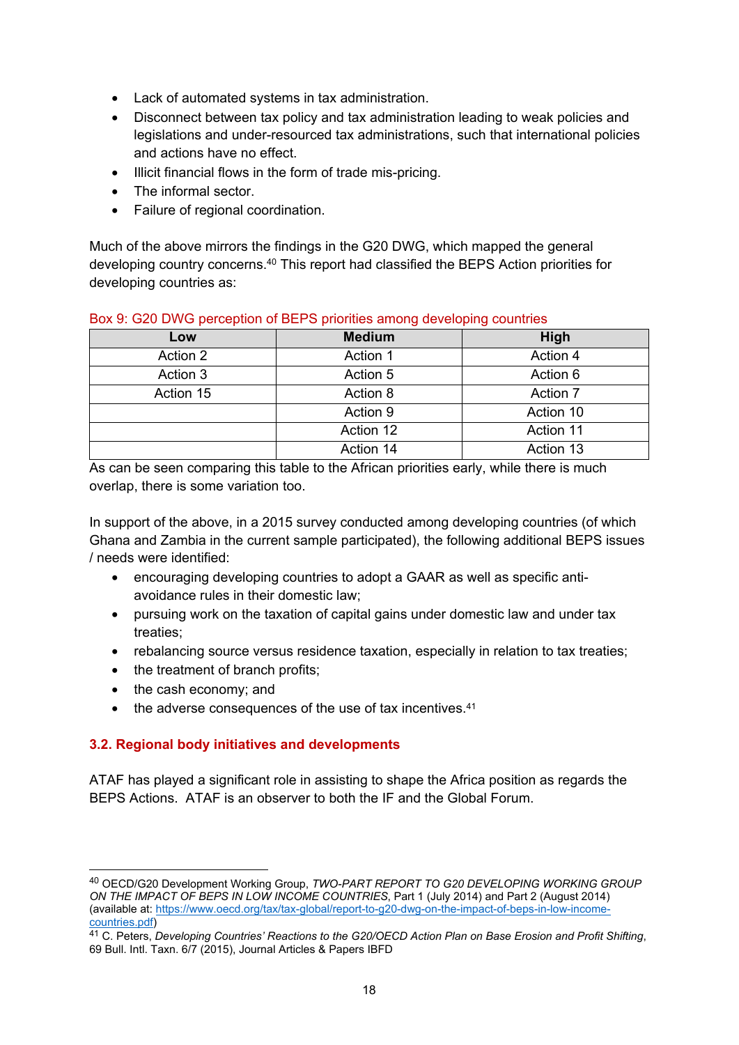- Lack of automated systems in tax administration.
- Disconnect between tax policy and tax administration leading to weak policies and legislations and under-resourced tax administrations, such that international policies and actions have no effect.
- Illicit financial flows in the form of trade mis-pricing.
- The informal sector.
- Failure of regional coordination.

Much of the above mirrors the findings in the G20 DWG, which mapped the general developing country concerns.[40] This report had classified the BEPS Action priorities for developing countries as:

Box 9: G20 DWG perception of BEPS priorities among developing countries

| Low | Medium | High |
|---|---|---|
| Action 2 | Action 1 | Action 4 |
| Action 3 | Action 5 | Action 6 |
| Action 15 | Action 8 | Action 7 |
| | Action 9 | Action 10 |
| | Action 12 | Action 11 |
| | Action 14 | Action 13 |

As can be seen comparing this table to the African priorities early, while there is much overlap, there is some variation too.

In support of the above, in a 2015 survey conducted among developing countries (of which Ghana and Zambia in the current sample participated), the following additional BEPS issues / needs were identified:

- encouraging developing countries to adopt a GAAR as well as specific anti-avoidance rules in their domestic law;
- pursuing work on the taxation of capital gains under domestic law and under tax treaties;
- rebalancing source versus residence taxation, especially in relation to tax treaties;
- the treatment of branch profits;
- the cash economy; and
- the adverse consequences of the use of tax incentives.[41]

### 3.2. Regional body initiatives and developments

ATAF has played a significant role in assisting to shape the Africa position as regards the BEPS Actions. ATAF is an observer to both the IF and the Global Forum.

---

[40] OECD/G20 Development Working Group, *TWO-PART REPORT TO G20 DEVELOPING WORKING GROUP ON THE IMPACT OF BEPS IN LOW INCOME COUNTRIES*, Part 1 (July 2014) and Part 2 (August 2014) (available at: https://www.oecd.org/tax/tax-global/report-to-g20-dwg-on-the-impact-of-beps-in-low-income-countries.pdf)

[41] C. Peters, *Developing Countries' Reactions to the G20/OECD Action Plan on Base Erosion and Profit Shifting*, 69 Bull. Intl. Taxn. 6/7 (2015), Journal Articles & Papers IBFD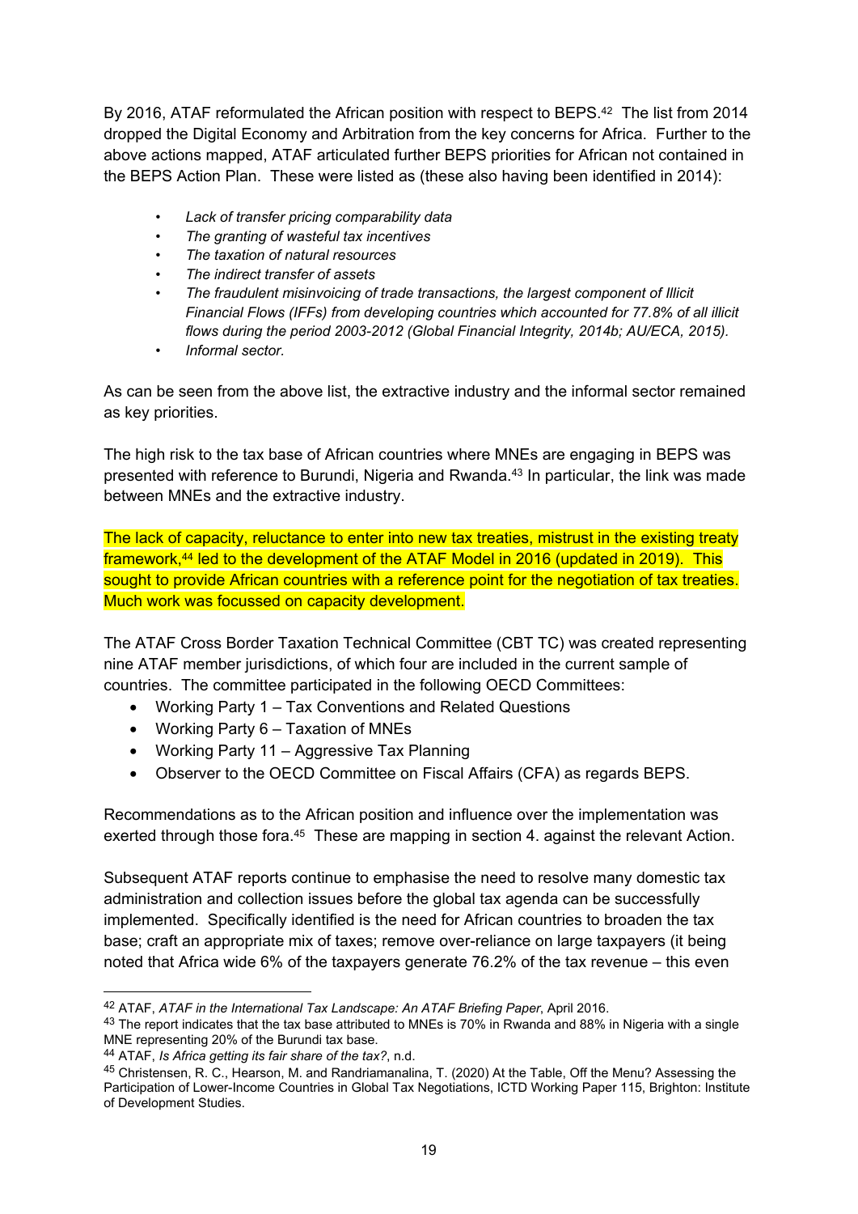By 2016, ATAF reformulated the African position with respect to BEPS.[42] The list from 2014 dropped the Digital Economy and Arbitration from the key concerns for Africa. Further to the above actions mapped, ATAF articulated further BEPS priorities for African not contained in the BEPS Action Plan. These were listed as (these also having been identified in 2014):

- *Lack of transfer pricing comparability data*
- *The granting of wasteful tax incentives*
- *The taxation of natural resources*
- *The indirect transfer of assets*
- *The fraudulent misinvoicing of trade transactions, the largest component of Illicit Financial Flows (IFFs) from developing countries which accounted for 77.8% of all illicit flows during the period 2003-2012 (Global Financial Integrity, 2014b; AU/ECA, 2015).*
- *Informal sector.*

As can be seen from the above list, the extractive industry and the informal sector remained as key priorities.

The high risk to the tax base of African countries where MNEs are engaging in BEPS was presented with reference to Burundi, Nigeria and Rwanda.[43] In particular, the link was made between MNEs and the extractive industry.

The lack of capacity, reluctance to enter into new tax treaties, mistrust in the existing treaty framework,[44] led to the development of the ATAF Model in 2016 (updated in 2019). This sought to provide African countries with a reference point for the negotiation of tax treaties. Much work was focussed on capacity development.

The ATAF Cross Border Taxation Technical Committee (CBT TC) was created representing nine ATAF member jurisdictions, of which four are included in the current sample of countries. The committee participated in the following OECD Committees:

- Working Party 1 – Tax Conventions and Related Questions
- Working Party 6 – Taxation of MNEs
- Working Party 11 – Aggressive Tax Planning
- Observer to the OECD Committee on Fiscal Affairs (CFA) as regards BEPS.

Recommendations as to the African position and influence over the implementation was exerted through those fora.[45] These are mapping in section 4. against the relevant Action.

Subsequent ATAF reports continue to emphasise the need to resolve many domestic tax administration and collection issues before the global tax agenda can be successfully implemented. Specifically identified is the need for African countries to broaden the tax base; craft an appropriate mix of taxes; remove over-reliance on large taxpayers (it being noted that Africa wide 6% of the taxpayers generate 76.2% of the tax revenue – this even

---

[42] ATAF, *ATAF in the International Tax Landscape: An ATAF Briefing Paper*, April 2016.

[43] The report indicates that the tax base attributed to MNEs is 70% in Rwanda and 88% in Nigeria with a single MNE representing 20% of the Burundi tax base.

[44] ATAF, *Is Africa getting its fair share of the tax?*, n.d.

[45] Christensen, R. C., Hearson, M. and Randriamanalina, T. (2020) At the Table, Off the Menu? Assessing the Participation of Lower-Income Countries in Global Tax Negotiations, ICTD Working Paper 115, Brighton: Institute of Development Studies.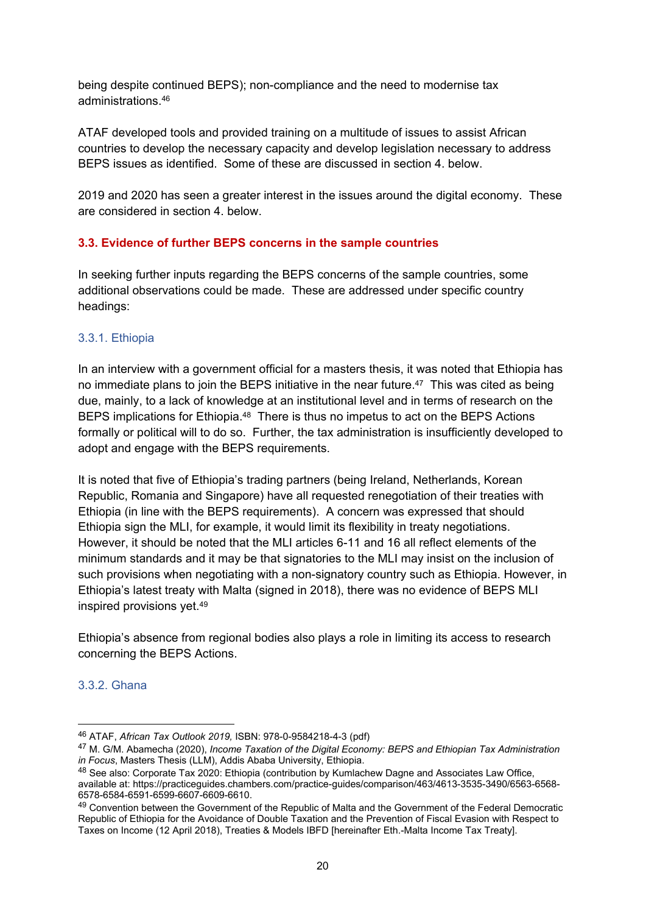being despite continued BEPS); non-compliance and the need to modernise tax administrations.[46]

ATAF developed tools and provided training on a multitude of issues to assist African countries to develop the necessary capacity and develop legislation necessary to address BEPS issues as identified. Some of these are discussed in section 4. below.

2019 and 2020 has seen a greater interest in the issues around the digital economy. These are considered in section 4. below.

### 3.3. Evidence of further BEPS concerns in the sample countries

In seeking further inputs regarding the BEPS concerns of the sample countries, some additional observations could be made. These are addressed under specific country headings:

#### 3.3.1. Ethiopia

In an interview with a government official for a masters thesis, it was noted that Ethiopia has no immediate plans to join the BEPS initiative in the near future.[47] This was cited as being due, mainly, to a lack of knowledge at an institutional level and in terms of research on the BEPS implications for Ethiopia.[48] There is thus no impetus to act on the BEPS Actions formally or political will to do so. Further, the tax administration is insufficiently developed to adopt and engage with the BEPS requirements.

It is noted that five of Ethiopia's trading partners (being Ireland, Netherlands, Korean Republic, Romania and Singapore) have all requested renegotiation of their treaties with Ethiopia (in line with the BEPS requirements). A concern was expressed that should Ethiopia sign the MLI, for example, it would limit its flexibility in treaty negotiations. However, it should be noted that the MLI articles 6-11 and 16 all reflect elements of the minimum standards and it may be that signatories to the MLI may insist on the inclusion of such provisions when negotiating with a non-signatory country such as Ethiopia. However, in Ethiopia's latest treaty with Malta (signed in 2018), there was no evidence of BEPS MLI inspired provisions yet.[49]

Ethiopia's absence from regional bodies also plays a role in limiting its access to research concerning the BEPS Actions.

#### 3.3.2. Ghana

---

[46] ATAF, *African Tax Outlook 2019,* ISBN: 978-0-9584218-4-3 (pdf)

[47] M. G/M. Abamecha (2020), *Income Taxation of the Digital Economy: BEPS and Ethiopian Tax Administration in Focus*, Masters Thesis (LLM), Addis Ababa University, Ethiopia.

[48] See also: Corporate Tax 2020: Ethiopia (contribution by Kumlachew Dagne and Associates Law Office, available at: https://practiceguides.chambers.com/practice-guides/comparison/463/4613-3535-3490/6563-6568-6578-6584-6591-6599-6607-6609-6610.

[49] Convention between the Government of the Republic of Malta and the Government of the Federal Democratic Republic of Ethiopia for the Avoidance of Double Taxation and the Prevention of Fiscal Evasion with Respect to Taxes on Income (12 April 2018), Treaties & Models IBFD [hereinafter Eth.-Malta Income Tax Treaty].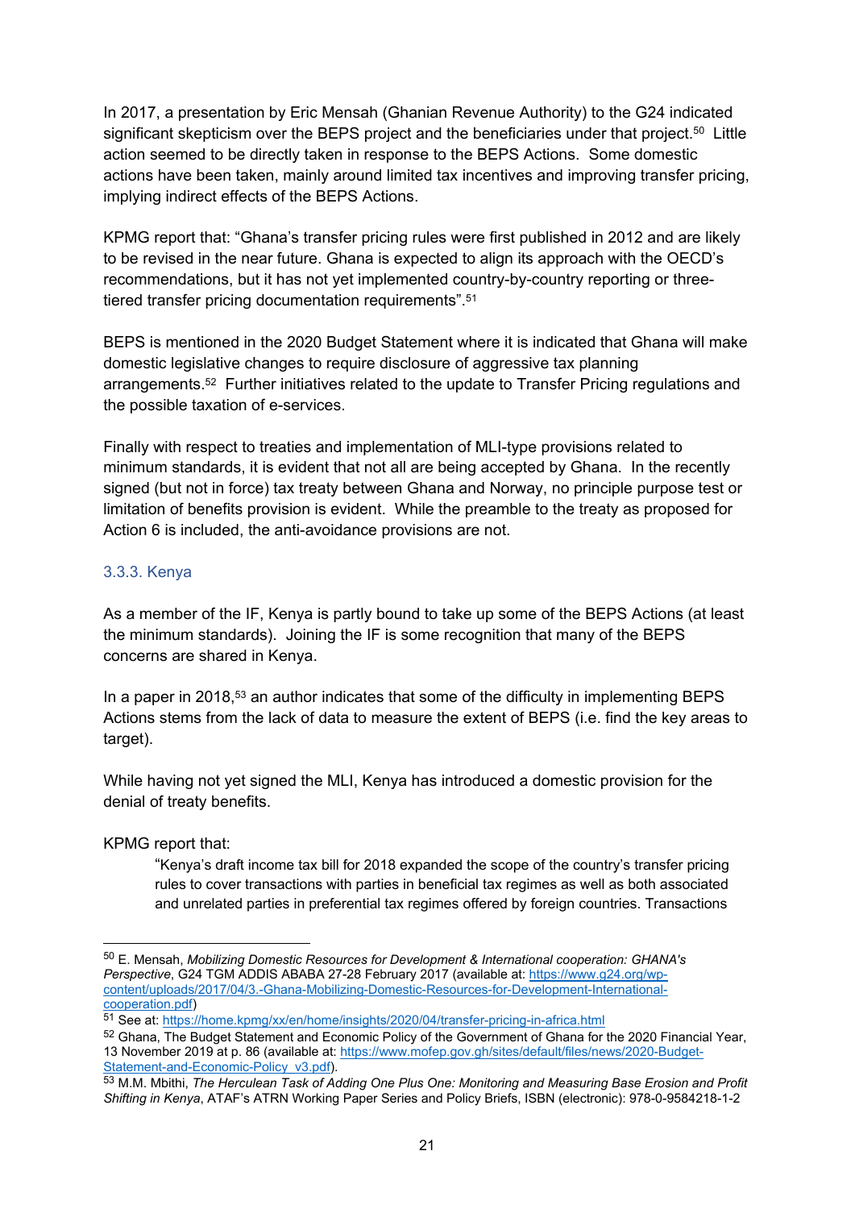In 2017, a presentation by Eric Mensah (Ghanian Revenue Authority) to the G24 indicated significant skepticism over the BEPS project and the beneficiaries under that project.[50] Little action seemed to be directly taken in response to the BEPS Actions. Some domestic actions have been taken, mainly around limited tax incentives and improving transfer pricing, implying indirect effects of the BEPS Actions.

KPMG report that: "Ghana's transfer pricing rules were first published in 2012 and are likely to be revised in the near future. Ghana is expected to align its approach with the OECD's recommendations, but it has not yet implemented country-by-country reporting or three-tiered transfer pricing documentation requirements".[51]

BEPS is mentioned in the 2020 Budget Statement where it is indicated that Ghana will make domestic legislative changes to require disclosure of aggressive tax planning arrangements.[52] Further initiatives related to the update to Transfer Pricing regulations and the possible taxation of e-services.

Finally with respect to treaties and implementation of MLI-type provisions related to minimum standards, it is evident that not all are being accepted by Ghana. In the recently signed (but not in force) tax treaty between Ghana and Norway, no principle purpose test or limitation of benefits provision is evident. While the preamble to the treaty as proposed for Action 6 is included, the anti-avoidance provisions are not.

### 3.3.3. Kenya

As a member of the IF, Kenya is partly bound to take up some of the BEPS Actions (at least the minimum standards). Joining the IF is some recognition that many of the BEPS concerns are shared in Kenya.

In a paper in 2018,[53] an author indicates that some of the difficulty in implementing BEPS Actions stems from the lack of data to measure the extent of BEPS (i.e. find the key areas to target).

While having not yet signed the MLI, Kenya has introduced a domestic provision for the denial of treaty benefits.

KPMG report that:

> "Kenya's draft income tax bill for 2018 expanded the scope of the country's transfer pricing rules to cover transactions with parties in beneficial tax regimes as well as both associated and unrelated parties in preferential tax regimes offered by foreign countries. Transactions

---

[50] E. Mensah, *Mobilizing Domestic Resources for Development & International cooperation: GHANA's Perspective*, G24 TGM ADDIS ABABA 27-28 February 2017 (available at: https://www.g24.org/wp-content/uploads/2017/04/3.-Ghana-Mobilizing-Domestic-Resources-for-Development-International-cooperation.pdf)

[51] See at: https://home.kpmg/xx/en/home/insights/2020/04/transfer-pricing-in-africa.html

[52] Ghana, The Budget Statement and Economic Policy of the Government of Ghana for the 2020 Financial Year, 13 November 2019 at p. 86 (available at: https://www.mofep.gov.gh/sites/default/files/news/2020-Budget-Statement-and-Economic-Policy_v3.pdf).

[53] M.M. Mbithi, *The Herculean Task of Adding One Plus One: Monitoring and Measuring Base Erosion and Profit Shifting in Kenya*, ATAF's ATRN Working Paper Series and Policy Briefs, ISBN (electronic): 978-0-9584218-1-2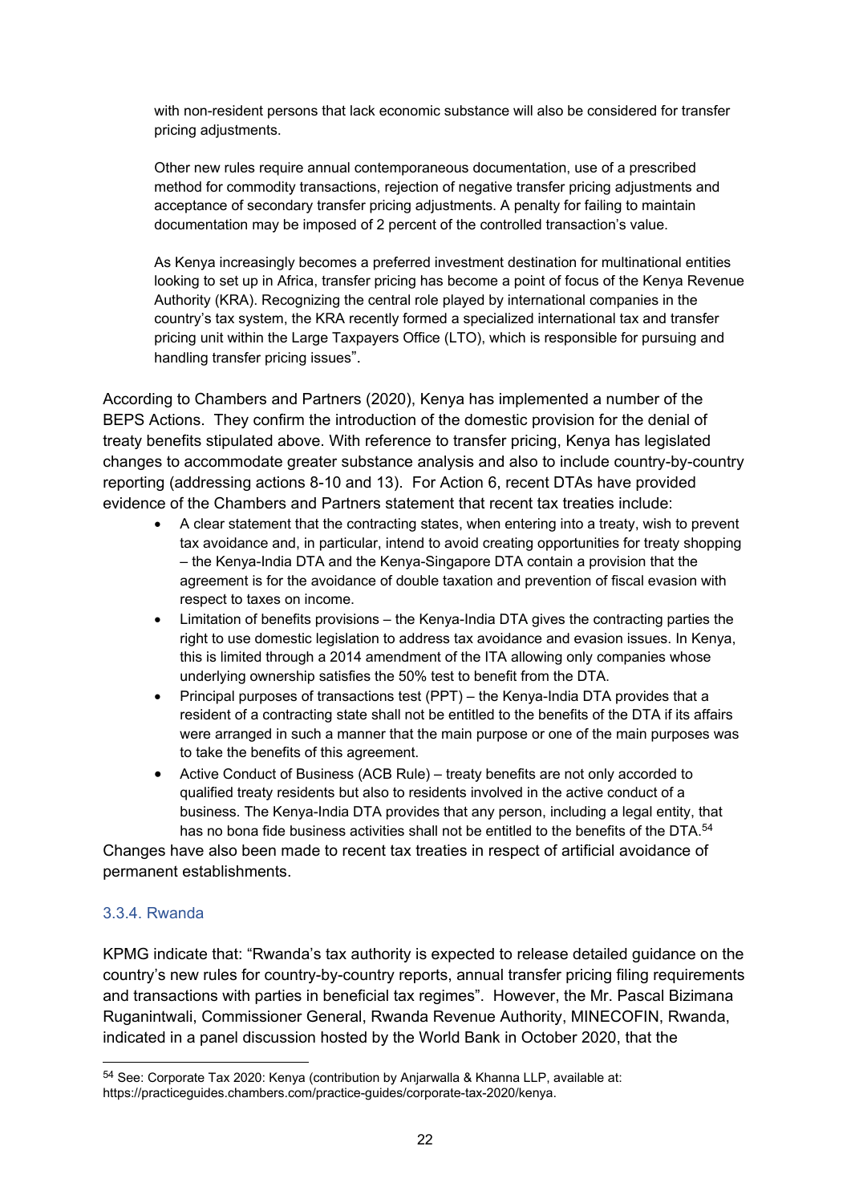with non-resident persons that lack economic substance will also be considered for transfer pricing adjustments.

Other new rules require annual contemporaneous documentation, use of a prescribed method for commodity transactions, rejection of negative transfer pricing adjustments and acceptance of secondary transfer pricing adjustments. A penalty for failing to maintain documentation may be imposed of 2 percent of the controlled transaction's value.

As Kenya increasingly becomes a preferred investment destination for multinational entities looking to set up in Africa, transfer pricing has become a point of focus of the Kenya Revenue Authority (KRA). Recognizing the central role played by international companies in the country's tax system, the KRA recently formed a specialized international tax and transfer pricing unit within the Large Taxpayers Office (LTO), which is responsible for pursuing and handling transfer pricing issues".

According to Chambers and Partners (2020), Kenya has implemented a number of the BEPS Actions. They confirm the introduction of the domestic provision for the denial of treaty benefits stipulated above. With reference to transfer pricing, Kenya has legislated changes to accommodate greater substance analysis and also to include country-by-country reporting (addressing actions 8-10 and 13). For Action 6, recent DTAs have provided evidence of the Chambers and Partners statement that recent tax treaties include:

- A clear statement that the contracting states, when entering into a treaty, wish to prevent tax avoidance and, in particular, intend to avoid creating opportunities for treaty shopping – the Kenya-India DTA and the Kenya-Singapore DTA contain a provision that the agreement is for the avoidance of double taxation and prevention of fiscal evasion with respect to taxes on income.
- Limitation of benefits provisions – the Kenya-India DTA gives the contracting parties the right to use domestic legislation to address tax avoidance and evasion issues. In Kenya, this is limited through a 2014 amendment of the ITA allowing only companies whose underlying ownership satisfies the 50% test to benefit from the DTA.
- Principal purposes of transactions test (PPT) – the Kenya-India DTA provides that a resident of a contracting state shall not be entitled to the benefits of the DTA if its affairs were arranged in such a manner that the main purpose or one of the main purposes was to take the benefits of this agreement.
- Active Conduct of Business (ACB Rule) – treaty benefits are not only accorded to qualified treaty residents but also to residents involved in the active conduct of a business. The Kenya-India DTA provides that any person, including a legal entity, that has no bona fide business activities shall not be entitled to the benefits of the DTA.[54]

Changes have also been made to recent tax treaties in respect of artificial avoidance of permanent establishments.

### 3.3.4. Rwanda

KPMG indicate that: "Rwanda's tax authority is expected to release detailed guidance on the country's new rules for country-by-country reports, annual transfer pricing filing requirements and transactions with parties in beneficial tax regimes". However, the Mr. Pascal Bizimana Ruganintwali, Commissioner General, Rwanda Revenue Authority, MINECOFIN, Rwanda, indicated in a panel discussion hosted by the World Bank in October 2020, that the

[54] See: Corporate Tax 2020: Kenya (contribution by Anjarwalla & Khanna LLP, available at: https://practiceguides.chambers.com/practice-guides/corporate-tax-2020/kenya.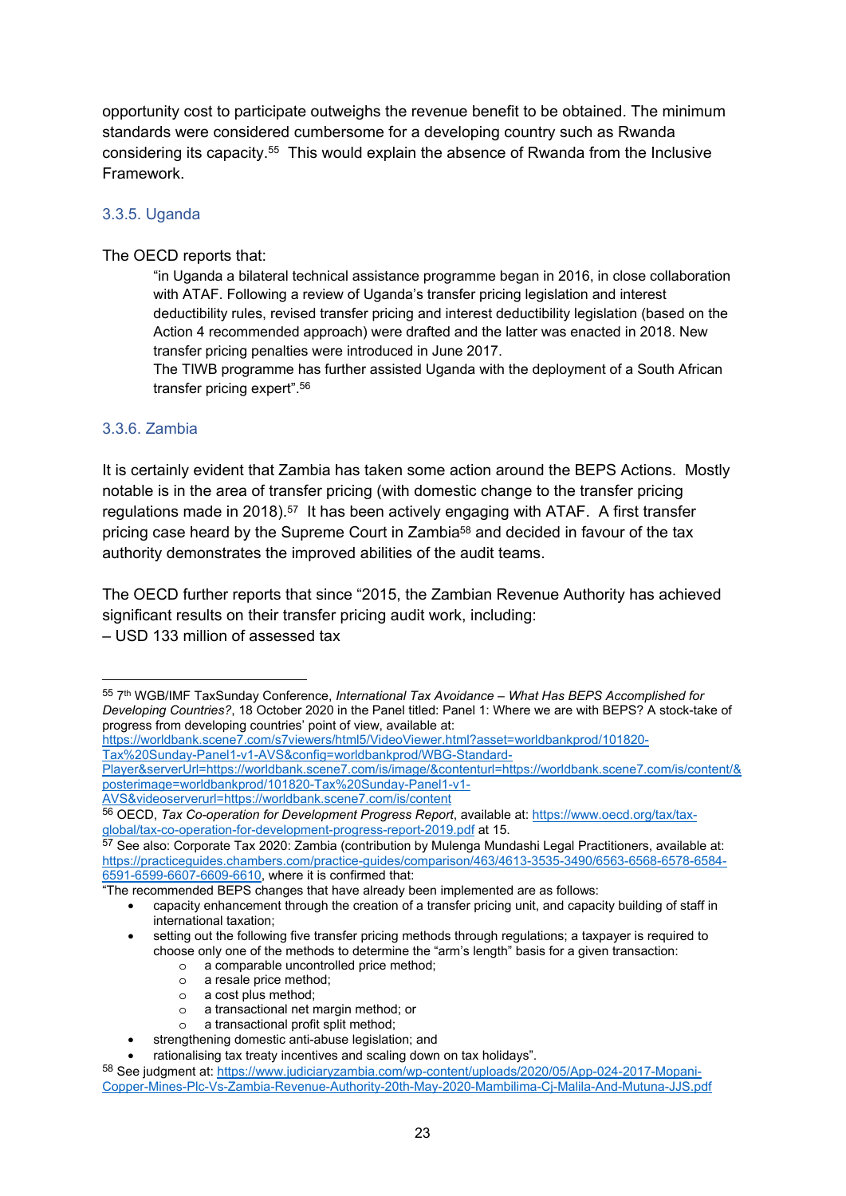opportunity cost to participate outweighs the revenue benefit to be obtained. The minimum standards were considered cumbersome for a developing country such as Rwanda considering its capacity.[55] This would explain the absence of Rwanda from the Inclusive Framework.

### 3.3.5. Uganda

The OECD reports that:

> "in Uganda a bilateral technical assistance programme began in 2016, in close collaboration with ATAF. Following a review of Uganda's transfer pricing legislation and interest deductibility rules, revised transfer pricing and interest deductibility legislation (based on the Action 4 recommended approach) were drafted and the latter was enacted in 2018. New transfer pricing penalties were introduced in June 2017.
> The TIWB programme has further assisted Uganda with the deployment of a South African transfer pricing expert".[56]

### 3.3.6. Zambia

It is certainly evident that Zambia has taken some action around the BEPS Actions. Mostly notable is in the area of transfer pricing (with domestic change to the transfer pricing regulations made in 2018).[57] It has been actively engaging with ATAF. A first transfer pricing case heard by the Supreme Court in Zambia[58] and decided in favour of the tax authority demonstrates the improved abilities of the audit teams.

The OECD further reports that since "2015, the Zambian Revenue Authority has achieved significant results on their transfer pricing audit work, including:
– USD 133 million of assessed tax

---

[55] 7th WGB/IMF TaxSunday Conference, *International Tax Avoidance – What Has BEPS Accomplished for Developing Countries?*, 18 October 2020 in the Panel titled: Panel 1: Where we are with BEPS? A stock-take of progress from developing countries' point of view, available at: https://worldbank.scene7.com/s7viewers/html5/VideoViewer.html?asset=worldbankprod/101820-Tax%20Sunday-Panel1-v1-AVS&config=worldbankprod/WBG-Standard-Player&serverUrl=https://worldbank.scene7.com/is/image/&contenturl=https://worldbank.scene7.com/is/content/&posterimage=worldbankprod/101820-Tax%20Sunday-Panel1-v1-AVS&videoserverurl=https://worldbank.scene7.com/is/content

[56] OECD, *Tax Co-operation for Development Progress Report*, available at: https://www.oecd.org/tax/tax-global/tax-co-operation-for-development-progress-report-2019.pdf at 15.

[57] See also: Corporate Tax 2020: Zambia (contribution by Mulenga Mundashi Legal Practitioners, available at: https://practiceguides.chambers.com/practice-guides/comparison/463/4613-3535-3490/6563-6568-6578-6584-6591-6599-6607-6609-6610, where it is confirmed that:
"The recommended BEPS changes that have already been implemented are as follows:
- capacity enhancement through the creation of a transfer pricing unit, and capacity building of staff in international taxation;
- setting out the following five transfer pricing methods through regulations; a taxpayer is required to choose only one of the methods to determine the "arm's length" basis for a given transaction:
  - a comparable uncontrolled price method;
  - a resale price method;
  - a cost plus method;
  - a transactional net margin method; or
  - a transactional profit split method;
- strengthening domestic anti-abuse legislation; and
- rationalising tax treaty incentives and scaling down on tax holidays".

[58] See judgment at: https://www.judiciaryzambia.com/wp-content/uploads/2020/05/App-024-2017-Mopani-Copper-Mines-Plc-Vs-Zambia-Revenue-Authority-20th-May-2020-Mambilima-Cj-Malila-And-Mutuna-JJS.pdf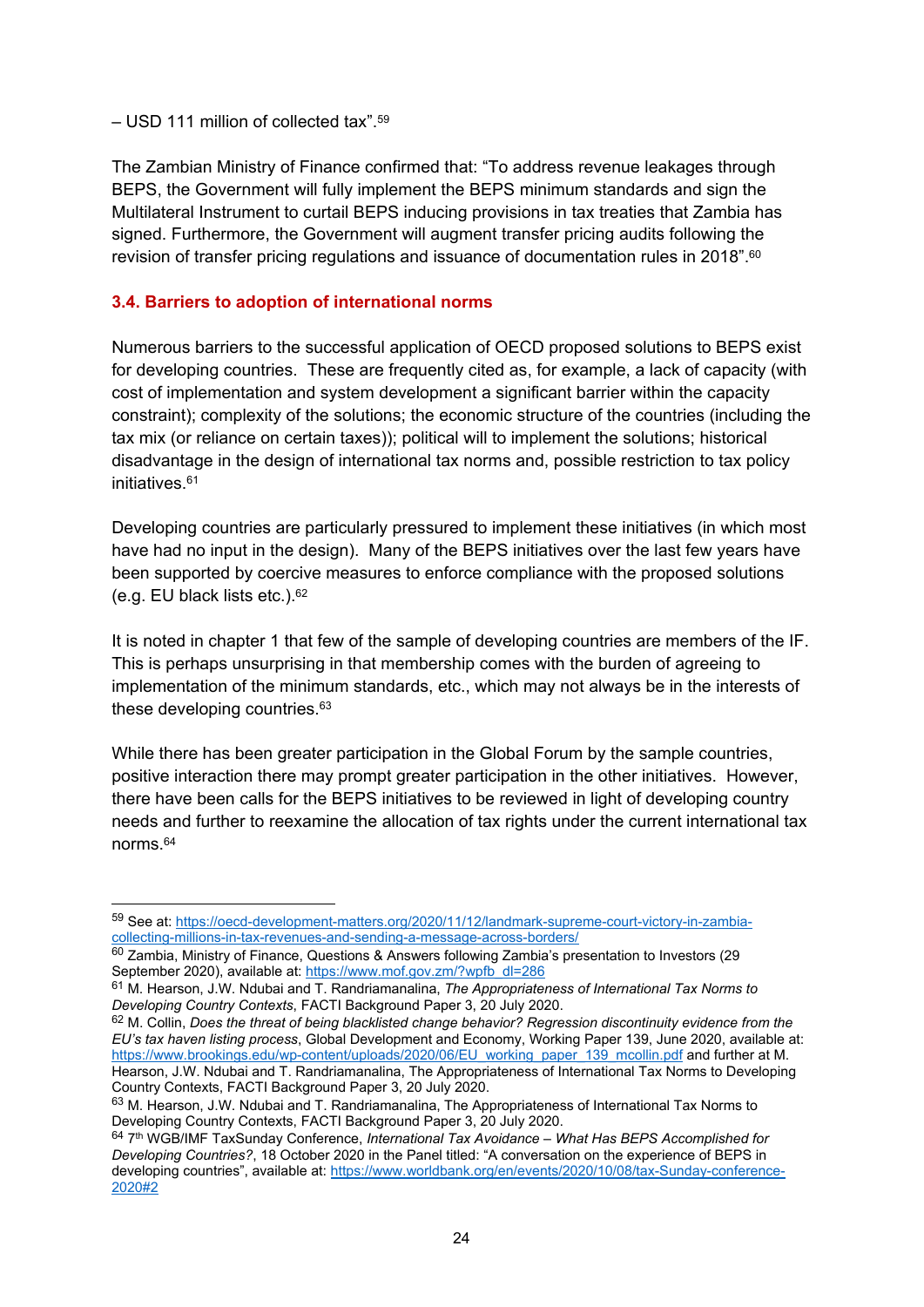– USD 111 million of collected tax".[59]

The Zambian Ministry of Finance confirmed that: "To address revenue leakages through BEPS, the Government will fully implement the BEPS minimum standards and sign the Multilateral Instrument to curtail BEPS inducing provisions in tax treaties that Zambia has signed. Furthermore, the Government will augment transfer pricing audits following the revision of transfer pricing regulations and issuance of documentation rules in 2018".[60]

### 3.4. Barriers to adoption of international norms

Numerous barriers to the successful application of OECD proposed solutions to BEPS exist for developing countries. These are frequently cited as, for example, a lack of capacity (with cost of implementation and system development a significant barrier within the capacity constraint); complexity of the solutions; the economic structure of the countries (including the tax mix (or reliance on certain taxes)); political will to implement the solutions; historical disadvantage in the design of international tax norms and, possible restriction to tax policy initiatives.[61]

Developing countries are particularly pressured to implement these initiatives (in which most have had no input in the design). Many of the BEPS initiatives over the last few years have been supported by coercive measures to enforce compliance with the proposed solutions (e.g. EU black lists etc.).[62]

It is noted in chapter 1 that few of the sample of developing countries are members of the IF. This is perhaps unsurprising in that membership comes with the burden of agreeing to implementation of the minimum standards, etc., which may not always be in the interests of these developing countries.[63]

While there has been greater participation in the Global Forum by the sample countries, positive interaction there may prompt greater participation in the other initiatives. However, there have been calls for the BEPS initiatives to be reviewed in light of developing country needs and further to reexamine the allocation of tax rights under the current international tax norms.[64]

---

[59] See at: https://oecd-development-matters.org/2020/11/12/landmark-supreme-court-victory-in-zambia-collecting-millions-in-tax-revenues-and-sending-a-message-across-borders/

[60] Zambia, Ministry of Finance, Questions & Answers following Zambia's presentation to Investors (29 September 2020), available at: https://www.mof.gov.zm/?wpfb_dl=286

[61] M. Hearson, J.W. Ndubai and T. Randriamanalina, *The Appropriateness of International Tax Norms to Developing Country Contexts*, FACTI Background Paper 3, 20 July 2020.

[62] M. Collin, *Does the threat of being blacklisted change behavior? Regression discontinuity evidence from the EU's tax haven listing process*, Global Development and Economy, Working Paper 139, June 2020, available at: https://www.brookings.edu/wp-content/uploads/2020/06/EU_working_paper_139_mcollin.pdf and further at M. Hearson, J.W. Ndubai and T. Randriamanalina, The Appropriateness of International Tax Norms to Developing Country Contexts, FACTI Background Paper 3, 20 July 2020.

[63] M. Hearson, J.W. Ndubai and T. Randriamanalina, The Appropriateness of International Tax Norms to Developing Country Contexts, FACTI Background Paper 3, 20 July 2020.

[64] 7th WGB/IMF TaxSunday Conference, *International Tax Avoidance – What Has BEPS Accomplished for Developing Countries?*, 18 October 2020 in the Panel titled: "A conversation on the experience of BEPS in developing countries", available at: https://www.worldbank.org/en/events/2020/10/08/tax-Sunday-conference-2020#2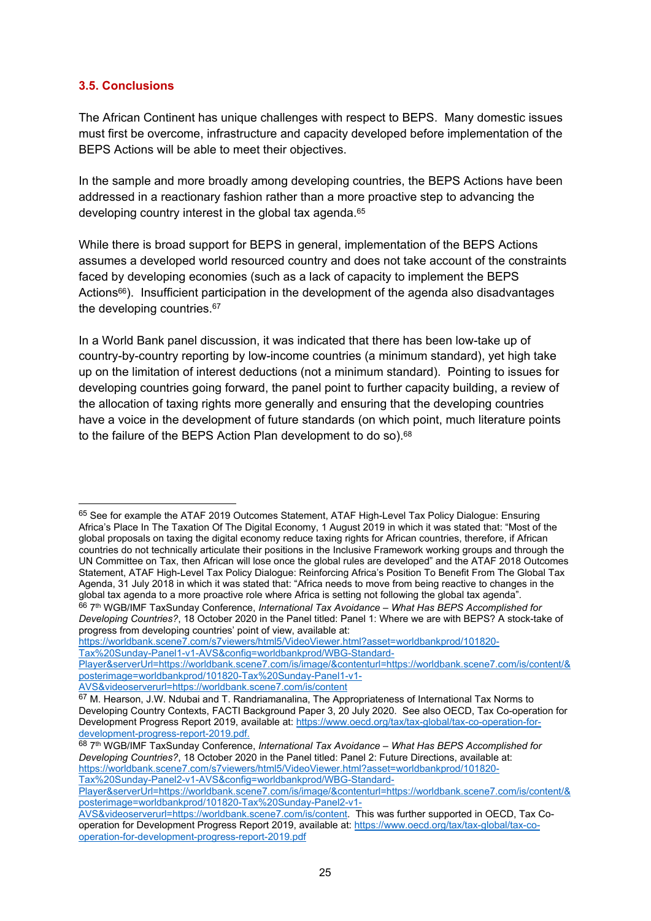### 3.5. Conclusions

The African Continent has unique challenges with respect to BEPS. Many domestic issues must first be overcome, infrastructure and capacity developed before implementation of the BEPS Actions will be able to meet their objectives.

In the sample and more broadly among developing countries, the BEPS Actions have been addressed in a reactionary fashion rather than a more proactive step to advancing the developing country interest in the global tax agenda.[65]

While there is broad support for BEPS in general, implementation of the BEPS Actions assumes a developed world resourced country and does not take account of the constraints faced by developing economies (such as a lack of capacity to implement the BEPS Actions[66]). Insufficient participation in the development of the agenda also disadvantages the developing countries.[67]

In a World Bank panel discussion, it was indicated that there has been low-take up of country-by-country reporting by low-income countries (a minimum standard), yet high take up on the limitation of interest deductions (not a minimum standard). Pointing to issues for developing countries going forward, the panel point to further capacity building, a review of the allocation of taxing rights more generally and ensuring that the developing countries have a voice in the development of future standards (on which point, much literature points to the failure of the BEPS Action Plan development to do so).[68]

---

[65] See for example the ATAF 2019 Outcomes Statement, ATAF High-Level Tax Policy Dialogue: Ensuring Africa's Place In The Taxation Of The Digital Economy, 1 August 2019 in which it was stated that: "Most of the global proposals on taxing the digital economy reduce taxing rights for African countries, therefore, if African countries do not technically articulate their positions in the Inclusive Framework working groups and through the UN Committee on Tax, then African will lose once the global rules are developed" and the ATAF 2018 Outcomes Statement, ATAF High-Level Tax Policy Dialogue: Reinforcing Africa's Position To Benefit From The Global Tax Agenda, 31 July 2018 in which it was stated that: "Africa needs to move from being reactive to changes in the global tax agenda to a more proactive role where Africa is setting not following the global tax agenda".

[66] 7th WGB/IMF TaxSunday Conference, *International Tax Avoidance – What Has BEPS Accomplished for Developing Countries?*, 18 October 2020 in the Panel titled: Panel 1: Where we are with BEPS? A stock-take of progress from developing countries' point of view, available at: https://worldbank.scene7.com/s7viewers/html5/VideoViewer.html?asset=worldbankprod/101820-Tax%20Sunday-Panel1-v1-AVS&config=worldbankprod/WBG-Standard-Player&serverUrl=https://worldbank.scene7.com/is/image/&contenturl=https://worldbank.scene7.com/is/content/&posterimage=worldbankprod/101820-Tax%20Sunday-Panel1-v1-AVS&videoserverurl=https://worldbank.scene7.com/is/content

[67] M. Hearson, J.W. Ndubai and T. Randriamanalina, The Appropriateness of International Tax Norms to Developing Country Contexts, FACTI Background Paper 3, 20 July 2020. See also OECD, Tax Co-operation for Development Progress Report 2019, available at: https://www.oecd.org/tax/tax-global/tax-co-operation-for-development-progress-report-2019.pdf.

[68] 7th WGB/IMF TaxSunday Conference, *International Tax Avoidance – What Has BEPS Accomplished for Developing Countries?*, 18 October 2020 in the Panel titled: Panel 2: Future Directions, available at: https://worldbank.scene7.com/s7viewers/html5/VideoViewer.html?asset=worldbankprod/101820-Tax%20Sunday-Panel2-v1-AVS&config=worldbankprod/WBG-Standard-Player&serverUrl=https://worldbank.scene7.com/is/image/&contenturl=https://worldbank.scene7.com/is/content/&posterimage=worldbankprod/101820-Tax%20Sunday-Panel2-v1-AVS&videoserverurl=https://worldbank.scene7.com/is/content. This was further supported in OECD, Tax Co-operation for Development Progress Report 2019, available at: https://www.oecd.org/tax/tax-global/tax-co-operation-for-development-progress-report-2019.pdf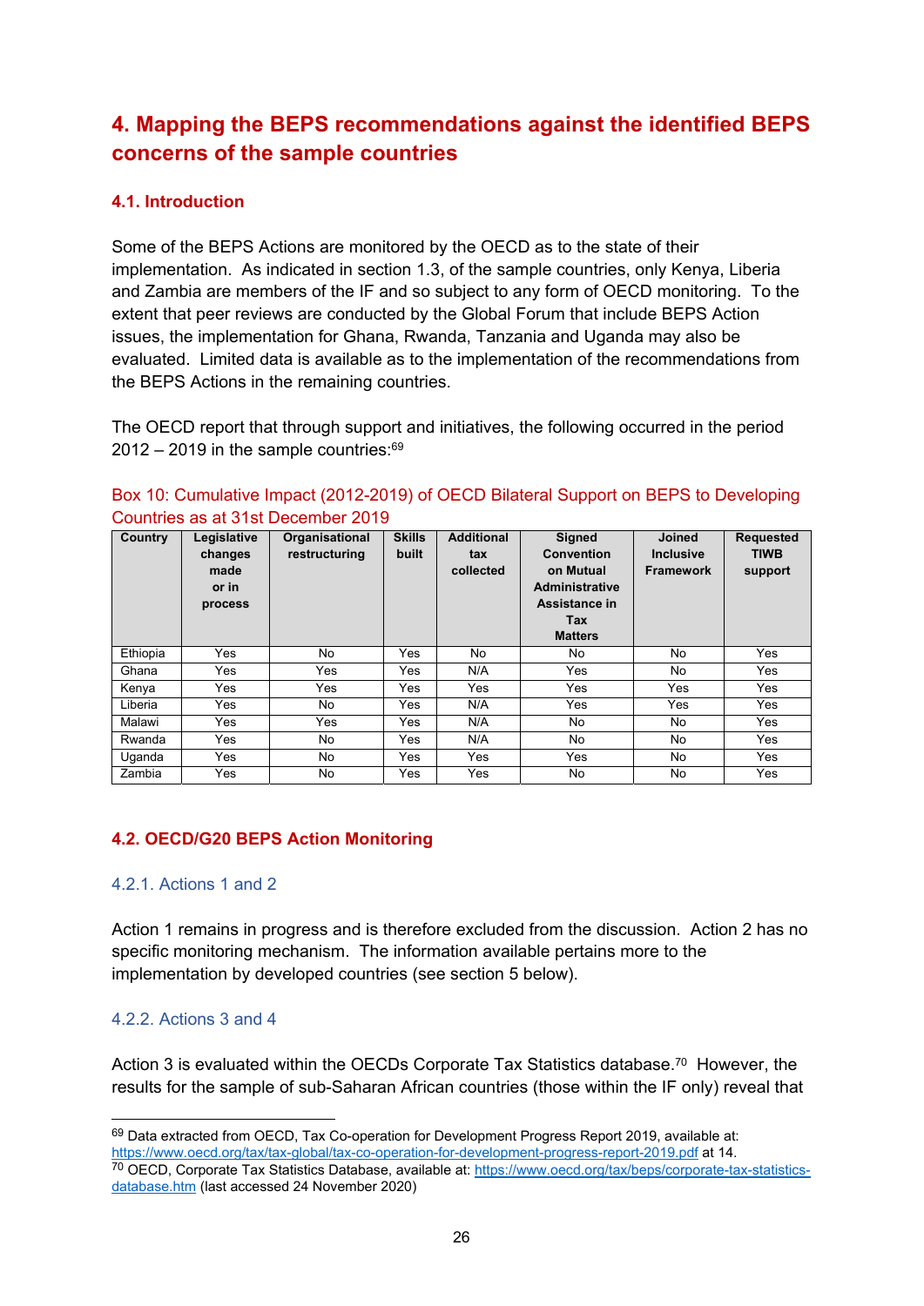# 4. Mapping the BEPS recommendations against the identified BEPS concerns of the sample countries

## 4.1. Introduction

Some of the BEPS Actions are monitored by the OECD as to the state of their implementation. As indicated in section 1.3, of the sample countries, only Kenya, Liberia and Zambia are members of the IF and so subject to any form of OECD monitoring. To the extent that peer reviews are conducted by the Global Forum that include BEPS Action issues, the implementation for Ghana, Rwanda, Tanzania and Uganda may also be evaluated. Limited data is available as to the implementation of the recommendations from the BEPS Actions in the remaining countries.

The OECD report that through support and initiatives, the following occurred in the period 2012 – 2019 in the sample countries:[69]

Box 10: Cumulative Impact (2012-2019) of OECD Bilateral Support on BEPS to Developing Countries as at 31st December 2019

| Country | Legislative changes made or in process | Organisational restructuring | Skills built | Additional tax collected | Signed Convention on Mutual Administrative Assistance in Tax Matters | Joined Inclusive Framework | Requested TIWB support |
|---|---|---|---|---|---|---|---|
| Ethiopia | Yes | No | Yes | No | No | No | Yes |
| Ghana | Yes | Yes | Yes | N/A | Yes | No | Yes |
| Kenya | Yes | Yes | Yes | Yes | Yes | Yes | Yes |
| Liberia | Yes | No | Yes | N/A | Yes | Yes | Yes |
| Malawi | Yes | Yes | Yes | N/A | No | No | Yes |
| Rwanda | Yes | No | Yes | N/A | No | No | Yes |
| Uganda | Yes | No | Yes | Yes | Yes | No | Yes |
| Zambia | Yes | No | Yes | Yes | No | No | Yes |

## 4.2. OECD/G20 BEPS Action Monitoring

### 4.2.1. Actions 1 and 2

Action 1 remains in progress and is therefore excluded from the discussion. Action 2 has no specific monitoring mechanism. The information available pertains more to the implementation by developed countries (see section 5 below).

### 4.2.2. Actions 3 and 4

Action 3 is evaluated within the OECDs Corporate Tax Statistics database.[70] However, the results for the sample of sub-Saharan African countries (those within the IF only) reveal that

[69] Data extracted from OECD, Tax Co-operation for Development Progress Report 2019, available at: https://www.oecd.org/tax/tax-global/tax-co-operation-for-development-progress-report-2019.pdf at 14.

[70] OECD, Corporate Tax Statistics Database, available at: https://www.oecd.org/tax/beps/corporate-tax-statistics-database.htm (last accessed 24 November 2020)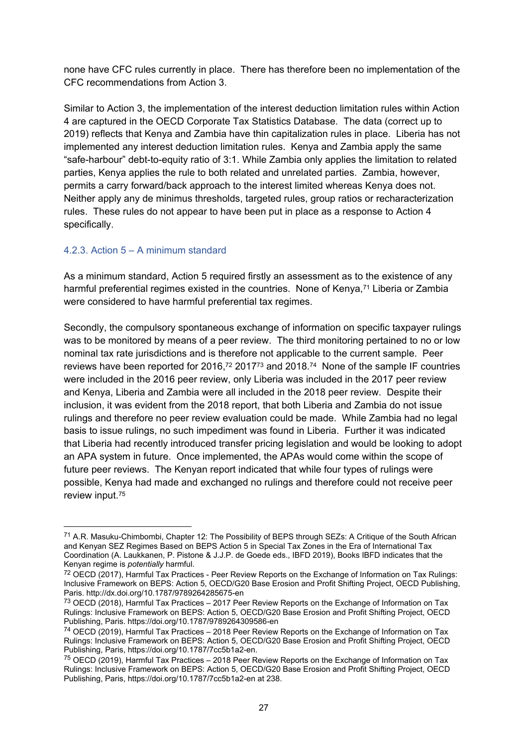none have CFC rules currently in place. There has therefore been no implementation of the CFC recommendations from Action 3.

Similar to Action 3, the implementation of the interest deduction limitation rules within Action 4 are captured in the OECD Corporate Tax Statistics Database. The data (correct up to 2019) reflects that Kenya and Zambia have thin capitalization rules in place. Liberia has not implemented any interest deduction limitation rules. Kenya and Zambia apply the same "safe-harbour" debt-to-equity ratio of 3:1. While Zambia only applies the limitation to related parties, Kenya applies the rule to both related and unrelated parties. Zambia, however, permits a carry forward/back approach to the interest limited whereas Kenya does not. Neither apply any de minimus thresholds, targeted rules, group ratios or recharacterization rules. These rules do not appear to have been put in place as a response to Action 4 specifically.

### 4.2.3. Action 5 – A minimum standard

As a minimum standard, Action 5 required firstly an assessment as to the existence of any harmful preferential regimes existed in the countries. None of Kenya,[71] Liberia or Zambia were considered to have harmful preferential tax regimes.

Secondly, the compulsory spontaneous exchange of information on specific taxpayer rulings was to be monitored by means of a peer review. The third monitoring pertained to no or low nominal tax rate jurisdictions and is therefore not applicable to the current sample. Peer reviews have been reported for 2016,[72] 2017[73] and 2018.[74] None of the sample IF countries were included in the 2016 peer review, only Liberia was included in the 2017 peer review and Kenya, Liberia and Zambia were all included in the 2018 peer review. Despite their inclusion, it was evident from the 2018 report, that both Liberia and Zambia do not issue rulings and therefore no peer review evaluation could be made. While Zambia had no legal basis to issue rulings, no such impediment was found in Liberia. Further it was indicated that Liberia had recently introduced transfer pricing legislation and would be looking to adopt an APA system in future. Once implemented, the APAs would come within the scope of future peer reviews. The Kenyan report indicated that while four types of rulings were possible, Kenya had made and exchanged no rulings and therefore could not receive peer review input.[75]

---

[71] A.R. Masuku-Chimbombi, Chapter 12: The Possibility of BEPS through SEZs: A Critique of the South African and Kenyan SEZ Regimes Based on BEPS Action 5 in Special Tax Zones in the Era of International Tax Coordination (A. Laukkanen, P. Pistone & J.J.P. de Goede eds., IBFD 2019), Books IBFD indicates that the Kenyan regime is *potentially* harmful.

[72] OECD (2017), Harmful Tax Practices - Peer Review Reports on the Exchange of Information on Tax Rulings: Inclusive Framework on BEPS: Action 5, OECD/G20 Base Erosion and Profit Shifting Project, OECD Publishing, Paris. http://dx.doi.org/10.1787/9789264285675-en

[73] OECD (2018), Harmful Tax Practices – 2017 Peer Review Reports on the Exchange of Information on Tax Rulings: Inclusive Framework on BEPS: Action 5, OECD/G20 Base Erosion and Profit Shifting Project, OECD Publishing, Paris. https://doi.org/10.1787/9789264309586-en

[74] OECD (2019), Harmful Tax Practices – 2018 Peer Review Reports on the Exchange of Information on Tax Rulings: Inclusive Framework on BEPS: Action 5, OECD/G20 Base Erosion and Profit Shifting Project, OECD Publishing, Paris, https://doi.org/10.1787/7cc5b1a2-en.

[75] OECD (2019), Harmful Tax Practices – 2018 Peer Review Reports on the Exchange of Information on Tax Rulings: Inclusive Framework on BEPS: Action 5, OECD/G20 Base Erosion and Profit Shifting Project, OECD Publishing, Paris, https://doi.org/10.1787/7cc5b1a2-en at 238.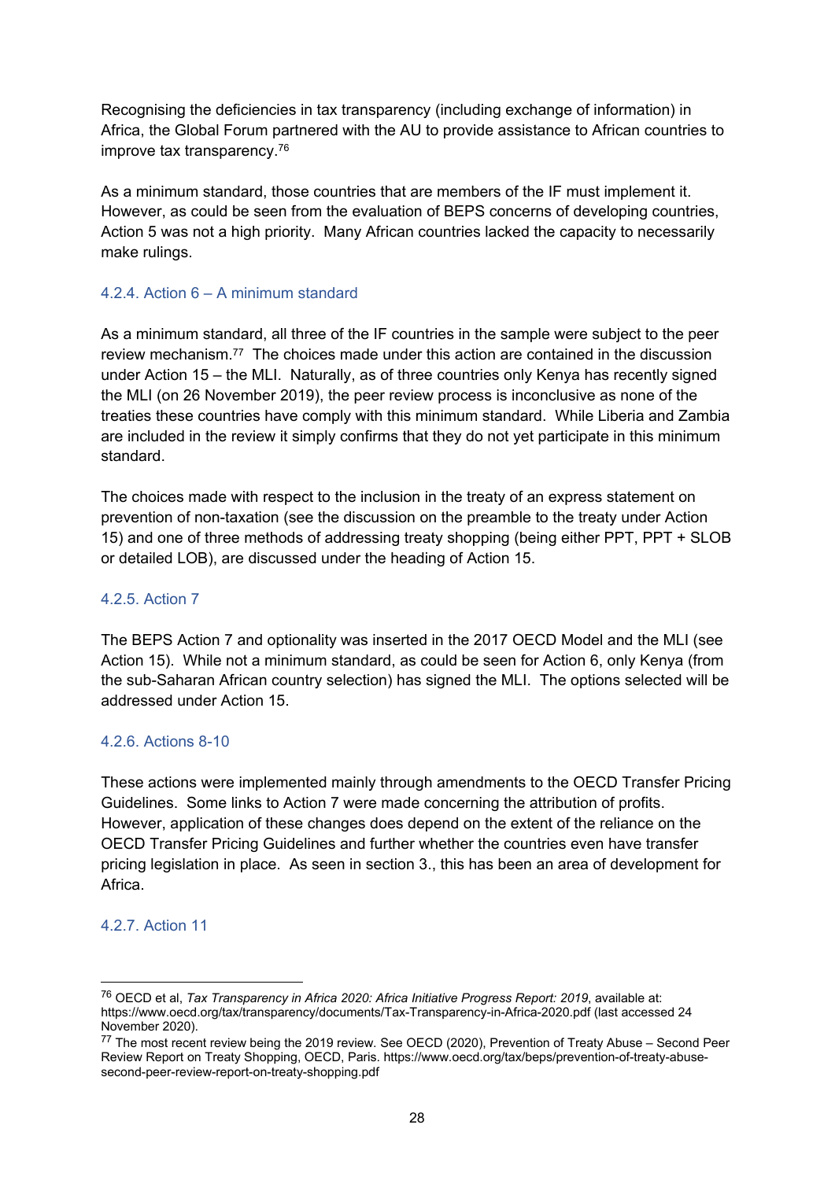Recognising the deficiencies in tax transparency (including exchange of information) in Africa, the Global Forum partnered with the AU to provide assistance to African countries to improve tax transparency.[76]

As a minimum standard, those countries that are members of the IF must implement it. However, as could be seen from the evaluation of BEPS concerns of developing countries, Action 5 was not a high priority. Many African countries lacked the capacity to necessarily make rulings.

#### 4.2.4. Action 6 – A minimum standard

As a minimum standard, all three of the IF countries in the sample were subject to the peer review mechanism.[77] The choices made under this action are contained in the discussion under Action 15 – the MLI. Naturally, as of three countries only Kenya has recently signed the MLI (on 26 November 2019), the peer review process is inconclusive as none of the treaties these countries have comply with this minimum standard. While Liberia and Zambia are included in the review it simply confirms that they do not yet participate in this minimum standard.

The choices made with respect to the inclusion in the treaty of an express statement on prevention of non-taxation (see the discussion on the preamble to the treaty under Action 15) and one of three methods of addressing treaty shopping (being either PPT, PPT + SLOB or detailed LOB), are discussed under the heading of Action 15.

#### 4.2.5. Action 7

The BEPS Action 7 and optionality was inserted in the 2017 OECD Model and the MLI (see Action 15). While not a minimum standard, as could be seen for Action 6, only Kenya (from the sub-Saharan African country selection) has signed the MLI. The options selected will be addressed under Action 15.

#### 4.2.6. Actions 8-10

These actions were implemented mainly through amendments to the OECD Transfer Pricing Guidelines. Some links to Action 7 were made concerning the attribution of profits. However, application of these changes does depend on the extent of the reliance on the OECD Transfer Pricing Guidelines and further whether the countries even have transfer pricing legislation in place. As seen in section 3., this has been an area of development for Africa.

#### 4.2.7. Action 11

---

[76] OECD et al, *Tax Transparency in Africa 2020: Africa Initiative Progress Report: 2019*, available at: https://www.oecd.org/tax/transparency/documents/Tax-Transparency-in-Africa-2020.pdf (last accessed 24 November 2020).

[77] The most recent review being the 2019 review. See OECD (2020), Prevention of Treaty Abuse – Second Peer Review Report on Treaty Shopping, OECD, Paris. https://www.oecd.org/tax/beps/prevention-of-treaty-abuse-second-peer-review-report-on-treaty-shopping.pdf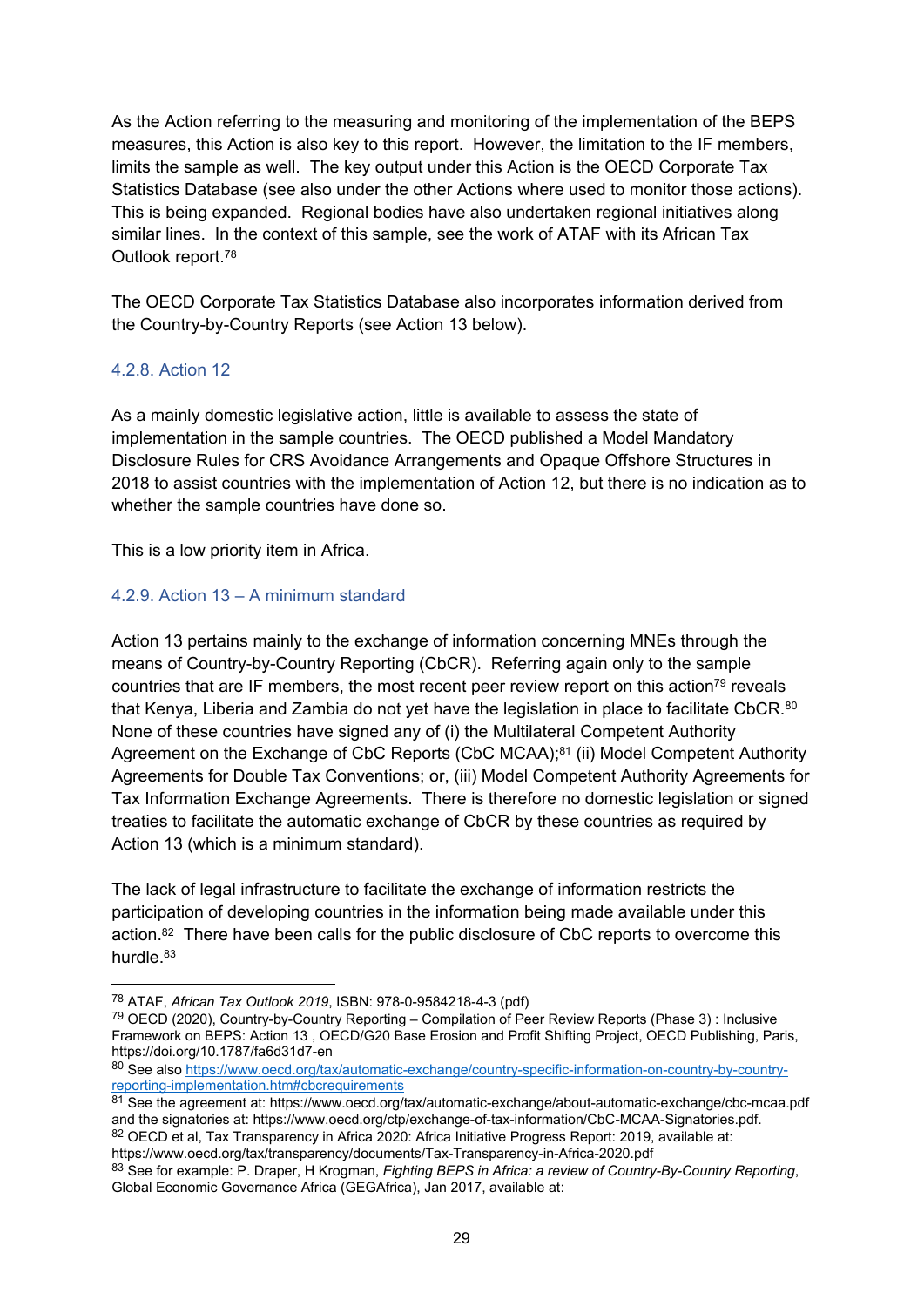As the Action referring to the measuring and monitoring of the implementation of the BEPS measures, this Action is also key to this report. However, the limitation to the IF members, limits the sample as well. The key output under this Action is the OECD Corporate Tax Statistics Database (see also under the other Actions where used to monitor those actions). This is being expanded. Regional bodies have also undertaken regional initiatives along similar lines. In the context of this sample, see the work of ATAF with its African Tax Outlook report.[78]

The OECD Corporate Tax Statistics Database also incorporates information derived from the Country-by-Country Reports (see Action 13 below).

#### 4.2.8. Action 12

As a mainly domestic legislative action, little is available to assess the state of implementation in the sample countries. The OECD published a Model Mandatory Disclosure Rules for CRS Avoidance Arrangements and Opaque Offshore Structures in 2018 to assist countries with the implementation of Action 12, but there is no indication as to whether the sample countries have done so.

This is a low priority item in Africa.

#### 4.2.9. Action 13 – A minimum standard

Action 13 pertains mainly to the exchange of information concerning MNEs through the means of Country-by-Country Reporting (CbCR). Referring again only to the sample countries that are IF members, the most recent peer review report on this action[79] reveals that Kenya, Liberia and Zambia do not yet have the legislation in place to facilitate CbCR.[80] None of these countries have signed any of (i) the Multilateral Competent Authority Agreement on the Exchange of CbC Reports (CbC MCAA);[81] (ii) Model Competent Authority Agreements for Double Tax Conventions; or, (iii) Model Competent Authority Agreements for Tax Information Exchange Agreements. There is therefore no domestic legislation or signed treaties to facilitate the automatic exchange of CbCR by these countries as required by Action 13 (which is a minimum standard).

The lack of legal infrastructure to facilitate the exchange of information restricts the participation of developing countries in the information being made available under this action.[82] There have been calls for the public disclosure of CbC reports to overcome this hurdle.[83]

---

[78] ATAF, *African Tax Outlook 2019*, ISBN: 978-0-9584218-4-3 (pdf)

[79] OECD (2020), Country-by-Country Reporting – Compilation of Peer Review Reports (Phase 3) : Inclusive Framework on BEPS: Action 13 , OECD/G20 Base Erosion and Profit Shifting Project, OECD Publishing, Paris, https://doi.org/10.1787/fa6d31d7-en

[80] See also [https://www.oecd.org/tax/automatic-exchange/country-specific-information-on-country-by-country-reporting-implementation.htm#cbcrequirements](https://www.oecd.org/tax/automatic-exchange/country-specific-information-on-country-by-country-reporting-implementation.htm#cbcrequirements)

[81] See the agreement at: https://www.oecd.org/tax/automatic-exchange/about-automatic-exchange/cbc-mcaa.pdf and the signatories at: https://www.oecd.org/ctp/exchange-of-tax-information/CbC-MCAA-Signatories.pdf.

[82] OECD et al, Tax Transparency in Africa 2020: Africa Initiative Progress Report: 2019, available at: https://www.oecd.org/tax/transparency/documents/Tax-Transparency-in-Africa-2020.pdf

[83] See for example: P. Draper, H Krogman, *Fighting BEPS in Africa: a review of Country-By-Country Reporting*, Global Economic Governance Africa (GEGAfrica), Jan 2017, available at: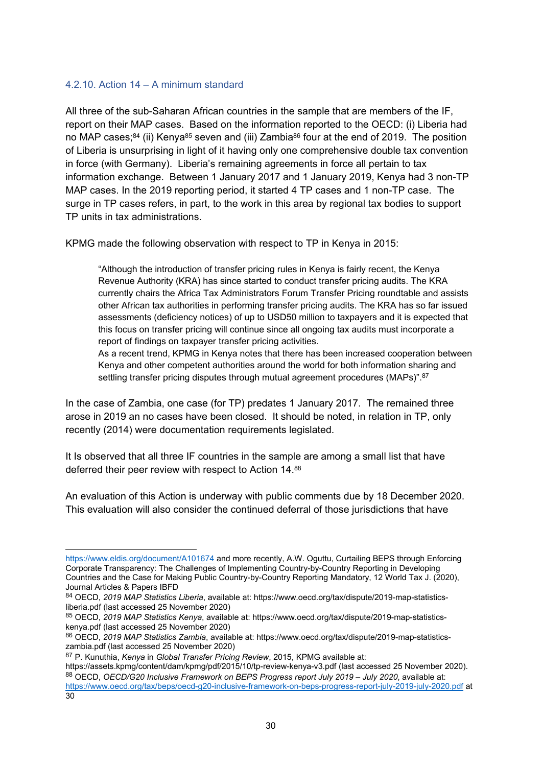### 4.2.10. Action 14 – A minimum standard

All three of the sub-Saharan African countries in the sample that are members of the IF, report on their MAP cases. Based on the information reported to the OECD: (i) Liberia had no MAP cases;[84] (ii) Kenya[85] seven and (iii) Zambia[86] four at the end of 2019. The position of Liberia is unsurprising in light of it having only one comprehensive double tax convention in force (with Germany). Liberia's remaining agreements in force all pertain to tax information exchange. Between 1 January 2017 and 1 January 2019, Kenya had 3 non-TP MAP cases. In the 2019 reporting period, it started 4 TP cases and 1 non-TP case. The surge in TP cases refers, in part, to the work in this area by regional tax bodies to support TP units in tax administrations.

KPMG made the following observation with respect to TP in Kenya in 2015:

> "Although the introduction of transfer pricing rules in Kenya is fairly recent, the Kenya Revenue Authority (KRA) has since started to conduct transfer pricing audits. The KRA currently chairs the Africa Tax Administrators Forum Transfer Pricing roundtable and assists other African tax authorities in performing transfer pricing audits. The KRA has so far issued assessments (deficiency notices) of up to USD50 million to taxpayers and it is expected that this focus on transfer pricing will continue since all ongoing tax audits must incorporate a report of findings on taxpayer transfer pricing activities.
> As a recent trend, KPMG in Kenya notes that there has been increased cooperation between Kenya and other competent authorities around the world for both information sharing and settling transfer pricing disputes through mutual agreement procedures (MAPs)".[87]

In the case of Zambia, one case (for TP) predates 1 January 2017. The remained three arose in 2019 an no cases have been closed. It should be noted, in relation in TP, only recently (2014) were documentation requirements legislated.

It Is observed that all three IF countries in the sample are among a small list that have deferred their peer review with respect to Action 14.[88]

An evaluation of this Action is underway with public comments due by 18 December 2020. This evaluation will also consider the continued deferral of those jurisdictions that have

---

https://www.eldis.org/document/A101674 and more recently, A.W. Oguttu, Curtailing BEPS through Enforcing Corporate Transparency: The Challenges of Implementing Country-by-Country Reporting in Developing Countries and the Case for Making Public Country-by-Country Reporting Mandatory, 12 World Tax J. (2020), Journal Articles & Papers IBFD

[84] OECD, *2019 MAP Statistics Liberia*, available at: https://www.oecd.org/tax/dispute/2019-map-statistics-liberia.pdf (last accessed 25 November 2020)

[85] OECD, *2019 MAP Statistics Kenya*, available at: https://www.oecd.org/tax/dispute/2019-map-statistics-kenya.pdf (last accessed 25 November 2020)

[86] OECD, *2019 MAP Statistics Zambia*, available at: https://www.oecd.org/tax/dispute/2019-map-statistics-zambia.pdf (last accessed 25 November 2020)

[87] P. Kunuthia, *Kenya* in *Global Transfer Pricing Review*, 2015, KPMG available at: https://assets.kpmg/content/dam/kpmg/pdf/2015/10/tp-review-kenya-v3.pdf (last accessed 25 November 2020).

[88] OECD, *OECD/G20 Inclusive Framework on BEPS Progress report July 2019 – July 2020*, available at: https://www.oecd.org/tax/beps/oecd-g20-inclusive-framework-on-beps-progress-report-july-2019-july-2020.pdf at 30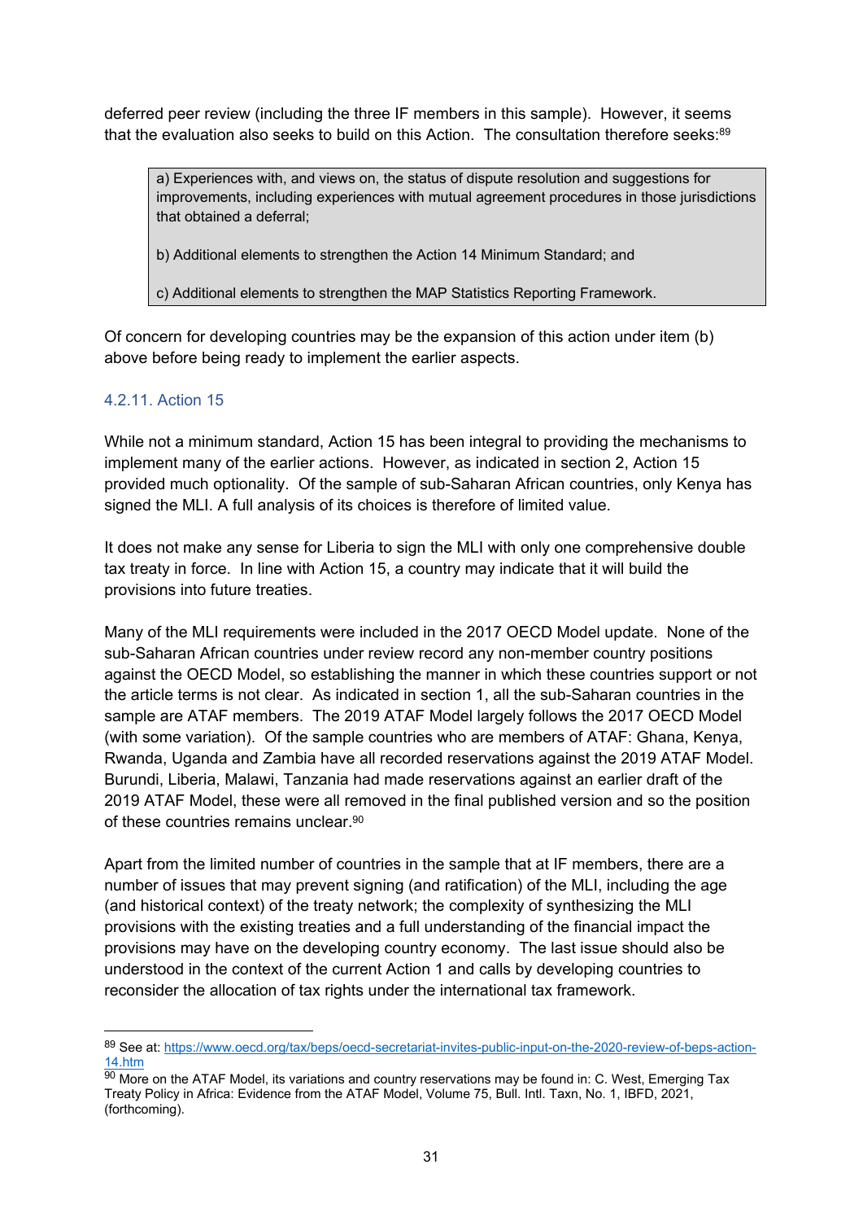deferred peer review (including the three IF members in this sample). However, it seems that the evaluation also seeks to build on this Action. The consultation therefore seeks:[89]

> a) Experiences with, and views on, the status of dispute resolution and suggestions for improvements, including experiences with mutual agreement procedures in those jurisdictions that obtained a deferral;
>
> b) Additional elements to strengthen the Action 14 Minimum Standard; and
>
> c) Additional elements to strengthen the MAP Statistics Reporting Framework.

Of concern for developing countries may be the expansion of this action under item (b) above before being ready to implement the earlier aspects.

### 4.2.11. Action 15

While not a minimum standard, Action 15 has been integral to providing the mechanisms to implement many of the earlier actions. However, as indicated in section 2, Action 15 provided much optionality. Of the sample of sub-Saharan African countries, only Kenya has signed the MLI. A full analysis of its choices is therefore of limited value.

It does not make any sense for Liberia to sign the MLI with only one comprehensive double tax treaty in force. In line with Action 15, a country may indicate that it will build the provisions into future treaties.

Many of the MLI requirements were included in the 2017 OECD Model update. None of the sub-Saharan African countries under review record any non-member country positions against the OECD Model, so establishing the manner in which these countries support or not the article terms is not clear. As indicated in section 1, all the sub-Saharan countries in the sample are ATAF members. The 2019 ATAF Model largely follows the 2017 OECD Model (with some variation). Of the sample countries who are members of ATAF: Ghana, Kenya, Rwanda, Uganda and Zambia have all recorded reservations against the 2019 ATAF Model. Burundi, Liberia, Malawi, Tanzania had made reservations against an earlier draft of the 2019 ATAF Model, these were all removed in the final published version and so the position of these countries remains unclear.[90]

Apart from the limited number of countries in the sample that at IF members, there are a number of issues that may prevent signing (and ratification) of the MLI, including the age (and historical context) of the treaty network; the complexity of synthesizing the MLI provisions with the existing treaties and a full understanding of the financial impact the provisions may have on the developing country economy. The last issue should also be understood in the context of the current Action 1 and calls by developing countries to reconsider the allocation of tax rights under the international tax framework.

---

[89] See at: https://www.oecd.org/tax/beps/oecd-secretariat-invites-public-input-on-the-2020-review-of-beps-action-14.htm

[90] More on the ATAF Model, its variations and country reservations may be found in: C. West, Emerging Tax Treaty Policy in Africa: Evidence from the ATAF Model, Volume 75, Bull. Intl. Taxn, No. 1, IBFD, 2021, (forthcoming).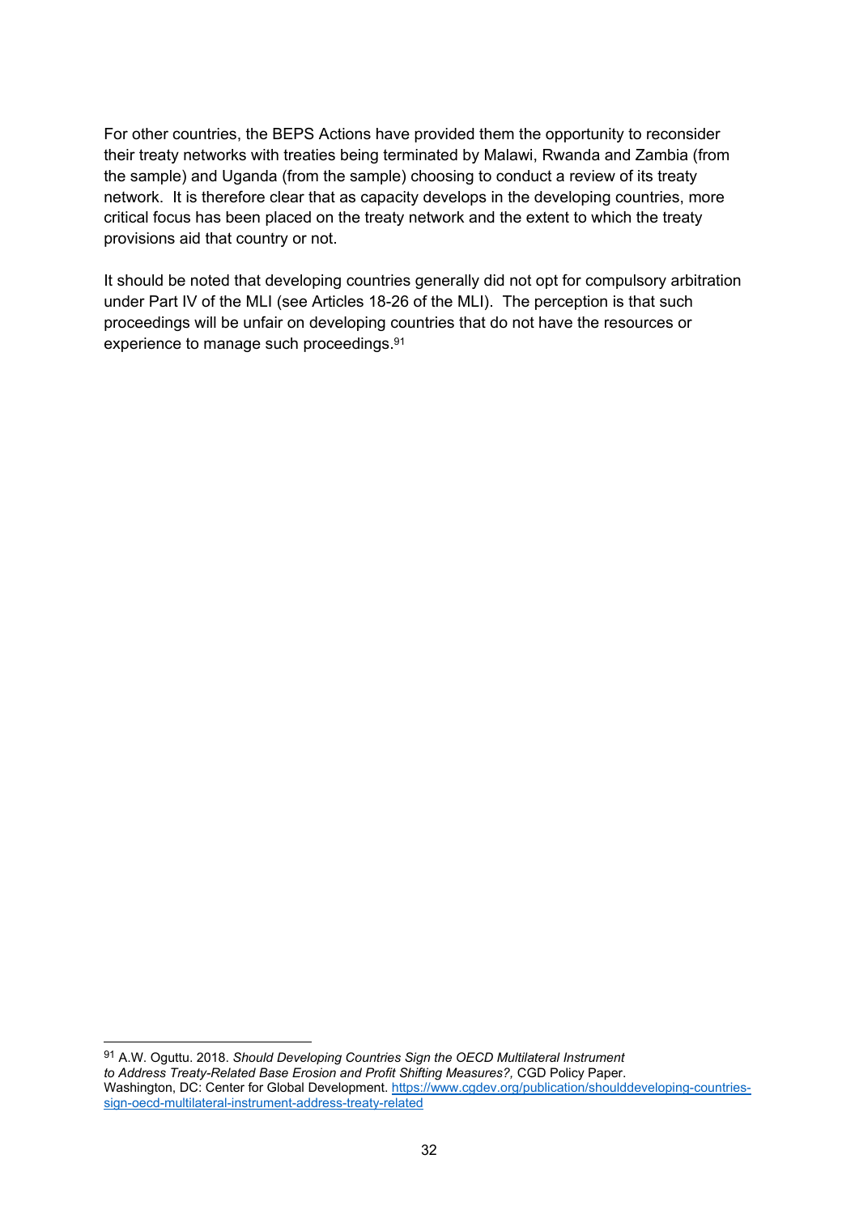For other countries, the BEPS Actions have provided them the opportunity to reconsider their treaty networks with treaties being terminated by Malawi, Rwanda and Zambia (from the sample) and Uganda (from the sample) choosing to conduct a review of its treaty network. It is therefore clear that as capacity develops in the developing countries, more critical focus has been placed on the treaty network and the extent to which the treaty provisions aid that country or not.

It should be noted that developing countries generally did not opt for compulsory arbitration under Part IV of the MLI (see Articles 18-26 of the MLI). The perception is that such proceedings will be unfair on developing countries that do not have the resources or experience to manage such proceedings.[91]

---

[91] A.W. Oguttu. 2018. *Should Developing Countries Sign the OECD Multilateral Instrument to Address Treaty-Related Base Erosion and Profit Shifting Measures?,* CGD Policy Paper. Washington, DC: Center for Global Development. [https://www.cgdev.org/publication/shoulddeveloping-countries-sign-oecd-multilateral-instrument-address-treaty-related](https://www.cgdev.org/publication/shoulddeveloping-countries-sign-oecd-multilateral-instrument-address-treaty-related)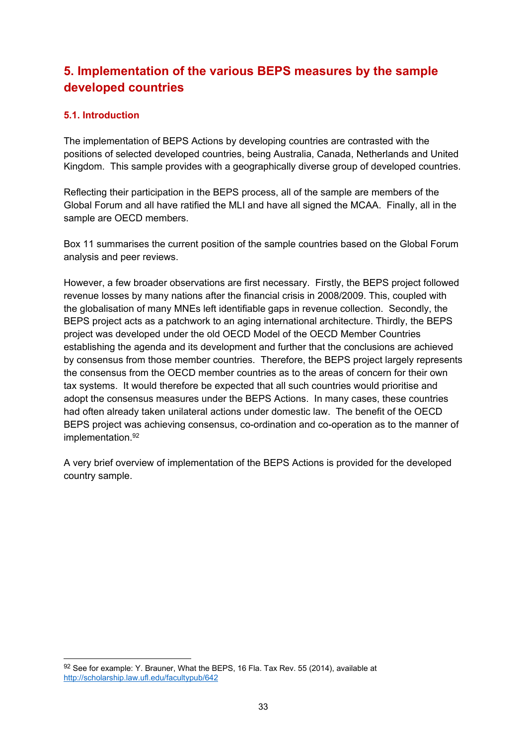## 5. Implementation of the various BEPS measures by the sample developed countries

### 5.1. Introduction

The implementation of BEPS Actions by developing countries are contrasted with the positions of selected developed countries, being Australia, Canada, Netherlands and United Kingdom. This sample provides with a geographically diverse group of developed countries.

Reflecting their participation in the BEPS process, all of the sample are members of the Global Forum and all have ratified the MLI and have all signed the MCAA. Finally, all in the sample are OECD members.

Box 11 summarises the current position of the sample countries based on the Global Forum analysis and peer reviews.

However, a few broader observations are first necessary. Firstly, the BEPS project followed revenue losses by many nations after the financial crisis in 2008/2009. This, coupled with the globalisation of many MNEs left identifiable gaps in revenue collection. Secondly, the BEPS project acts as a patchwork to an aging international architecture. Thirdly, the BEPS project was developed under the old OECD Model of the OECD Member Countries establishing the agenda and its development and further that the conclusions are achieved by consensus from those member countries. Therefore, the BEPS project largely represents the consensus from the OECD member countries as to the areas of concern for their own tax systems. It would therefore be expected that all such countries would prioritise and adopt the consensus measures under the BEPS Actions. In many cases, these countries had often already taken unilateral actions under domestic law. The benefit of the OECD BEPS project was achieving consensus, co-ordination and co-operation as to the manner of implementation.[92]

A very brief overview of implementation of the BEPS Actions is provided for the developed country sample.

---

[92] See for example: Y. Brauner, What the BEPS, 16 Fla. Tax Rev. 55 (2014), available at http://scholarship.law.ufl.edu/facultypub/642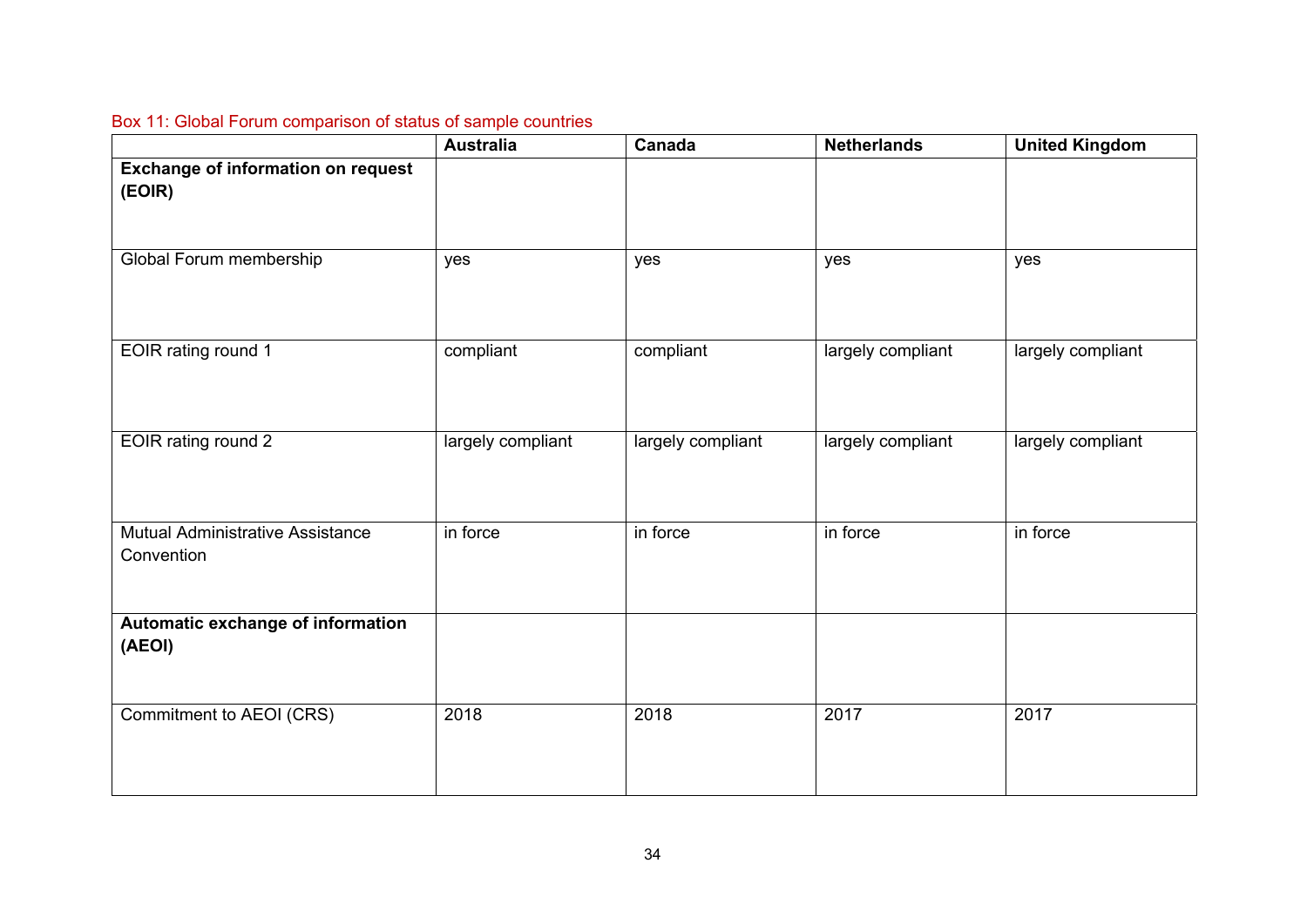Box 11: Global Forum comparison of status of sample countries

| | **Australia** | **Canada** | **Netherlands** | **United Kingdom** |
|---|---|---|---|---|
| **Exchange of information on request (EOIR)** | | | | |
| Global Forum membership | yes | yes | yes | yes |
| EOIR rating round 1 | compliant | compliant | largely compliant | largely compliant |
| EOIR rating round 2 | largely compliant | largely compliant | largely compliant | largely compliant |
| Mutual Administrative Assistance Convention | in force | in force | in force | in force |
| **Automatic exchange of information (AEOI)** | | | | |
| Commitment to AEOI (CRS) | 2018 | 2018 | 2017 | 2017 |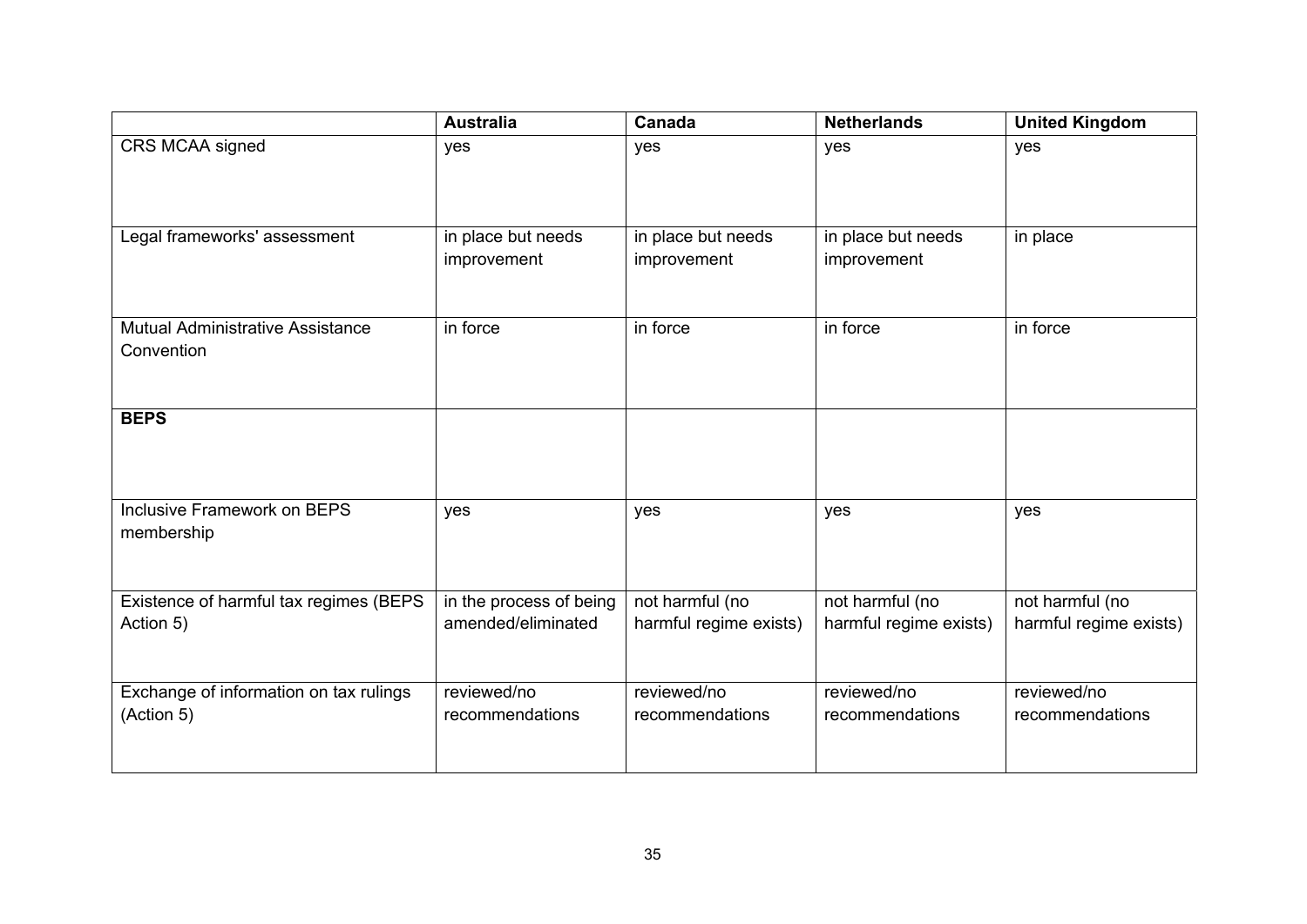| | Australia | Canada | Netherlands | United Kingdom |
|---|---|---|---|---|
| CRS MCAA signed | yes | yes | yes | yes |
| Legal frameworks' assessment | in place but needs improvement | in place but needs improvement | in place but needs improvement | in place |
| Mutual Administrative Assistance Convention | in force | in force | in force | in force |
| **BEPS** | | | | |
| Inclusive Framework on BEPS membership | yes | yes | yes | yes |
| Existence of harmful tax regimes (BEPS Action 5) | in the process of being amended/eliminated | not harmful (no harmful regime exists) | not harmful (no harmful regime exists) | not harmful (no harmful regime exists) |
| Exchange of information on tax rulings (Action 5) | reviewed/no recommendations | reviewed/no recommendations | reviewed/no recommendations | reviewed/no recommendations |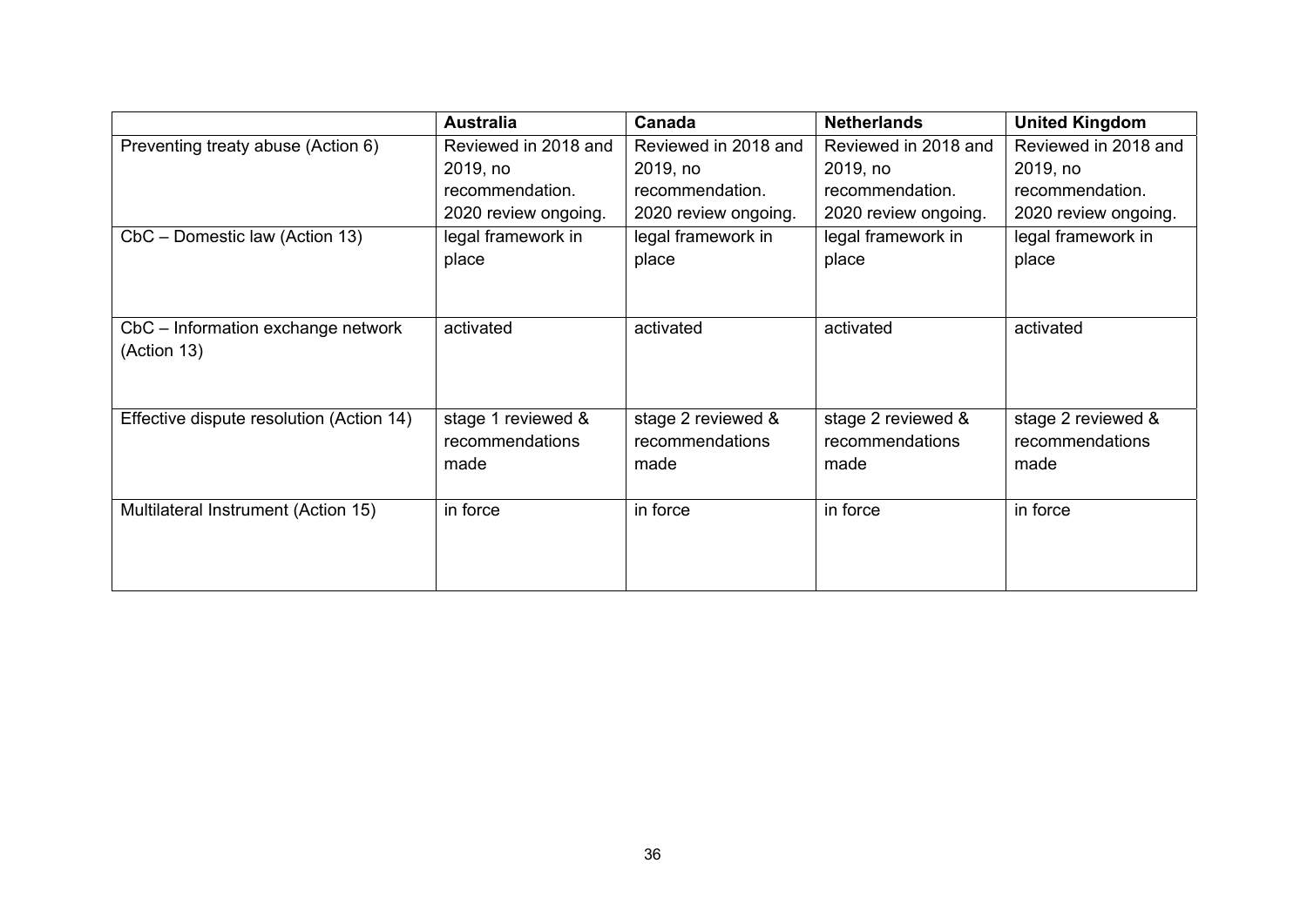| | **Australia** | **Canada** | **Netherlands** | **United Kingdom** |
|---|---|---|---|---|
| Preventing treaty abuse (Action 6) | Reviewed in 2018 and 2019, no recommendation. 2020 review ongoing. | Reviewed in 2018 and 2019, no recommendation. 2020 review ongoing. | Reviewed in 2018 and 2019, no recommendation. 2020 review ongoing. | Reviewed in 2018 and 2019, no recommendation. 2020 review ongoing. |
| CbC – Domestic law (Action 13) | legal framework in place | legal framework in place | legal framework in place | legal framework in place |
| CbC – Information exchange network (Action 13) | activated | activated | activated | activated |
| Effective dispute resolution (Action 14) | stage 1 reviewed & recommendations made | stage 2 reviewed & recommendations made | stage 2 reviewed & recommendations made | stage 2 reviewed & recommendations made |
| Multilateral Instrument (Action 15) | in force | in force | in force | in force |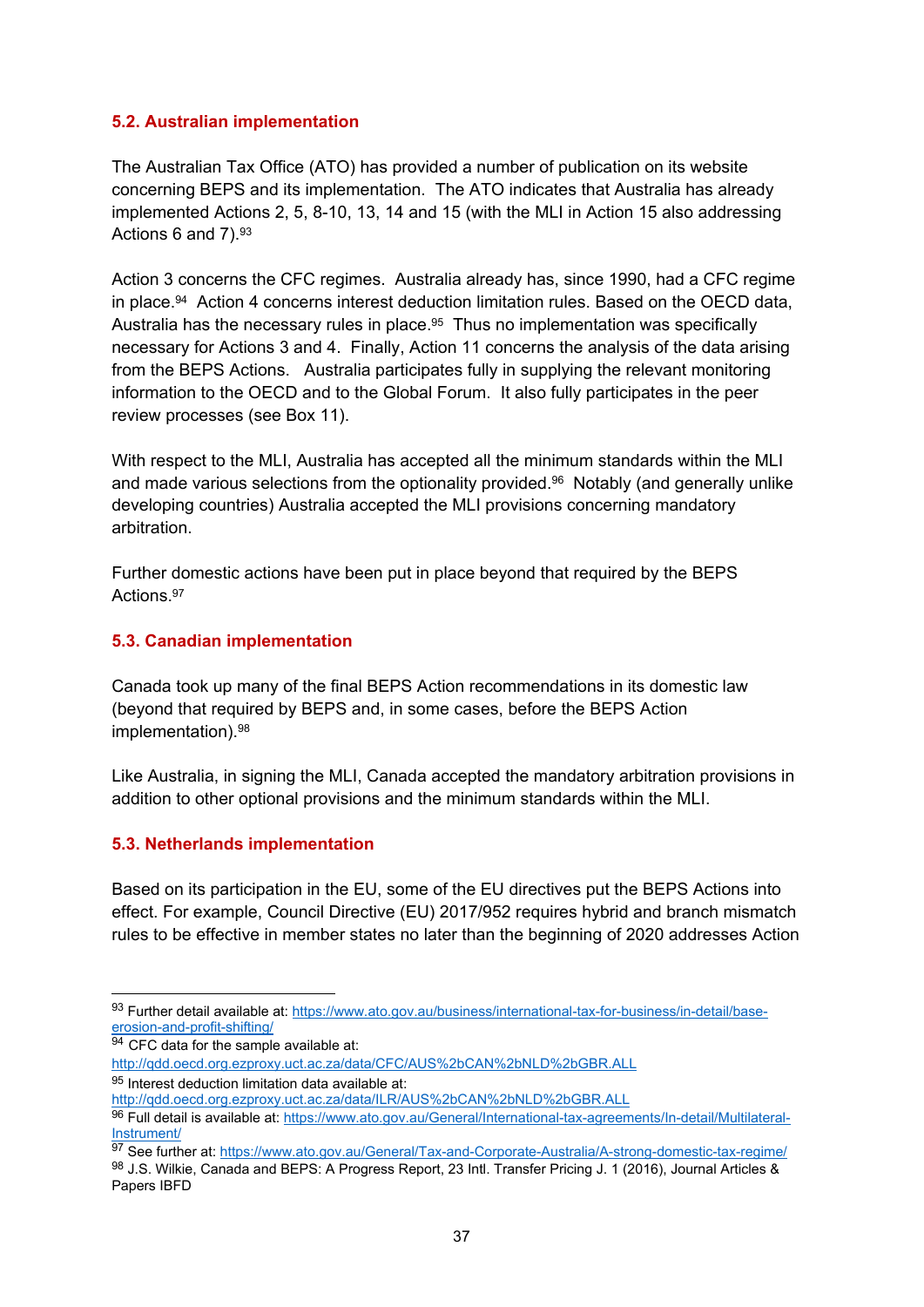### 5.2. Australian implementation

The Australian Tax Office (ATO) has provided a number of publication on its website concerning BEPS and its implementation. The ATO indicates that Australia has already implemented Actions 2, 5, 8-10, 13, 14 and 15 (with the MLI in Action 15 also addressing Actions 6 and 7).[93]

Action 3 concerns the CFC regimes. Australia already has, since 1990, had a CFC regime in place.[94] Action 4 concerns interest deduction limitation rules. Based on the OECD data, Australia has the necessary rules in place.[95] Thus no implementation was specifically necessary for Actions 3 and 4. Finally, Action 11 concerns the analysis of the data arising from the BEPS Actions. Australia participates fully in supplying the relevant monitoring information to the OECD and to the Global Forum. It also fully participates in the peer review processes (see Box 11).

With respect to the MLI, Australia has accepted all the minimum standards within the MLI and made various selections from the optionality provided.[96] Notably (and generally unlike developing countries) Australia accepted the MLI provisions concerning mandatory arbitration.

Further domestic actions have been put in place beyond that required by the BEPS Actions.[97]

### 5.3. Canadian implementation

Canada took up many of the final BEPS Action recommendations in its domestic law (beyond that required by BEPS and, in some cases, before the BEPS Action implementation).[98]

Like Australia, in signing the MLI, Canada accepted the mandatory arbitration provisions in addition to other optional provisions and the minimum standards within the MLI.

### 5.3. Netherlands implementation

Based on its participation in the EU, some of the EU directives put the BEPS Actions into effect. For example, Council Directive (EU) 2017/952 requires hybrid and branch mismatch rules to be effective in member states no later than the beginning of 2020 addresses Action

---

[93] Further detail available at: https://www.ato.gov.au/business/international-tax-for-business/in-detail/base-erosion-and-profit-shifting/

[94] CFC data for the sample available at: http://qdd.oecd.org.ezproxy.uct.ac.za/data/CFC/AUS%2bCAN%2bNLD%2bGBR.ALL

[95] Interest deduction limitation data available at: http://qdd.oecd.org.ezproxy.uct.ac.za/data/ILR/AUS%2bCAN%2bNLD%2bGBR.ALL

[96] Full detail is available at: https://www.ato.gov.au/General/International-tax-agreements/In-detail/Multilateral-Instrument/

[97] See further at: https://www.ato.gov.au/General/Tax-and-Corporate-Australia/A-strong-domestic-tax-regime/

[98] J.S. Wilkie, Canada and BEPS: A Progress Report, 23 Intl. Transfer Pricing J. 1 (2016), Journal Articles & Papers IBFD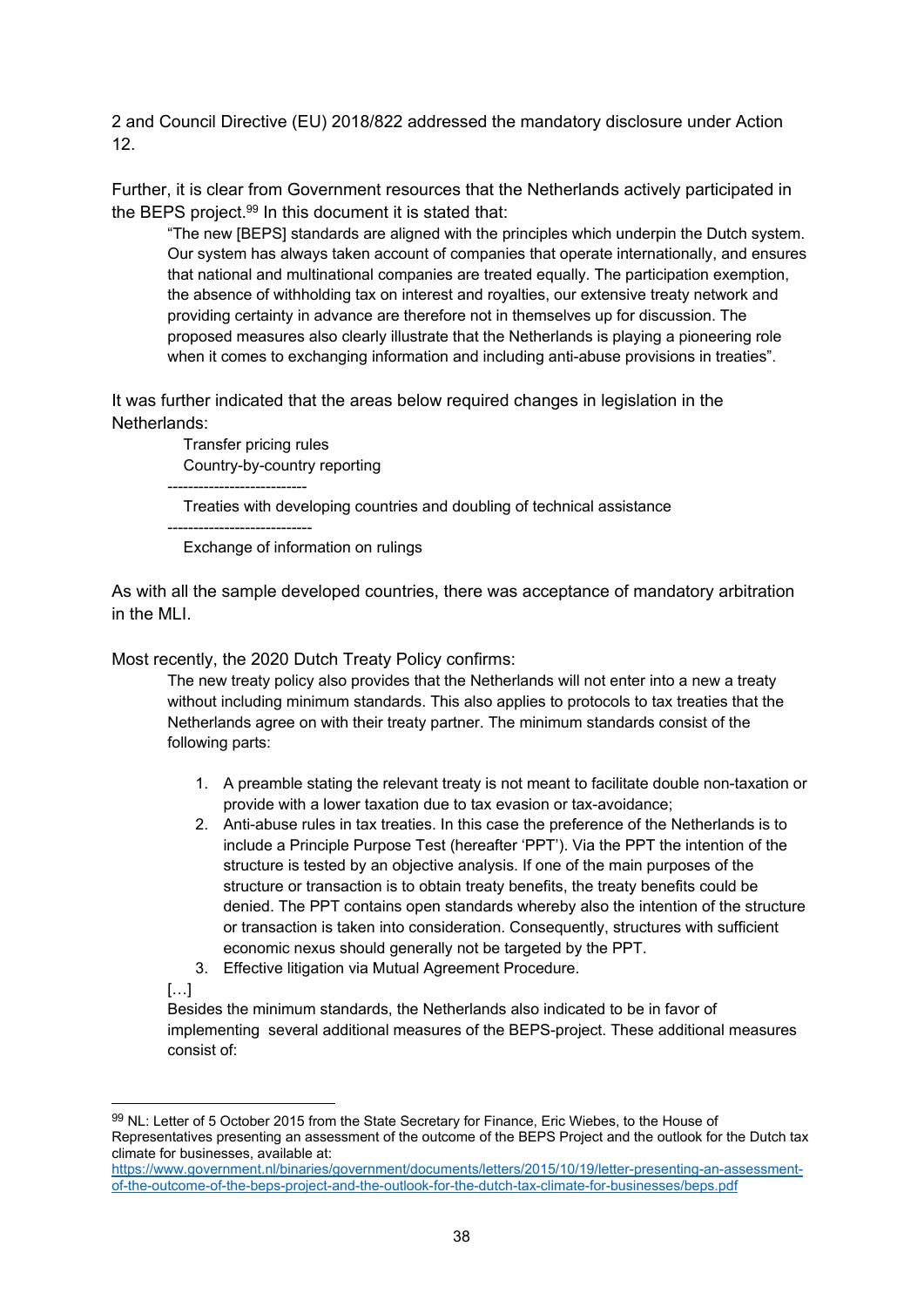2 and Council Directive (EU) 2018/822 addressed the mandatory disclosure under Action 12.

Further, it is clear from Government resources that the Netherlands actively participated in the BEPS project.[99] In this document it is stated that:

> "The new [BEPS] standards are aligned with the principles which underpin the Dutch system. Our system has always taken account of companies that operate internationally, and ensures that national and multinational companies are treated equally. The participation exemption, the absence of withholding tax on interest and royalties, our extensive treaty network and providing certainty in advance are therefore not in themselves up for discussion. The proposed measures also clearly illustrate that the Netherlands is playing a pioneering role when it comes to exchanging information and including anti-abuse provisions in treaties".

It was further indicated that the areas below required changes in legislation in the Netherlands:

> Transfer pricing rules
> Country-by-country reporting
> ---------------------------
> Treaties with developing countries and doubling of technical assistance
> ----------------------------
> Exchange of information on rulings

As with all the sample developed countries, there was acceptance of mandatory arbitration in the MLI.

Most recently, the 2020 Dutch Treaty Policy confirms:

> The new treaty policy also provides that the Netherlands will not enter into a new a treaty without including minimum standards. This also applies to protocols to tax treaties that the Netherlands agree on with their treaty partner. The minimum standards consist of the following parts:
>
> 1. A preamble stating the relevant treaty is not meant to facilitate double non-taxation or provide with a lower taxation due to tax evasion or tax-avoidance;
> 2. Anti-abuse rules in tax treaties. In this case the preference of the Netherlands is to include a Principle Purpose Test (hereafter 'PPT'). Via the PPT the intention of the structure is tested by an objective analysis. If one of the main purposes of the structure or transaction is to obtain treaty benefits, the treaty benefits could be denied. The PPT contains open standards whereby also the intention of the structure or transaction is taken into consideration. Consequently, structures with sufficient economic nexus should generally not be targeted by the PPT.
> 3. Effective litigation via Mutual Agreement Procedure.
>
> […]
>
> Besides the minimum standards, the Netherlands also indicated to be in favor of implementing several additional measures of the BEPS-project. These additional measures consist of:

---

[99] NL: Letter of 5 October 2015 from the State Secretary for Finance, Eric Wiebes, to the House of Representatives presenting an assessment of the outcome of the BEPS Project and the outlook for the Dutch tax climate for businesses, available at: https://www.government.nl/binaries/government/documents/letters/2015/10/19/letter-presenting-an-assessment-of-the-outcome-of-the-beps-project-and-the-outlook-for-the-dutch-tax-climate-for-businesses/beps.pdf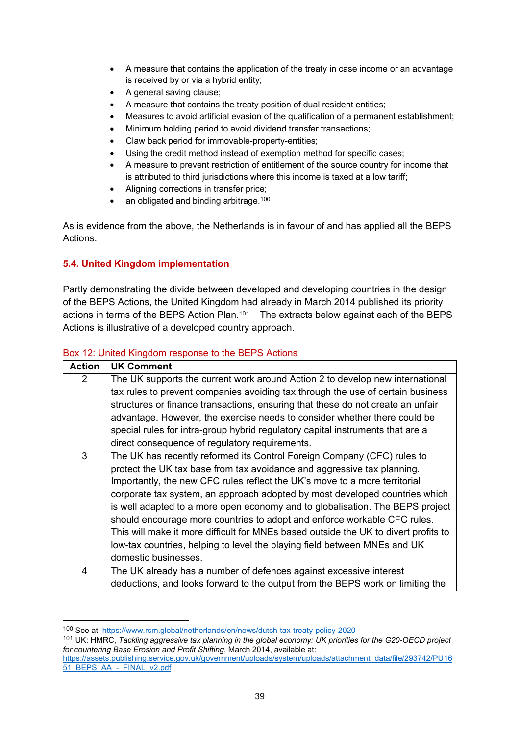- A measure that contains the application of the treaty in case income or an advantage is received by or via a hybrid entity;
- A general saving clause;
- A measure that contains the treaty position of dual resident entities;
- Measures to avoid artificial evasion of the qualification of a permanent establishment;
- Minimum holding period to avoid dividend transfer transactions;
- Claw back period for immovable-property-entities;
- Using the credit method instead of exemption method for specific cases;
- A measure to prevent restriction of entitlement of the source country for income that is attributed to third jurisdictions where this income is taxed at a low tariff;
- Aligning corrections in transfer price;
- an obligated and binding arbitrage.[100]

As is evidence from the above, the Netherlands is in favour of and has applied all the BEPS Actions.

## 5.4. United Kingdom implementation

Partly demonstrating the divide between developed and developing countries in the design of the BEPS Actions, the United Kingdom had already in March 2014 published its priority actions in terms of the BEPS Action Plan.[101] The extracts below against each of the BEPS Actions is illustrative of a developed country approach.

Box 12: United Kingdom response to the BEPS Actions

| Action | UK Comment |
|---|---|
| 2 | The UK supports the current work around Action 2 to develop new international tax rules to prevent companies avoiding tax through the use of certain business structures or finance transactions, ensuring that these do not create an unfair advantage. However, the exercise needs to consider whether there could be special rules for intra-group hybrid regulatory capital instruments that are a direct consequence of regulatory requirements. |
| 3 | The UK has recently reformed its Control Foreign Company (CFC) rules to protect the UK tax base from tax avoidance and aggressive tax planning. Importantly, the new CFC rules reflect the UK's move to a more territorial corporate tax system, an approach adopted by most developed countries which is well adapted to a more open economy and to globalisation. The BEPS project should encourage more countries to adopt and enforce workable CFC rules. This will make it more difficult for MNEs based outside the UK to divert profits to low-tax countries, helping to level the playing field between MNEs and UK domestic businesses. |
| 4 | The UK already has a number of defences against excessive interest deductions, and looks forward to the output from the BEPS work on limiting the |

[100] See at: https://www.rsm.global/netherlands/en/news/dutch-tax-treaty-policy-2020

[101] UK: HMRC, *Tackling aggressive tax planning in the global economy: UK priorities for the G20-OECD project for countering Base Erosion and Profit Shifting*, March 2014, available at: https://assets.publishing.service.gov.uk/government/uploads/system/uploads/attachment_data/file/293742/PU1651_BEPS_AA_-_FINAL_v2.pdf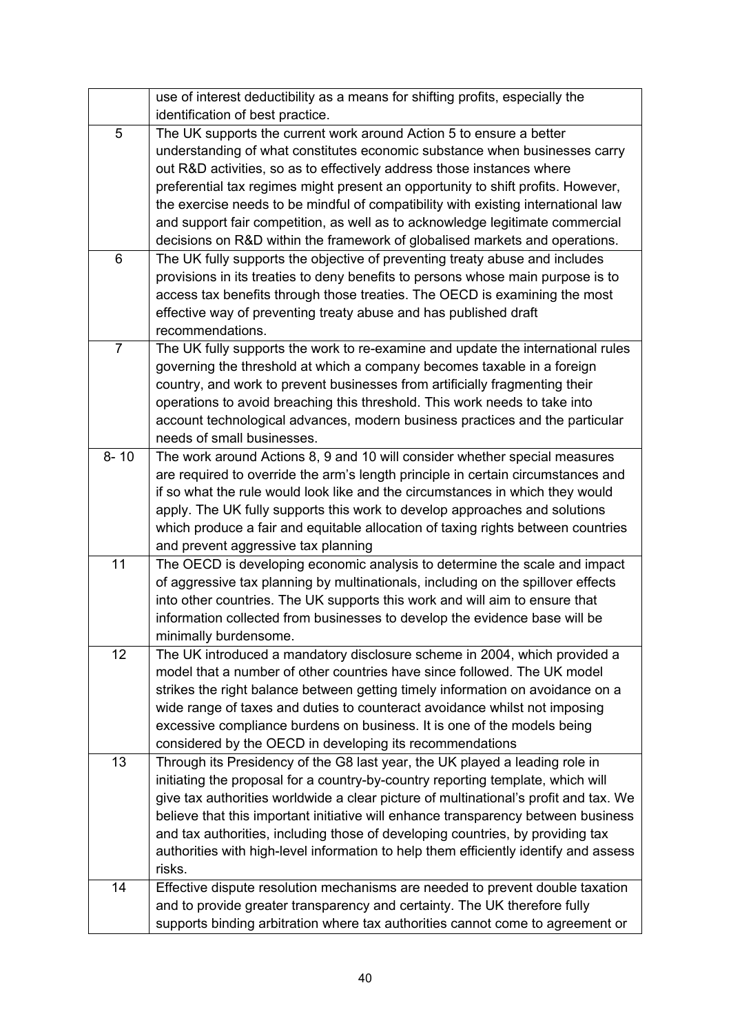| | |
|---|---|
| | use of interest deductibility as a means for shifting profits, especially the identification of best practice. |
| 5 | The UK supports the current work around Action 5 to ensure a better understanding of what constitutes economic substance when businesses carry out R&D activities, so as to effectively address those instances where preferential tax regimes might present an opportunity to shift profits. However, the exercise needs to be mindful of compatibility with existing international law and support fair competition, as well as to acknowledge legitimate commercial decisions on R&D within the framework of globalised markets and operations. |
| 6 | The UK fully supports the objective of preventing treaty abuse and includes provisions in its treaties to deny benefits to persons whose main purpose is to access tax benefits through those treaties. The OECD is examining the most effective way of preventing treaty abuse and has published draft recommendations. |
| 7 | The UK fully supports the work to re-examine and update the international rules governing the threshold at which a company becomes taxable in a foreign country, and work to prevent businesses from artificially fragmenting their operations to avoid breaching this threshold. This work needs to take into account technological advances, modern business practices and the particular needs of small businesses. |
| 8- 10 | The work around Actions 8, 9 and 10 will consider whether special measures are required to override the arm's length principle in certain circumstances and if so what the rule would look like and the circumstances in which they would apply. The UK fully supports this work to develop approaches and solutions which produce a fair and equitable allocation of taxing rights between countries and prevent aggressive tax planning |
| 11 | The OECD is developing economic analysis to determine the scale and impact of aggressive tax planning by multinationals, including on the spillover effects into other countries. The UK supports this work and will aim to ensure that information collected from businesses to develop the evidence base will be minimally burdensome. |
| 12 | The UK introduced a mandatory disclosure scheme in 2004, which provided a model that a number of other countries have since followed. The UK model strikes the right balance between getting timely information on avoidance on a wide range of taxes and duties to counteract avoidance whilst not imposing excessive compliance burdens on business. It is one of the models being considered by the OECD in developing its recommendations |
| 13 | Through its Presidency of the G8 last year, the UK played a leading role in initiating the proposal for a country-by-country reporting template, which will give tax authorities worldwide a clear picture of multinational's profit and tax. We believe that this important initiative will enhance transparency between business and tax authorities, including those of developing countries, by providing tax authorities with high-level information to help them efficiently identify and assess risks. |
| 14 | Effective dispute resolution mechanisms are needed to prevent double taxation and to provide greater transparency and certainty. The UK therefore fully supports binding arbitration where tax authorities cannot come to agreement or |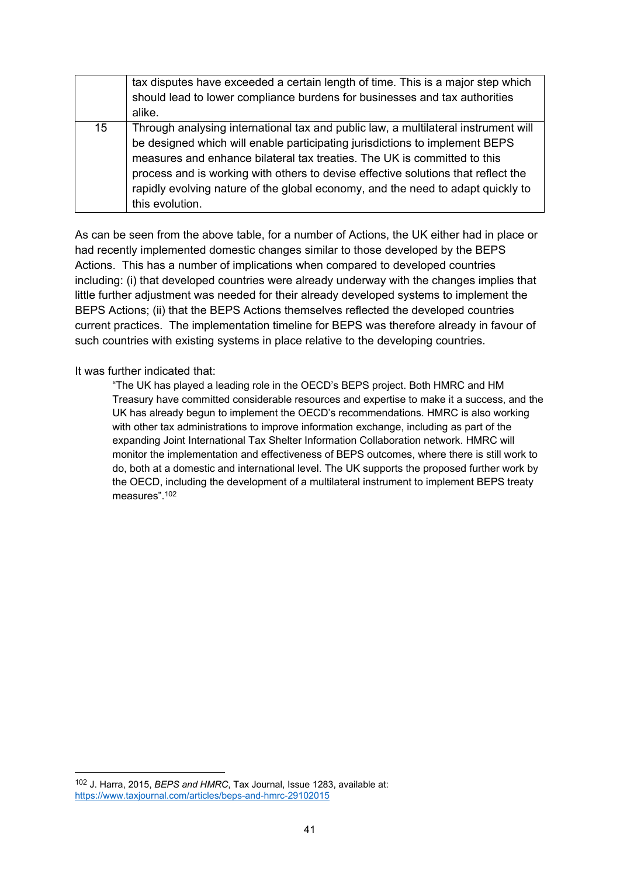| | |
|---|---|
| | tax disputes have exceeded a certain length of time. This is a major step which should lead to lower compliance burdens for businesses and tax authorities alike. |
| 15 | Through analysing international tax and public law, a multilateral instrument will be designed which will enable participating jurisdictions to implement BEPS measures and enhance bilateral tax treaties. The UK is committed to this process and is working with others to devise effective solutions that reflect the rapidly evolving nature of the global economy, and the need to adapt quickly to this evolution. |

As can be seen from the above table, for a number of Actions, the UK either had in place or had recently implemented domestic changes similar to those developed by the BEPS Actions. This has a number of implications when compared to developed countries including: (i) that developed countries were already underway with the changes implies that little further adjustment was needed for their already developed systems to implement the BEPS Actions; (ii) that the BEPS Actions themselves reflected the developed countries current practices. The implementation timeline for BEPS was therefore already in favour of such countries with existing systems in place relative to the developing countries.

It was further indicated that:

> "The UK has played a leading role in the OECD's BEPS project. Both HMRC and HM Treasury have committed considerable resources and expertise to make it a success, and the UK has already begun to implement the OECD's recommendations. HMRC is also working with other tax administrations to improve information exchange, including as part of the expanding Joint International Tax Shelter Information Collaboration network. HMRC will monitor the implementation and effectiveness of BEPS outcomes, where there is still work to do, both at a domestic and international level. The UK supports the proposed further work by the OECD, including the development of a multilateral instrument to implement BEPS treaty measures".[102]

[102] J. Harra, 2015, *BEPS and HMRC*, Tax Journal, Issue 1283, available at: https://www.taxjournal.com/articles/beps-and-hmrc-29102015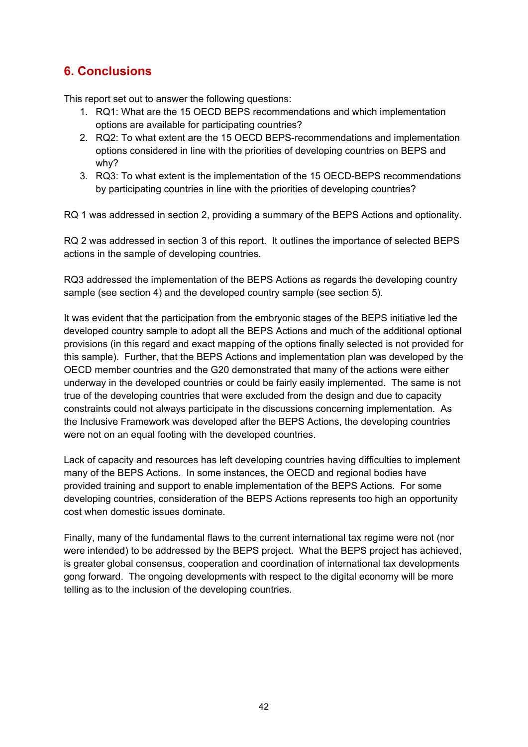## 6. Conclusions

This report set out to answer the following questions:

1. RQ1: What are the 15 OECD BEPS recommendations and which implementation options are available for participating countries?
2. RQ2: To what extent are the 15 OECD BEPS-recommendations and implementation options considered in line with the priorities of developing countries on BEPS and why?
3. RQ3: To what extent is the implementation of the 15 OECD-BEPS recommendations by participating countries in line with the priorities of developing countries?

RQ 1 was addressed in section 2, providing a summary of the BEPS Actions and optionality.

RQ 2 was addressed in section 3 of this report. It outlines the importance of selected BEPS actions in the sample of developing countries.

RQ3 addressed the implementation of the BEPS Actions as regards the developing country sample (see section 4) and the developed country sample (see section 5).

It was evident that the participation from the embryonic stages of the BEPS initiative led the developed country sample to adopt all the BEPS Actions and much of the additional optional provisions (in this regard and exact mapping of the options finally selected is not provided for this sample). Further, that the BEPS Actions and implementation plan was developed by the OECD member countries and the G20 demonstrated that many of the actions were either underway in the developed countries or could be fairly easily implemented. The same is not true of the developing countries that were excluded from the design and due to capacity constraints could not always participate in the discussions concerning implementation. As the Inclusive Framework was developed after the BEPS Actions, the developing countries were not on an equal footing with the developed countries.

Lack of capacity and resources has left developing countries having difficulties to implement many of the BEPS Actions. In some instances, the OECD and regional bodies have provided training and support to enable implementation of the BEPS Actions. For some developing countries, consideration of the BEPS Actions represents too high an opportunity cost when domestic issues dominate.

Finally, many of the fundamental flaws to the current international tax regime were not (nor were intended) to be addressed by the BEPS project. What the BEPS project has achieved, is greater global consensus, cooperation and coordination of international tax developments gong forward. The ongoing developments with respect to the digital economy will be more telling as to the inclusion of the developing countries.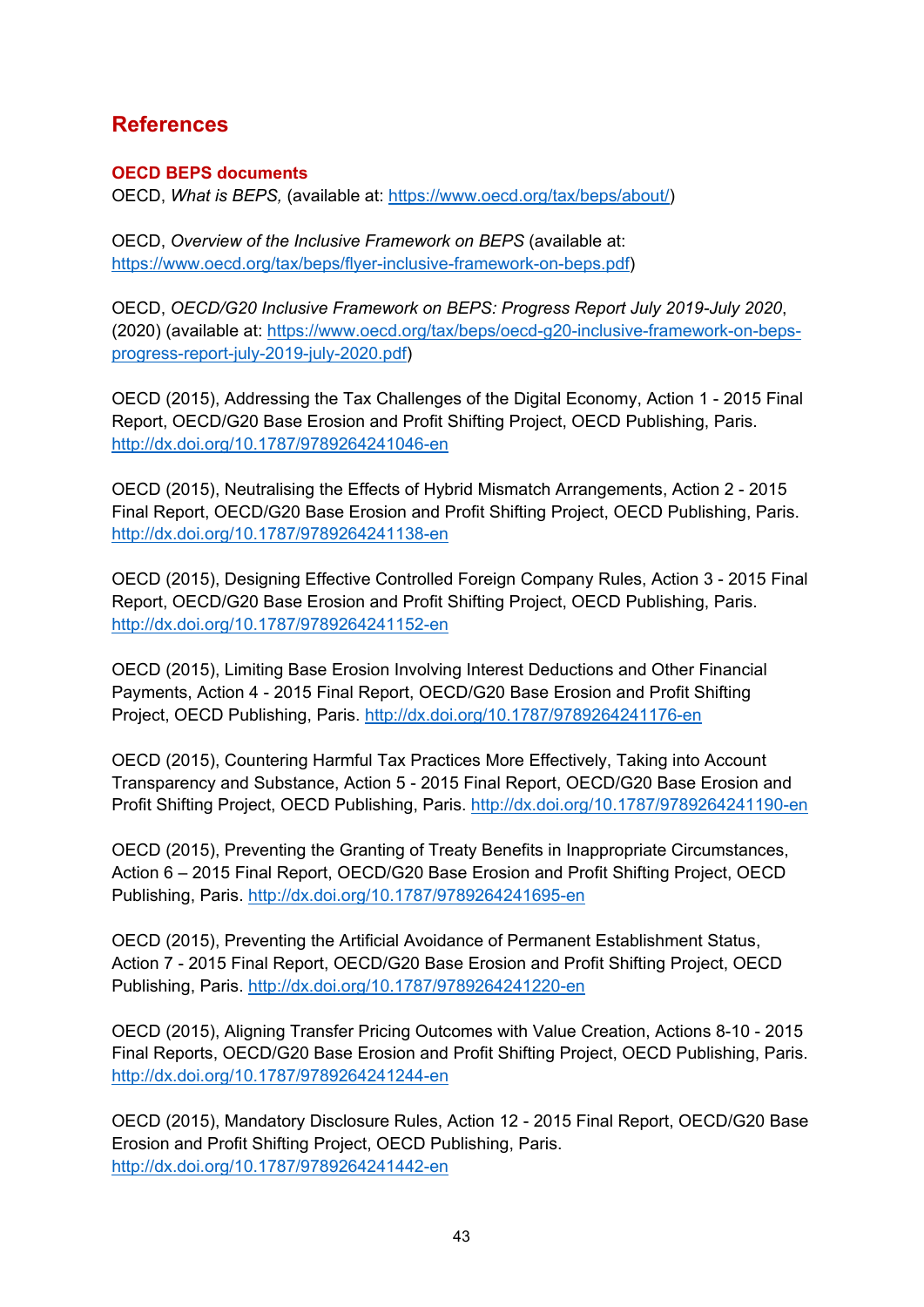# References

## OECD BEPS documents

OECD, *What is BEPS,* (available at: https://www.oecd.org/tax/beps/about/)

OECD, *Overview of the Inclusive Framework on BEPS* (available at: https://www.oecd.org/tax/beps/flyer-inclusive-framework-on-beps.pdf)

OECD, *OECD/G20 Inclusive Framework on BEPS: Progress Report July 2019-July 2020*, (2020) (available at: https://www.oecd.org/tax/beps/oecd-g20-inclusive-framework-on-beps-progress-report-july-2019-july-2020.pdf)

OECD (2015), Addressing the Tax Challenges of the Digital Economy, Action 1 - 2015 Final Report, OECD/G20 Base Erosion and Profit Shifting Project, OECD Publishing, Paris. http://dx.doi.org/10.1787/9789264241046-en

OECD (2015), Neutralising the Effects of Hybrid Mismatch Arrangements, Action 2 - 2015 Final Report, OECD/G20 Base Erosion and Profit Shifting Project, OECD Publishing, Paris. http://dx.doi.org/10.1787/9789264241138-en

OECD (2015), Designing Effective Controlled Foreign Company Rules, Action 3 - 2015 Final Report, OECD/G20 Base Erosion and Profit Shifting Project, OECD Publishing, Paris. http://dx.doi.org/10.1787/9789264241152-en

OECD (2015), Limiting Base Erosion Involving Interest Deductions and Other Financial Payments, Action 4 - 2015 Final Report, OECD/G20 Base Erosion and Profit Shifting Project, OECD Publishing, Paris. http://dx.doi.org/10.1787/9789264241176-en

OECD (2015), Countering Harmful Tax Practices More Effectively, Taking into Account Transparency and Substance, Action 5 - 2015 Final Report, OECD/G20 Base Erosion and Profit Shifting Project, OECD Publishing, Paris. http://dx.doi.org/10.1787/9789264241190-en

OECD (2015), Preventing the Granting of Treaty Benefits in Inappropriate Circumstances, Action 6 – 2015 Final Report, OECD/G20 Base Erosion and Profit Shifting Project, OECD Publishing, Paris. http://dx.doi.org/10.1787/9789264241695-en

OECD (2015), Preventing the Artificial Avoidance of Permanent Establishment Status, Action 7 - 2015 Final Report, OECD/G20 Base Erosion and Profit Shifting Project, OECD Publishing, Paris. http://dx.doi.org/10.1787/9789264241220-en

OECD (2015), Aligning Transfer Pricing Outcomes with Value Creation, Actions 8-10 - 2015 Final Reports, OECD/G20 Base Erosion and Profit Shifting Project, OECD Publishing, Paris. http://dx.doi.org/10.1787/9789264241244-en

OECD (2015), Mandatory Disclosure Rules, Action 12 - 2015 Final Report, OECD/G20 Base Erosion and Profit Shifting Project, OECD Publishing, Paris. http://dx.doi.org/10.1787/9789264241442-en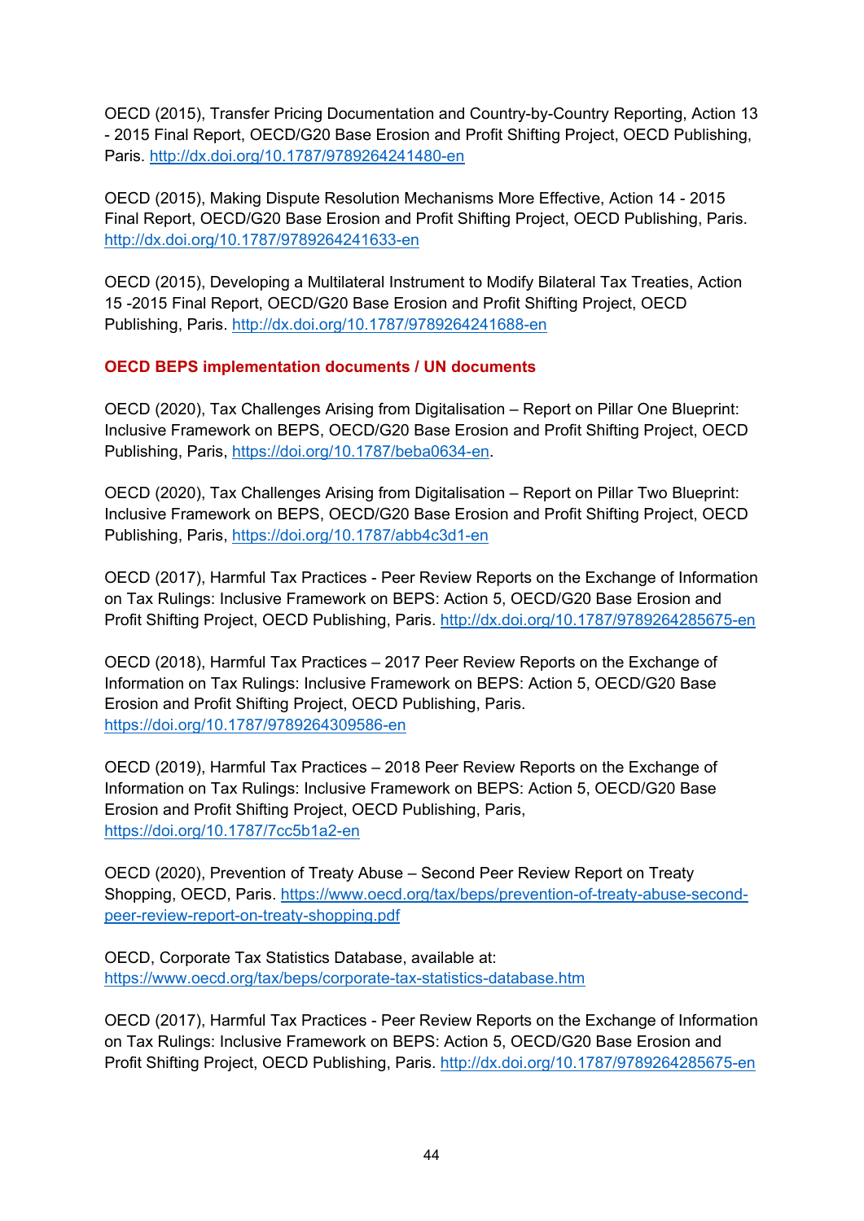OECD (2015), Transfer Pricing Documentation and Country-by-Country Reporting, Action 13 - 2015 Final Report, OECD/G20 Base Erosion and Profit Shifting Project, OECD Publishing, Paris. http://dx.doi.org/10.1787/9789264241480-en

OECD (2015), Making Dispute Resolution Mechanisms More Effective, Action 14 - 2015 Final Report, OECD/G20 Base Erosion and Profit Shifting Project, OECD Publishing, Paris. http://dx.doi.org/10.1787/9789264241633-en

OECD (2015), Developing a Multilateral Instrument to Modify Bilateral Tax Treaties, Action 15 -2015 Final Report, OECD/G20 Base Erosion and Profit Shifting Project, OECD Publishing, Paris. http://dx.doi.org/10.1787/9789264241688-en

**OECD BEPS implementation documents / UN documents**

OECD (2020), Tax Challenges Arising from Digitalisation – Report on Pillar One Blueprint: Inclusive Framework on BEPS, OECD/G20 Base Erosion and Profit Shifting Project, OECD Publishing, Paris, https://doi.org/10.1787/beba0634-en.

OECD (2020), Tax Challenges Arising from Digitalisation – Report on Pillar Two Blueprint: Inclusive Framework on BEPS, OECD/G20 Base Erosion and Profit Shifting Project, OECD Publishing, Paris, https://doi.org/10.1787/abb4c3d1-en

OECD (2017), Harmful Tax Practices - Peer Review Reports on the Exchange of Information on Tax Rulings: Inclusive Framework on BEPS: Action 5, OECD/G20 Base Erosion and Profit Shifting Project, OECD Publishing, Paris. http://dx.doi.org/10.1787/9789264285675-en

OECD (2018), Harmful Tax Practices – 2017 Peer Review Reports on the Exchange of Information on Tax Rulings: Inclusive Framework on BEPS: Action 5, OECD/G20 Base Erosion and Profit Shifting Project, OECD Publishing, Paris. https://doi.org/10.1787/9789264309586-en

OECD (2019), Harmful Tax Practices – 2018 Peer Review Reports on the Exchange of Information on Tax Rulings: Inclusive Framework on BEPS: Action 5, OECD/G20 Base Erosion and Profit Shifting Project, OECD Publishing, Paris, https://doi.org/10.1787/7cc5b1a2-en

OECD (2020), Prevention of Treaty Abuse – Second Peer Review Report on Treaty Shopping, OECD, Paris. https://www.oecd.org/tax/beps/prevention-of-treaty-abuse-second-peer-review-report-on-treaty-shopping.pdf

OECD, Corporate Tax Statistics Database, available at: https://www.oecd.org/tax/beps/corporate-tax-statistics-database.htm

OECD (2017), Harmful Tax Practices - Peer Review Reports on the Exchange of Information on Tax Rulings: Inclusive Framework on BEPS: Action 5, OECD/G20 Base Erosion and Profit Shifting Project, OECD Publishing, Paris. http://dx.doi.org/10.1787/9789264285675-en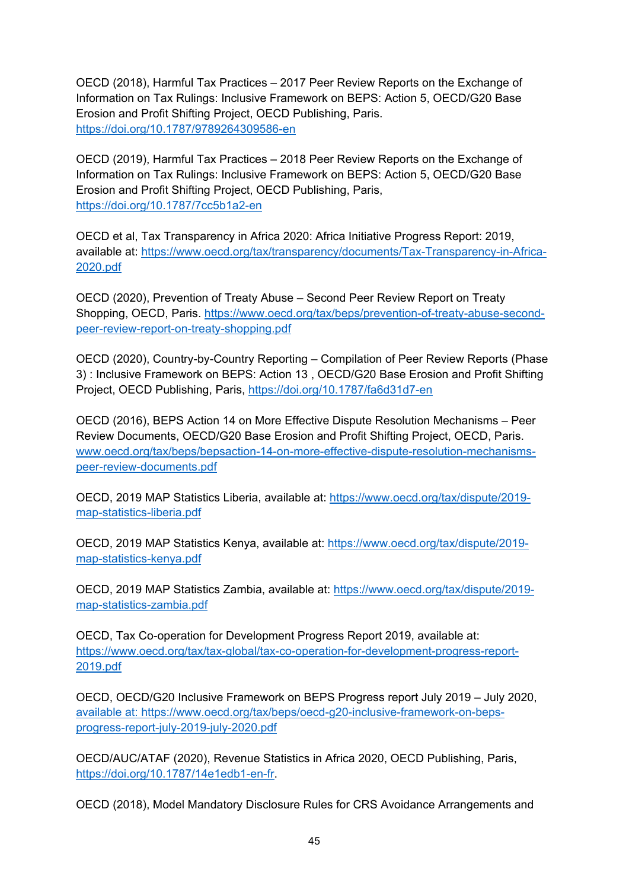OECD (2018), Harmful Tax Practices – 2017 Peer Review Reports on the Exchange of Information on Tax Rulings: Inclusive Framework on BEPS: Action 5, OECD/G20 Base Erosion and Profit Shifting Project, OECD Publishing, Paris. https://doi.org/10.1787/9789264309586-en

OECD (2019), Harmful Tax Practices – 2018 Peer Review Reports on the Exchange of Information on Tax Rulings: Inclusive Framework on BEPS: Action 5, OECD/G20 Base Erosion and Profit Shifting Project, OECD Publishing, Paris, https://doi.org/10.1787/7cc5b1a2-en

OECD et al, Tax Transparency in Africa 2020: Africa Initiative Progress Report: 2019, available at: https://www.oecd.org/tax/transparency/documents/Tax-Transparency-in-Africa-2020.pdf

OECD (2020), Prevention of Treaty Abuse – Second Peer Review Report on Treaty Shopping, OECD, Paris. https://www.oecd.org/tax/beps/prevention-of-treaty-abuse-second-peer-review-report-on-treaty-shopping.pdf

OECD (2020), Country-by-Country Reporting – Compilation of Peer Review Reports (Phase 3) : Inclusive Framework on BEPS: Action 13 , OECD/G20 Base Erosion and Profit Shifting Project, OECD Publishing, Paris, https://doi.org/10.1787/fa6d31d7-en

OECD (2016), BEPS Action 14 on More Effective Dispute Resolution Mechanisms – Peer Review Documents, OECD/G20 Base Erosion and Profit Shifting Project, OECD, Paris. www.oecd.org/tax/beps/bepsaction-14-on-more-effective-dispute-resolution-mechanisms-peer-review-documents.pdf

OECD, 2019 MAP Statistics Liberia, available at: https://www.oecd.org/tax/dispute/2019-map-statistics-liberia.pdf

OECD, 2019 MAP Statistics Kenya, available at: https://www.oecd.org/tax/dispute/2019-map-statistics-kenya.pdf

OECD, 2019 MAP Statistics Zambia, available at: https://www.oecd.org/tax/dispute/2019-map-statistics-zambia.pdf

OECD, Tax Co-operation for Development Progress Report 2019, available at: https://www.oecd.org/tax/tax-global/tax-co-operation-for-development-progress-report-2019.pdf

OECD, OECD/G20 Inclusive Framework on BEPS Progress report July 2019 – July 2020, available at: https://www.oecd.org/tax/beps/oecd-g20-inclusive-framework-on-beps-progress-report-july-2019-july-2020.pdf

OECD/AUC/ATAF (2020), Revenue Statistics in Africa 2020, OECD Publishing, Paris, https://doi.org/10.1787/14e1edb1-en-fr.

OECD (2018), Model Mandatory Disclosure Rules for CRS Avoidance Arrangements and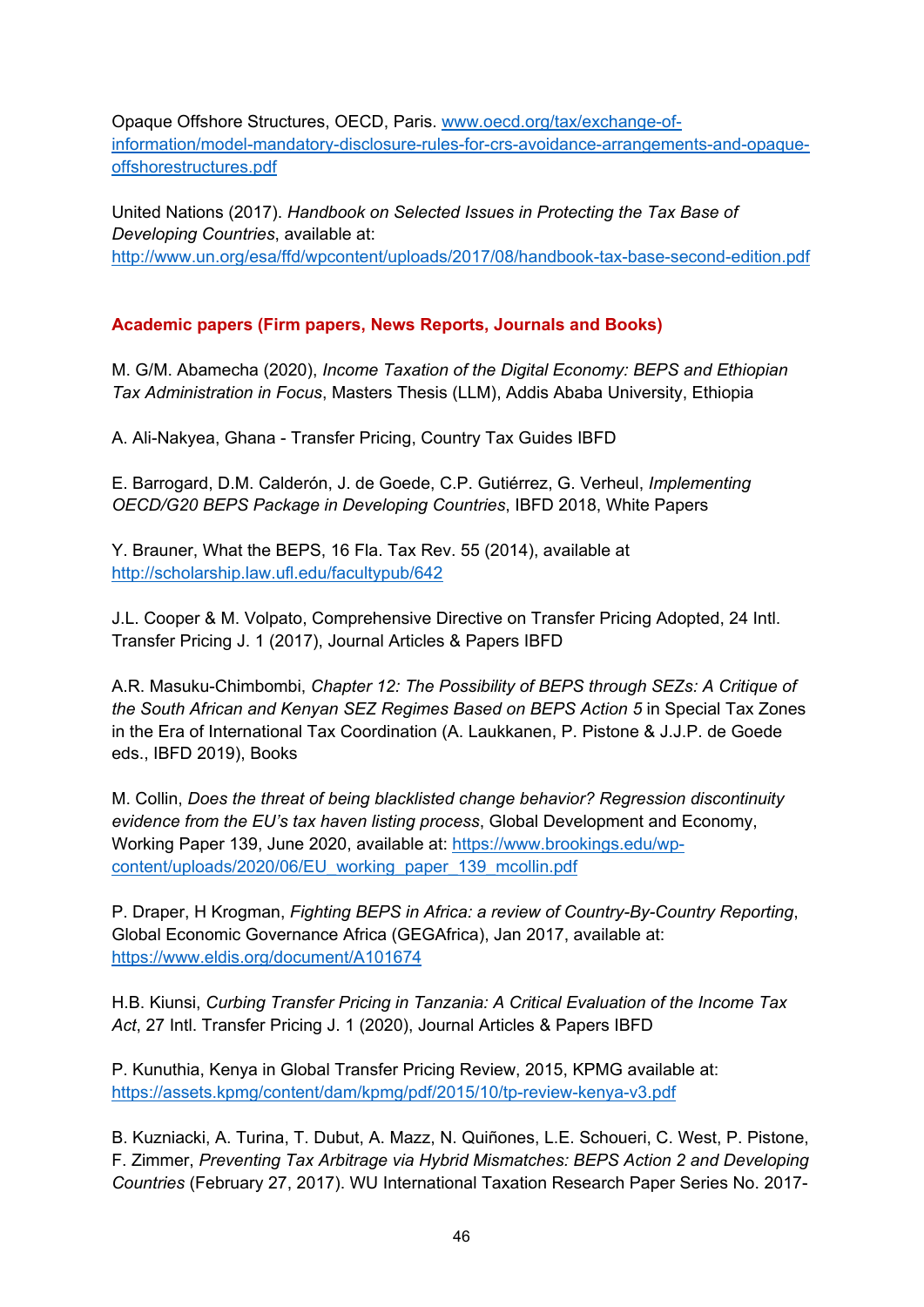Opaque Offshore Structures, OECD, Paris. [www.oecd.org/tax/exchange-of-information/model-mandatory-disclosure-rules-for-crs-avoidance-arrangements-and-opaque-offshorestructures.pdf](www.oecd.org/tax/exchange-of-information/model-mandatory-disclosure-rules-for-crs-avoidance-arrangements-and-opaque-offshorestructures.pdf)

United Nations (2017). *Handbook on Selected Issues in Protecting the Tax Base of Developing Countries*, available at: [http://www.un.org/esa/ffd/wpcontent/uploads/2017/08/handbook-tax-base-second-edition.pdf](http://www.un.org/esa/ffd/wpcontent/uploads/2017/08/handbook-tax-base-second-edition.pdf)

**Academic papers (Firm papers, News Reports, Journals and Books)**

M. G/M. Abamecha (2020), *Income Taxation of the Digital Economy: BEPS and Ethiopian Tax Administration in Focus*, Masters Thesis (LLM), Addis Ababa University, Ethiopia

A. Ali-Nakyea, Ghana - Transfer Pricing, Country Tax Guides IBFD

E. Barrogard, D.M. Calderón, J. de Goede, C.P. Gutiérrez, G. Verheul, *Implementing OECD/G20 BEPS Package in Developing Countries*, IBFD 2018, White Papers

Y. Brauner, What the BEPS, 16 Fla. Tax Rev. 55 (2014), available at [http://scholarship.law.ufl.edu/facultypub/642](http://scholarship.law.ufl.edu/facultypub/642)

J.L. Cooper & M. Volpato, Comprehensive Directive on Transfer Pricing Adopted, 24 Intl. Transfer Pricing J. 1 (2017), Journal Articles & Papers IBFD

A.R. Masuku-Chimbombi, *Chapter 12: The Possibility of BEPS through SEZs: A Critique of the South African and Kenyan SEZ Regimes Based on BEPS Action 5* in Special Tax Zones in the Era of International Tax Coordination (A. Laukkanen, P. Pistone & J.J.P. de Goede eds., IBFD 2019), Books

M. Collin, *Does the threat of being blacklisted change behavior? Regression discontinuity evidence from the EU's tax haven listing process*, Global Development and Economy, Working Paper 139, June 2020, available at: [https://www.brookings.edu/wp-content/uploads/2020/06/EU_working_paper_139_mcollin.pdf](https://www.brookings.edu/wp-content/uploads/2020/06/EU_working_paper_139_mcollin.pdf)

P. Draper, H Krogman, *Fighting BEPS in Africa: a review of Country-By-Country Reporting*, Global Economic Governance Africa (GEGAfrica), Jan 2017, available at: [https://www.eldis.org/document/A101674](https://www.eldis.org/document/A101674)

H.B. Kiunsi, *Curbing Transfer Pricing in Tanzania: A Critical Evaluation of the Income Tax Act*, 27 Intl. Transfer Pricing J. 1 (2020), Journal Articles & Papers IBFD

P. Kunuthia, Kenya in Global Transfer Pricing Review, 2015, KPMG available at: [https://assets.kpmg/content/dam/kpmg/pdf/2015/10/tp-review-kenya-v3.pdf](https://assets.kpmg/content/dam/kpmg/pdf/2015/10/tp-review-kenya-v3.pdf)

B. Kuzniacki, A. Turina, T. Dubut, A. Mazz, N. Quiñones, L.E. Schoueri, C. West, P. Pistone, F. Zimmer, *Preventing Tax Arbitrage via Hybrid Mismatches: BEPS Action 2 and Developing Countries* (February 27, 2017). WU International Taxation Research Paper Series No. 2017-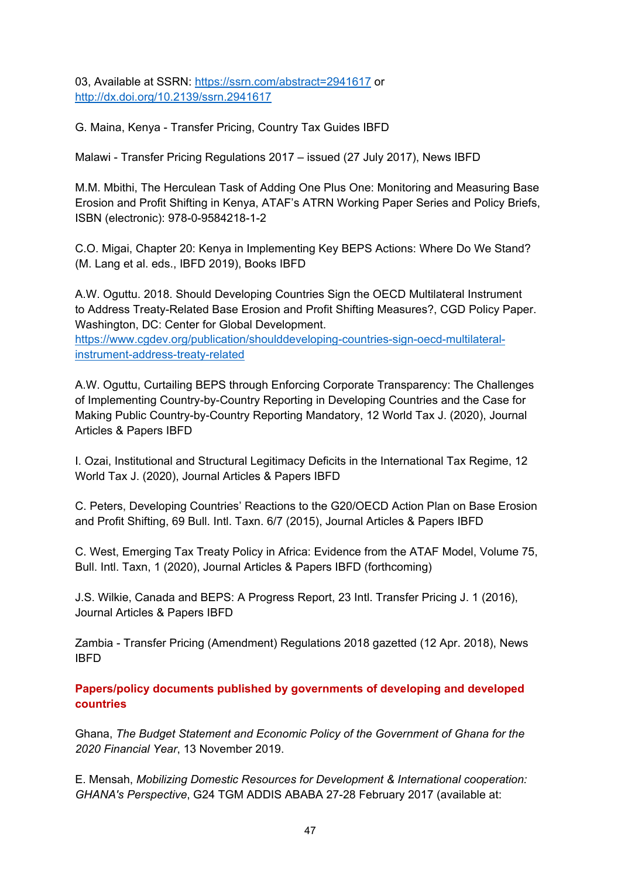03, Available at SSRN: https://ssrn.com/abstract=2941617 or http://dx.doi.org/10.2139/ssrn.2941617

G. Maina, Kenya - Transfer Pricing, Country Tax Guides IBFD

Malawi - Transfer Pricing Regulations 2017 – issued (27 July 2017), News IBFD

M.M. Mbithi, The Herculean Task of Adding One Plus One: Monitoring and Measuring Base Erosion and Profit Shifting in Kenya, ATAF's ATRN Working Paper Series and Policy Briefs, ISBN (electronic): 978-0-9584218-1-2

C.O. Migai, Chapter 20: Kenya in Implementing Key BEPS Actions: Where Do We Stand? (M. Lang et al. eds., IBFD 2019), Books IBFD

A.W. Oguttu. 2018. Should Developing Countries Sign the OECD Multilateral Instrument to Address Treaty-Related Base Erosion and Profit Shifting Measures?, CGD Policy Paper. Washington, DC: Center for Global Development. https://www.cgdev.org/publication/shoulddeveloping-countries-sign-oecd-multilateral-instrument-address-treaty-related

A.W. Oguttu, Curtailing BEPS through Enforcing Corporate Transparency: The Challenges of Implementing Country-by-Country Reporting in Developing Countries and the Case for Making Public Country-by-Country Reporting Mandatory, 12 World Tax J. (2020), Journal Articles & Papers IBFD

I. Ozai, Institutional and Structural Legitimacy Deficits in the International Tax Regime, 12 World Tax J. (2020), Journal Articles & Papers IBFD

C. Peters, Developing Countries' Reactions to the G20/OECD Action Plan on Base Erosion and Profit Shifting, 69 Bull. Intl. Taxn. 6/7 (2015), Journal Articles & Papers IBFD

C. West, Emerging Tax Treaty Policy in Africa: Evidence from the ATAF Model, Volume 75, Bull. Intl. Taxn, 1 (2020), Journal Articles & Papers IBFD (forthcoming)

J.S. Wilkie, Canada and BEPS: A Progress Report, 23 Intl. Transfer Pricing J. 1 (2016), Journal Articles & Papers IBFD

Zambia - Transfer Pricing (Amendment) Regulations 2018 gazetted (12 Apr. 2018), News IBFD

**Papers/policy documents published by governments of developing and developed countries**

Ghana, *The Budget Statement and Economic Policy of the Government of Ghana for the 2020 Financial Year*, 13 November 2019.

E. Mensah, *Mobilizing Domestic Resources for Development & International cooperation: GHANA's Perspective*, G24 TGM ADDIS ABABA 27-28 February 2017 (available at: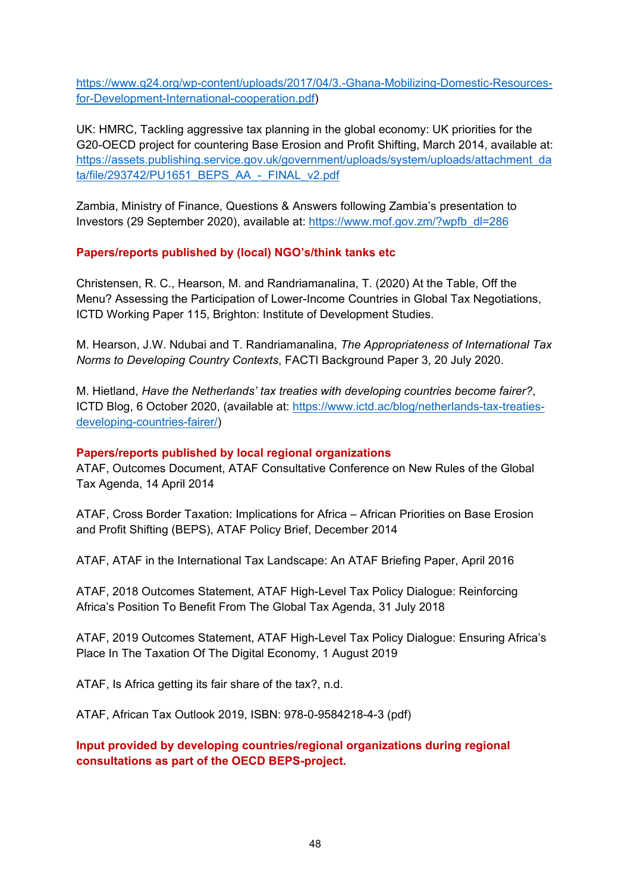https://www.g24.org/wp-content/uploads/2017/04/3.-Ghana-Mobilizing-Domestic-Resources-for-Development-International-cooperation.pdf)

UK: HMRC, Tackling aggressive tax planning in the global economy: UK priorities for the G20-OECD project for countering Base Erosion and Profit Shifting, March 2014, available at: https://assets.publishing.service.gov.uk/government/uploads/system/uploads/attachment_data/file/293742/PU1651_BEPS_AA_-_FINAL_v2.pdf

Zambia, Ministry of Finance, Questions & Answers following Zambia's presentation to Investors (29 September 2020), available at: https://www.mof.gov.zm/?wpfb_dl=286

**Papers/reports published by (local) NGO's/think tanks etc**

Christensen, R. C., Hearson, M. and Randriamanalina, T. (2020) At the Table, Off the Menu? Assessing the Participation of Lower-Income Countries in Global Tax Negotiations, ICTD Working Paper 115, Brighton: Institute of Development Studies.

M. Hearson, J.W. Ndubai and T. Randriamanalina, *The Appropriateness of International Tax Norms to Developing Country Contexts*, FACTI Background Paper 3, 20 July 2020.

M. Hietland, *Have the Netherlands' tax treaties with developing countries become fairer?*, ICTD Blog, 6 October 2020, (available at: https://www.ictd.ac/blog/netherlands-tax-treaties-developing-countries-fairer/)

**Papers/reports published by local regional organizations**

ATAF, Outcomes Document, ATAF Consultative Conference on New Rules of the Global Tax Agenda, 14 April 2014

ATAF, Cross Border Taxation: Implications for Africa – African Priorities on Base Erosion and Profit Shifting (BEPS), ATAF Policy Brief, December 2014

ATAF, ATAF in the International Tax Landscape: An ATAF Briefing Paper, April 2016

ATAF, 2018 Outcomes Statement, ATAF High-Level Tax Policy Dialogue: Reinforcing Africa's Position To Benefit From The Global Tax Agenda, 31 July 2018

ATAF, 2019 Outcomes Statement, ATAF High-Level Tax Policy Dialogue: Ensuring Africa's Place In The Taxation Of The Digital Economy, 1 August 2019

ATAF, Is Africa getting its fair share of the tax?, n.d.

ATAF, African Tax Outlook 2019, ISBN: 978-0-9584218-4-3 (pdf)

**Input provided by developing countries/regional organizations during regional consultations as part of the OECD BEPS-project.**